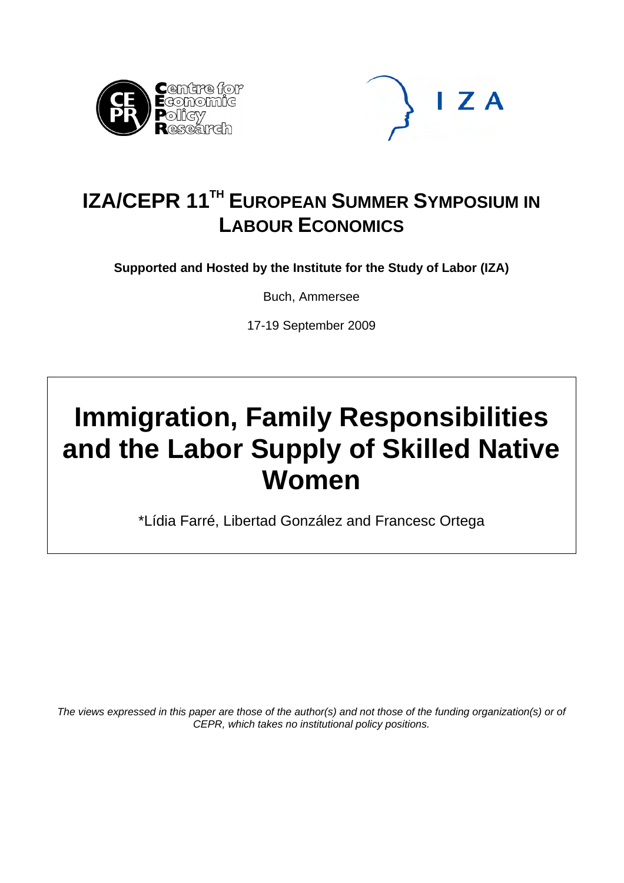# IZA/CEPR 11TH European Summer Symposium in Labour Economics

**Supported and Hosted by the Institute for the Study of Labor (IZA)**

Buch, Ammersee

17-19 September 2009

# Immigration, Family Responsibilities and the Labor Supply of Skilled Native Women

*Lídia Farré, Libertad González and Francesc Ortega

*The views expressed in this paper are those of the author(s) and not those of the funding organization(s) or of CEPR, which takes no institutional policy positions.*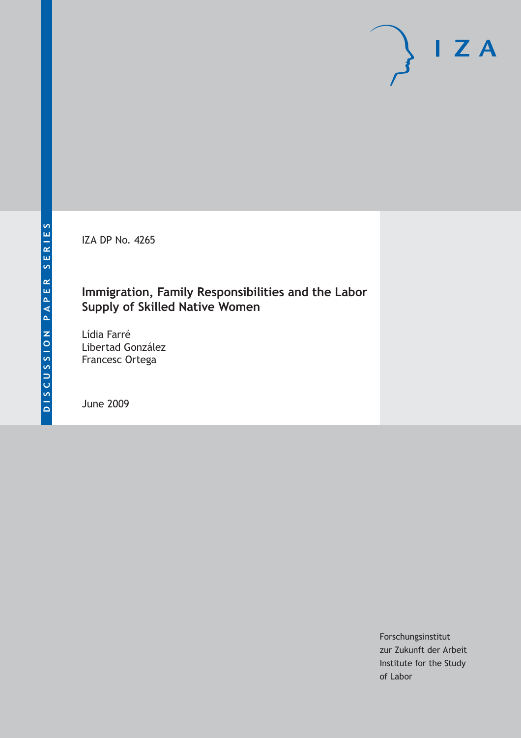DISCUSSION PAPER SERIES

IZA DP No. 4265

# Immigration, Family Responsibilities and the Labor Supply of Skilled Native Women

Lídia Farré

Libertad González

Francesc Ortega

June 2009

Forschungsinstitut
zur Zukunft der Arbeit
Institute for the Study
of Labor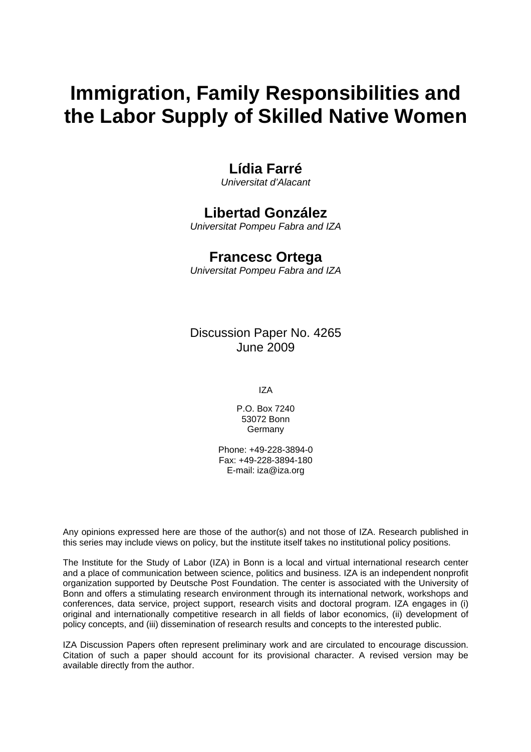# Immigration, Family Responsibilities and the Labor Supply of Skilled Native Women

**Lídia Farré**  
*Universitat d'Alacant*

**Libertad González**  
*Universitat Pompeu Fabra and IZA*

**Francesc Ortega**  
*Universitat Pompeu Fabra and IZA*

Discussion Paper No. 4265  
June 2009

IZA

P.O. Box 7240  
53072 Bonn  
Germany

Phone: +49-228-3894-0  
Fax: +49-228-3894-180  
E-mail: iza@iza.org

Any opinions expressed here are those of the author(s) and not those of IZA. Research published in this series may include views on policy, but the institute itself takes no institutional policy positions.

The Institute for the Study of Labor (IZA) in Bonn is a local and virtual international research center and a place of communication between science, politics and business. IZA is an independent nonprofit organization supported by Deutsche Post Foundation. The center is associated with the University of Bonn and offers a stimulating research environment through its international network, workshops and conferences, data service, project support, research visits and doctoral program. IZA engages in (i) original and internationally competitive research in all fields of labor economics, (ii) development of policy concepts, and (iii) dissemination of research results and concepts to the interested public.

IZA Discussion Papers often represent preliminary work and are circulated to encourage discussion. Citation of such a paper should account for its provisional character. A revised version may be available directly from the author.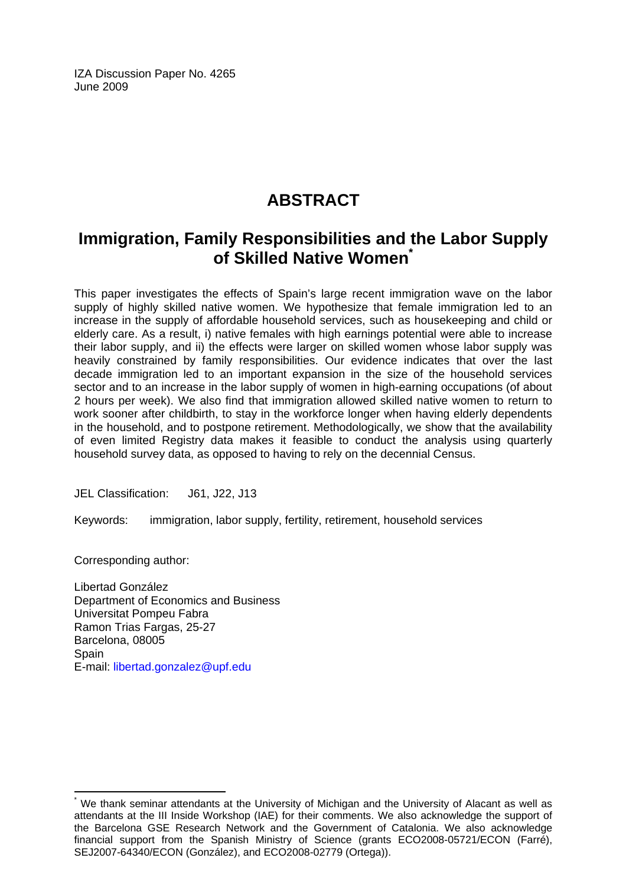IZA Discussion Paper No. 4265
June 2009

# ABSTRACT

## Immigration, Family Responsibilities and the Labor Supply of Skilled Native Women*

This paper investigates the effects of Spain's large recent immigration wave on the labor supply of highly skilled native women. We hypothesize that female immigration led to an increase in the supply of affordable household services, such as housekeeping and child or elderly care. As a result, i) native females with high earnings potential were able to increase their labor supply, and ii) the effects were larger on skilled women whose labor supply was heavily constrained by family responsibilities. Our evidence indicates that over the last decade immigration led to an important expansion in the size of the household services sector and to an increase in the labor supply of women in high-earning occupations (of about 2 hours per week). We also find that immigration allowed skilled native women to return to work sooner after childbirth, to stay in the workforce longer when having elderly dependents in the household, and to postpone retirement. Methodologically, we show that the availability of even limited Registry data makes it feasible to conduct the analysis using quarterly household survey data, as opposed to having to rely on the decennial Census.

JEL Classification: J61, J22, J13

Keywords: immigration, labor supply, fertility, retirement, household services

Corresponding author:

Libertad González
Department of Economics and Business
Universitat Pompeu Fabra
Ramon Trias Fargas, 25-27
Barcelona, 08005
Spain
E-mail: libertad.gonzalez@upf.edu

---

* We thank seminar attendants at the University of Michigan and the University of Alacant as well as attendants at the III Inside Workshop (IAE) for their comments. We also acknowledge the support of the Barcelona GSE Research Network and the Government of Catalonia. We also acknowledge financial support from the Spanish Ministry of Science (grants ECO2008-05721/ECON (Farré), SEJ2007-64340/ECON (González), and ECO2008-02779 (Ortega)).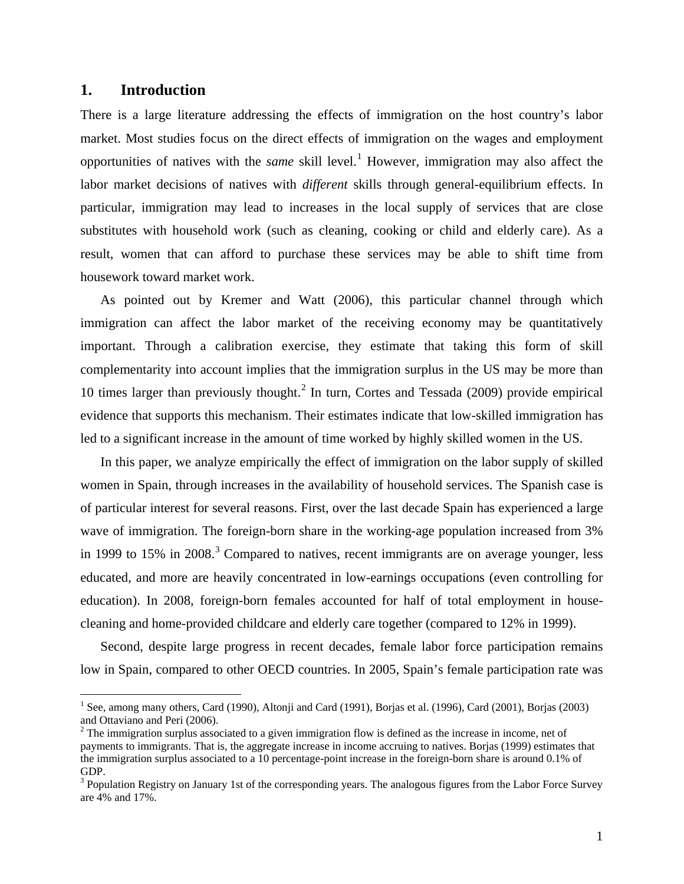## 1. Introduction

There is a large literature addressing the effects of immigration on the host country's labor market. Most studies focus on the direct effects of immigration on the wages and employment opportunities of natives with the *same* skill level.[1] However, immigration may also affect the labor market decisions of natives with *different* skills through general-equilibrium effects. In particular, immigration may lead to increases in the local supply of services that are close substitutes with household work (such as cleaning, cooking or child and elderly care). As a result, women that can afford to purchase these services may be able to shift time from housework toward market work.

As pointed out by Kremer and Watt (2006), this particular channel through which immigration can affect the labor market of the receiving economy may be quantitatively important. Through a calibration exercise, they estimate that taking this form of skill complementarity into account implies that the immigration surplus in the US may be more than 10 times larger than previously thought.[2] In turn, Cortes and Tessada (2009) provide empirical evidence that supports this mechanism. Their estimates indicate that low-skilled immigration has led to a significant increase in the amount of time worked by highly skilled women in the US.

In this paper, we analyze empirically the effect of immigration on the labor supply of skilled women in Spain, through increases in the availability of household services. The Spanish case is of particular interest for several reasons. First, over the last decade Spain has experienced a large wave of immigration. The foreign-born share in the working-age population increased from 3% in 1999 to 15% in 2008.[3] Compared to natives, recent immigrants are on average younger, less educated, and more are heavily concentrated in low-earnings occupations (even controlling for education). In 2008, foreign-born females accounted for half of total employment in house-cleaning and home-provided childcare and elderly care together (compared to 12% in 1999).

Second, despite large progress in recent decades, female labor force participation remains low in Spain, compared to other OECD countries. In 2005, Spain's female participation rate was

[1] See, among many others, Card (1990), Altonji and Card (1991), Borjas et al. (1996), Card (2001), Borjas (2003) and Ottaviano and Peri (2006).

[2] The immigration surplus associated to a given immigration flow is defined as the increase in income, net of payments to immigrants. That is, the aggregate increase in income accruing to natives. Borjas (1999) estimates that the immigration surplus associated to a 10 percentage-point increase in the foreign-born share is around 0.1% of GDP.

[3] Population Registry on January 1st of the corresponding years. The analogous figures from the Labor Force Survey are 4% and 17%.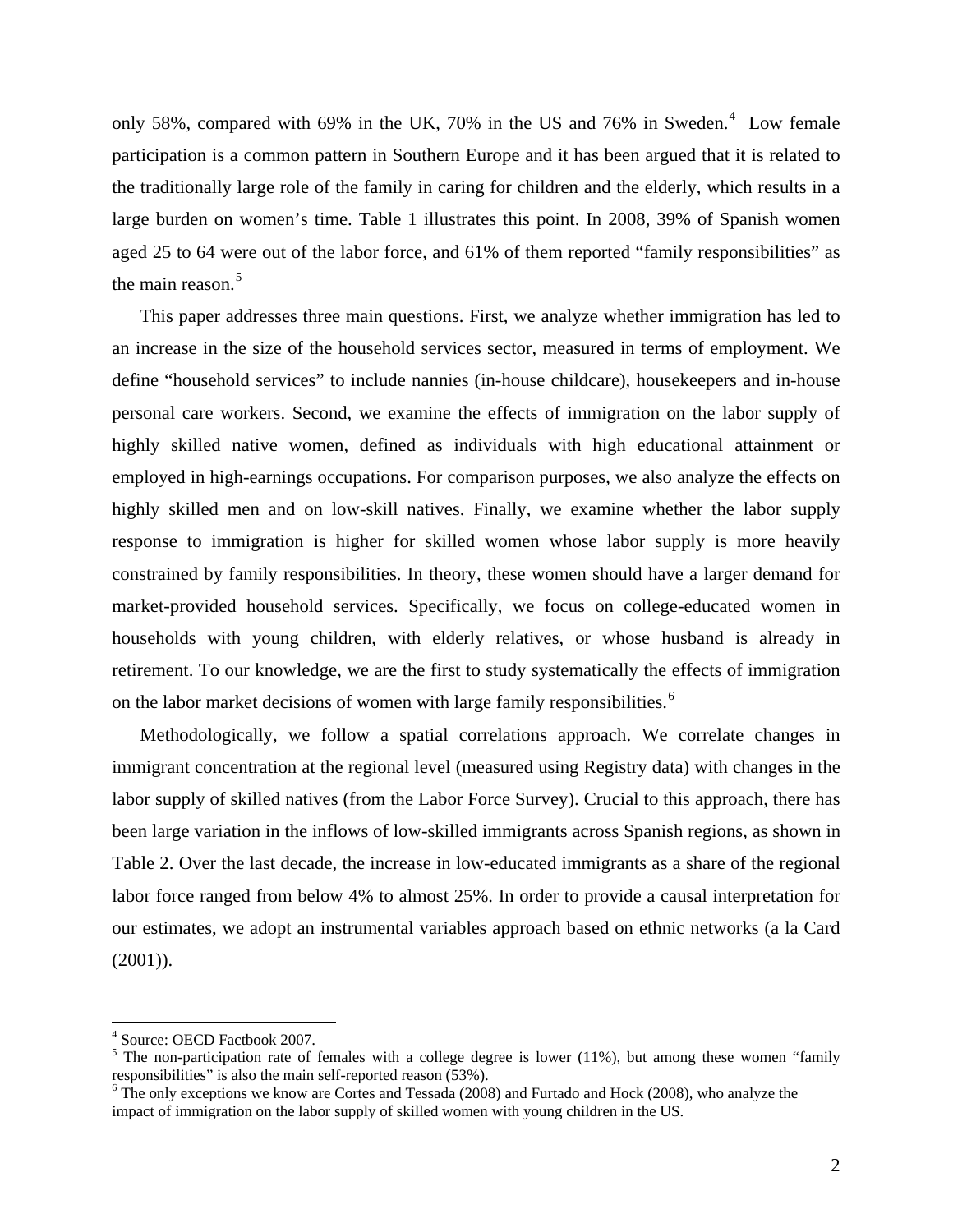only 58%, compared with 69% in the UK, 70% in the US and 76% in Sweden.[4] Low female participation is a common pattern in Southern Europe and it has been argued that it is related to the traditionally large role of the family in caring for children and the elderly, which results in a large burden on women's time. Table 1 illustrates this point. In 2008, 39% of Spanish women aged 25 to 64 were out of the labor force, and 61% of them reported "family responsibilities" as the main reason.[5]

This paper addresses three main questions. First, we analyze whether immigration has led to an increase in the size of the household services sector, measured in terms of employment. We define "household services" to include nannies (in-house childcare), housekeepers and in-house personal care workers. Second, we examine the effects of immigration on the labor supply of highly skilled native women, defined as individuals with high educational attainment or employed in high-earnings occupations. For comparison purposes, we also analyze the effects on highly skilled men and on low-skill natives. Finally, we examine whether the labor supply response to immigration is higher for skilled women whose labor supply is more heavily constrained by family responsibilities. In theory, these women should have a larger demand for market-provided household services. Specifically, we focus on college-educated women in households with young children, with elderly relatives, or whose husband is already in retirement. To our knowledge, we are the first to study systematically the effects of immigration on the labor market decisions of women with large family responsibilities.[6]

Methodologically, we follow a spatial correlations approach. We correlate changes in immigrant concentration at the regional level (measured using Registry data) with changes in the labor supply of skilled natives (from the Labor Force Survey). Crucial to this approach, there has been large variation in the inflows of low-skilled immigrants across Spanish regions, as shown in Table 2. Over the last decade, the increase in low-educated immigrants as a share of the regional labor force ranged from below 4% to almost 25%. In order to provide a causal interpretation for our estimates, we adopt an instrumental variables approach based on ethnic networks (a la Card (2001)).

---

[4] Source: OECD Factbook 2007.

[5] The non-participation rate of females with a college degree is lower (11%), but among these women "family responsibilities" is also the main self-reported reason (53%).

[6] The only exceptions we know are Cortes and Tessada (2008) and Furtado and Hock (2008), who analyze the impact of immigration on the labor supply of skilled women with young children in the US.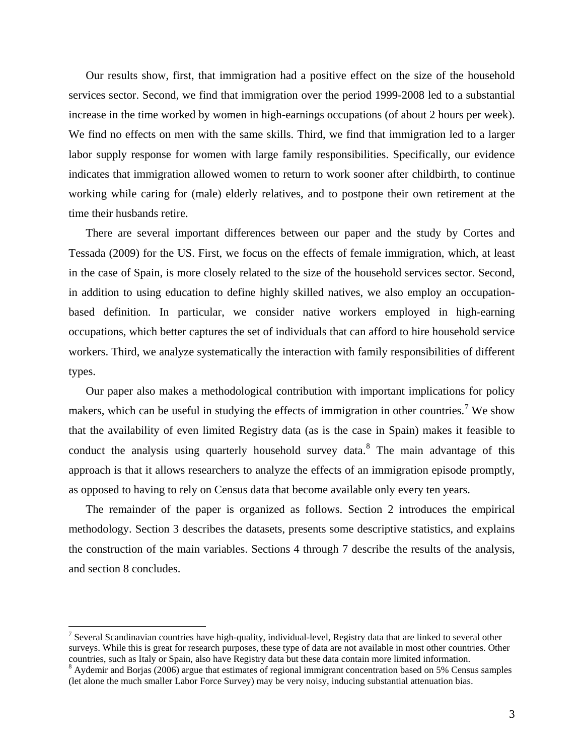Our results show, first, that immigration had a positive effect on the size of the household services sector. Second, we find that immigration over the period 1999-2008 led to a substantial increase in the time worked by women in high-earnings occupations (of about 2 hours per week). We find no effects on men with the same skills. Third, we find that immigration led to a larger labor supply response for women with large family responsibilities. Specifically, our evidence indicates that immigration allowed women to return to work sooner after childbirth, to continue working while caring for (male) elderly relatives, and to postpone their own retirement at the time their husbands retire.

There are several important differences between our paper and the study by Cortes and Tessada (2009) for the US. First, we focus on the effects of female immigration, which, at least in the case of Spain, is more closely related to the size of the household services sector. Second, in addition to using education to define highly skilled natives, we also employ an occupation-based definition. In particular, we consider native workers employed in high-earning occupations, which better captures the set of individuals that can afford to hire household service workers. Third, we analyze systematically the interaction with family responsibilities of different types.

Our paper also makes a methodological contribution with important implications for policy makers, which can be useful in studying the effects of immigration in other countries.[7] We show that the availability of even limited Registry data (as is the case in Spain) makes it feasible to conduct the analysis using quarterly household survey data.[8] The main advantage of this approach is that it allows researchers to analyze the effects of an immigration episode promptly, as opposed to having to rely on Census data that become available only every ten years.

The remainder of the paper is organized as follows. Section 2 introduces the empirical methodology. Section 3 describes the datasets, presents some descriptive statistics, and explains the construction of the main variables. Sections 4 through 7 describe the results of the analysis, and section 8 concludes.

---

[7] Several Scandinavian countries have high-quality, individual-level, Registry data that are linked to several other surveys. While this is great for research purposes, these type of data are not available in most other countries. Other countries, such as Italy or Spain, also have Registry data but these data contain more limited information.

[8] Aydemir and Borjas (2006) argue that estimates of regional immigrant concentration based on 5% Census samples (let alone the much smaller Labor Force Survey) may be very noisy, inducing substantial attenuation bias.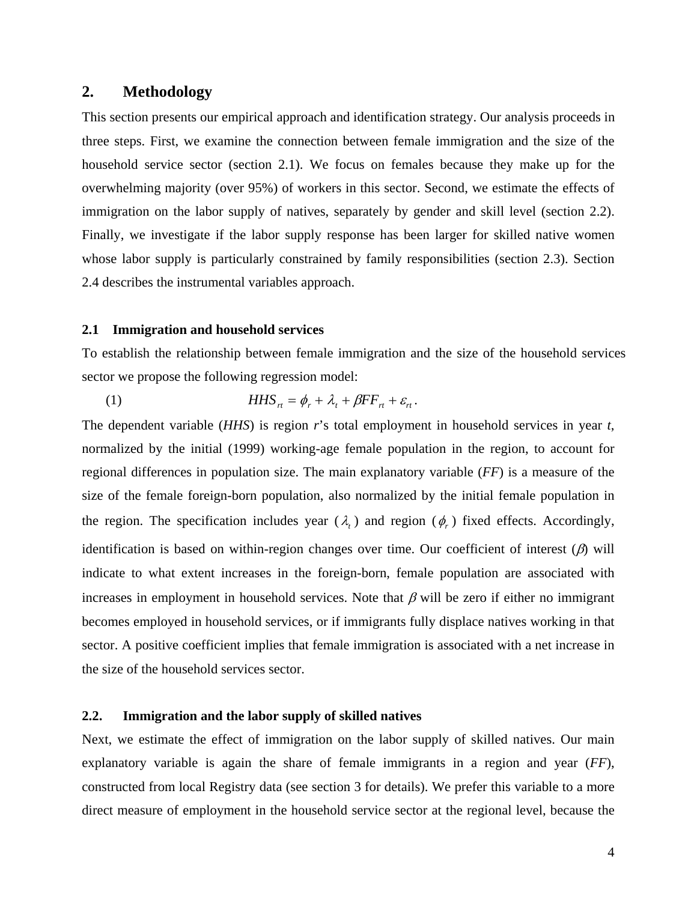## 2. Methodology

This section presents our empirical approach and identification strategy. Our analysis proceeds in three steps. First, we examine the connection between female immigration and the size of the household service sector (section 2.1). We focus on females because they make up for the overwhelming majority (over 95%) of workers in this sector. Second, we estimate the effects of immigration on the labor supply of natives, separately by gender and skill level (section 2.2). Finally, we investigate if the labor supply response has been larger for skilled native women whose labor supply is particularly constrained by family responsibilities (section 2.3). Section 2.4 describes the instrumental variables approach.

### 2.1 Immigration and household services

To establish the relationship between female immigration and the size of the household services sector we propose the following regression model:

$$HHS_{rt} = \phi_r + \lambda_t + \beta FF_{rt} + \varepsilon_{rt} . \tag{1}$$

The dependent variable (*HHS*) is region *r*'s total employment in household services in year *t*, normalized by the initial (1999) working-age female population in the region, to account for regional differences in population size. The main explanatory variable (*FF*) is a measure of the size of the female foreign-born population, also normalized by the initial female population in the region. The specification includes year ($\lambda_t$) and region ($\phi_r$) fixed effects. Accordingly, identification is based on within-region changes over time. Our coefficient of interest ($\beta$) will indicate to what extent increases in the foreign-born, female population are associated with increases in employment in household services. Note that $\beta$ will be zero if either no immigrant becomes employed in household services, or if immigrants fully displace natives working in that sector. A positive coefficient implies that female immigration is associated with a net increase in the size of the household services sector.

### 2.2. Immigration and the labor supply of skilled natives

Next, we estimate the effect of immigration on the labor supply of skilled natives. Our main explanatory variable is again the share of female immigrants in a region and year (*FF*), constructed from local Registry data (see section 3 for details). We prefer this variable to a more direct measure of employment in the household service sector at the regional level, because the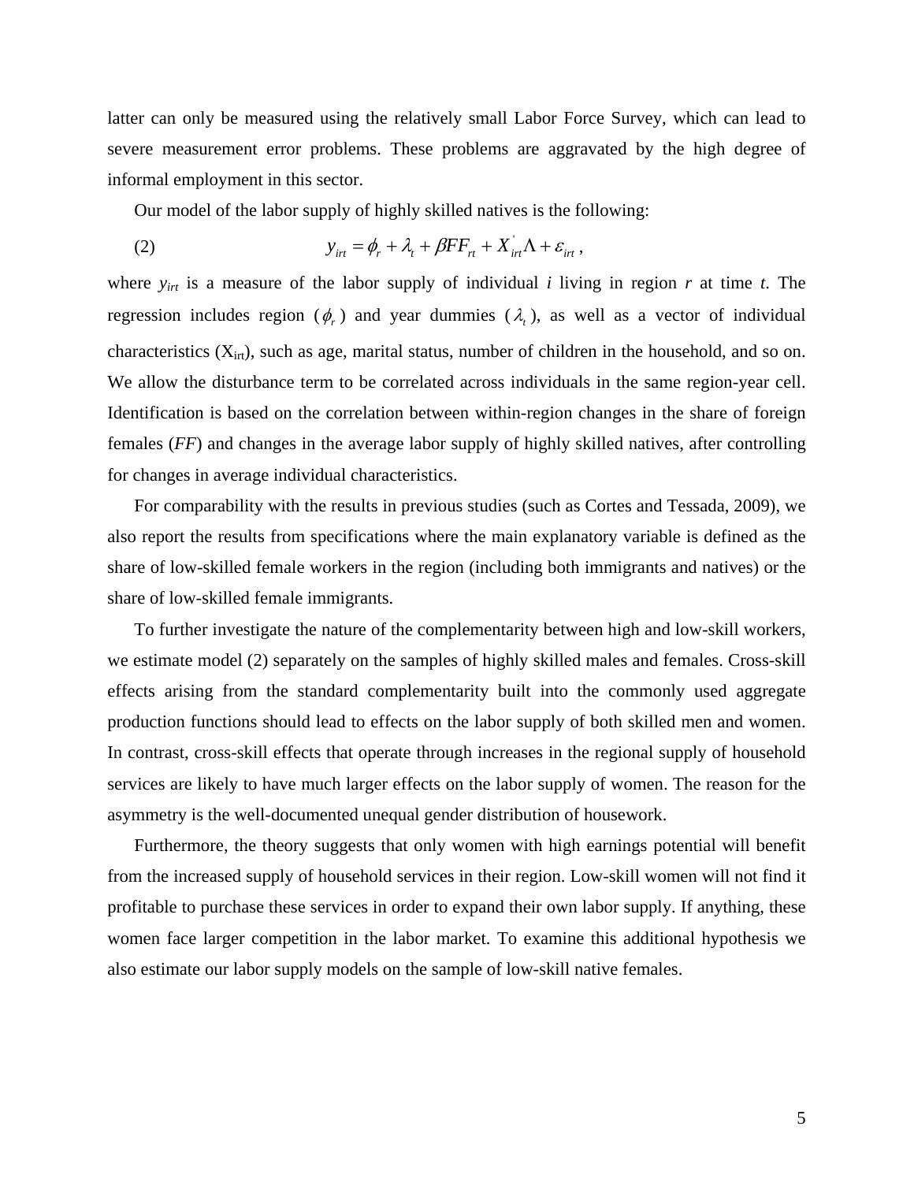latter can only be measured using the relatively small Labor Force Survey, which can lead to severe measurement error problems. These problems are aggravated by the high degree of informal employment in this sector.

Our model of the labor supply of highly skilled natives is the following:

$$y_{irt} = \phi_r + \lambda_t + \beta FF_{rt} + X'_{irt}\Lambda + \varepsilon_{irt}\,, \tag{2}$$

where $y_{irt}$ is a measure of the labor supply of individual *i* living in region *r* at time *t*. The regression includes region ($\phi_r$) and year dummies ($\lambda_t$), as well as a vector of individual characteristics ($X_{irt}$), such as age, marital status, number of children in the household, and so on. We allow the disturbance term to be correlated across individuals in the same region-year cell. Identification is based on the correlation between within-region changes in the share of foreign females (*FF*) and changes in the average labor supply of highly skilled natives, after controlling for changes in average individual characteristics.

For comparability with the results in previous studies (such as Cortes and Tessada, 2009), we also report the results from specifications where the main explanatory variable is defined as the share of low-skilled female workers in the region (including both immigrants and natives) or the share of low-skilled female immigrants.

To further investigate the nature of the complementarity between high and low-skill workers, we estimate model (2) separately on the samples of highly skilled males and females. Cross-skill effects arising from the standard complementarity built into the commonly used aggregate production functions should lead to effects on the labor supply of both skilled men and women. In contrast, cross-skill effects that operate through increases in the regional supply of household services are likely to have much larger effects on the labor supply of women. The reason for the asymmetry is the well-documented unequal gender distribution of housework.

Furthermore, the theory suggests that only women with high earnings potential will benefit from the increased supply of household services in their region. Low-skill women will not find it profitable to purchase these services in order to expand their own labor supply. If anything, these women face larger competition in the labor market. To examine this additional hypothesis we also estimate our labor supply models on the sample of low-skill native females.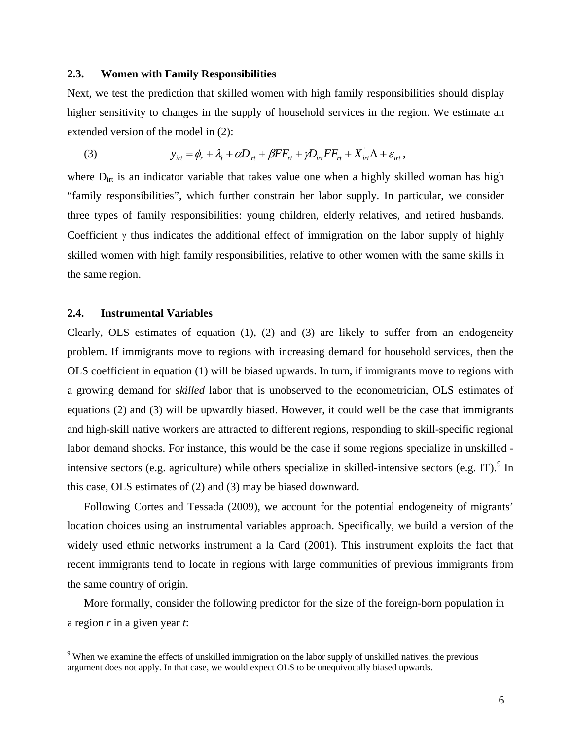### 2.3. Women with Family Responsibilities

Next, we test the prediction that skilled women with high family responsibilities should display higher sensitivity to changes in the supply of household services in the region. We estimate an extended version of the model in (2):

$$y_{irt} = \phi_r + \lambda_t + \alpha D_{irt} + \beta FF_{rt} + \gamma D_{irt} FF_{rt} + X_{irt}^{'} \Lambda + \varepsilon_{irt}\,, \quad (3)$$

where $D_{irt}$ is an indicator variable that takes value one when a highly skilled woman has high "family responsibilities", which further constrain her labor supply. In particular, we consider three types of family responsibilities: young children, elderly relatives, and retired husbands. Coefficient $\gamma$ thus indicates the additional effect of immigration on the labor supply of highly skilled women with high family responsibilities, relative to other women with the same skills in the same region.

### 2.4. Instrumental Variables

Clearly, OLS estimates of equation (1), (2) and (3) are likely to suffer from an endogeneity problem. If immigrants move to regions with increasing demand for household services, then the OLS coefficient in equation (1) will be biased upwards. In turn, if immigrants move to regions with a growing demand for *skilled* labor that is unobserved to the econometrician, OLS estimates of equations (2) and (3) will be upwardly biased. However, it could well be the case that immigrants and high-skill native workers are attracted to different regions, responding to skill-specific regional labor demand shocks. For instance, this would be the case if some regions specialize in unskilled - intensive sectors (e.g. agriculture) while others specialize in skilled-intensive sectors (e.g. IT).[9] In this case, OLS estimates of (2) and (3) may be biased downward.

Following Cortes and Tessada (2009), we account for the potential endogeneity of migrants' location choices using an instrumental variables approach. Specifically, we build a version of the widely used ethnic networks instrument a la Card (2001). This instrument exploits the fact that recent immigrants tend to locate in regions with large communities of previous immigrants from the same country of origin.

More formally, consider the following predictor for the size of the foreign-born population in a region *r* in a given year *t*:

[9] When we examine the effects of unskilled immigration on the labor supply of unskilled natives, the previous argument does not apply. In that case, we would expect OLS to be unequivocally biased upwards.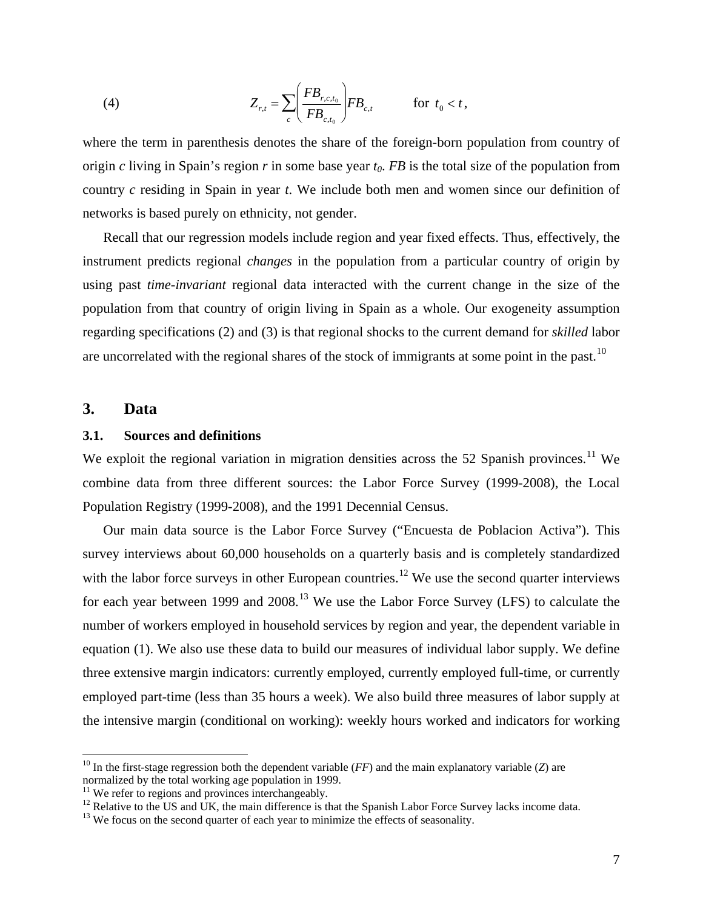$$(4) \qquad Z_{r,t} = \sum_{c} \left( \frac{FB_{r,c,t_0}}{FB_{c,t_0}} \right) FB_{c,t} \qquad \text{for } t_0 < t,$$

where the term in parenthesis denotes the share of the foreign-born population from country of origin *c* living in Spain's region *r* in some base year $t_0$. *FB* is the total size of the population from country *c* residing in Spain in year *t*. We include both men and women since our definition of networks is based purely on ethnicity, not gender.

Recall that our regression models include region and year fixed effects. Thus, effectively, the instrument predicts regional *changes* in the population from a particular country of origin by using past *time-invariant* regional data interacted with the current change in the size of the population from that country of origin living in Spain as a whole. Our exogeneity assumption regarding specifications (2) and (3) is that regional shocks to the current demand for *skilled* labor are uncorrelated with the regional shares of the stock of immigrants at some point in the past.[10]

## 3. Data

### 3.1. Sources and definitions

We exploit the regional variation in migration densities across the 52 Spanish provinces.[11] We combine data from three different sources: the Labor Force Survey (1999-2008), the Local Population Registry (1999-2008), and the 1991 Decennial Census.

Our main data source is the Labor Force Survey ("Encuesta de Poblacion Activa"). This survey interviews about 60,000 households on a quarterly basis and is completely standardized with the labor force surveys in other European countries.[12] We use the second quarter interviews for each year between 1999 and 2008.[13] We use the Labor Force Survey (LFS) to calculate the number of workers employed in household services by region and year, the dependent variable in equation (1). We also use these data to build our measures of individual labor supply. We define three extensive margin indicators: currently employed, currently employed full-time, or currently employed part-time (less than 35 hours a week). We also build three measures of labor supply at the intensive margin (conditional on working): weekly hours worked and indicators for working

[10] In the first-stage regression both the dependent variable (*FF*) and the main explanatory variable (*Z*) are normalized by the total working age population in 1999.

[11] We refer to regions and provinces interchangeably.

[12] Relative to the US and UK, the main difference is that the Spanish Labor Force Survey lacks income data.

[13] We focus on the second quarter of each year to minimize the effects of seasonality.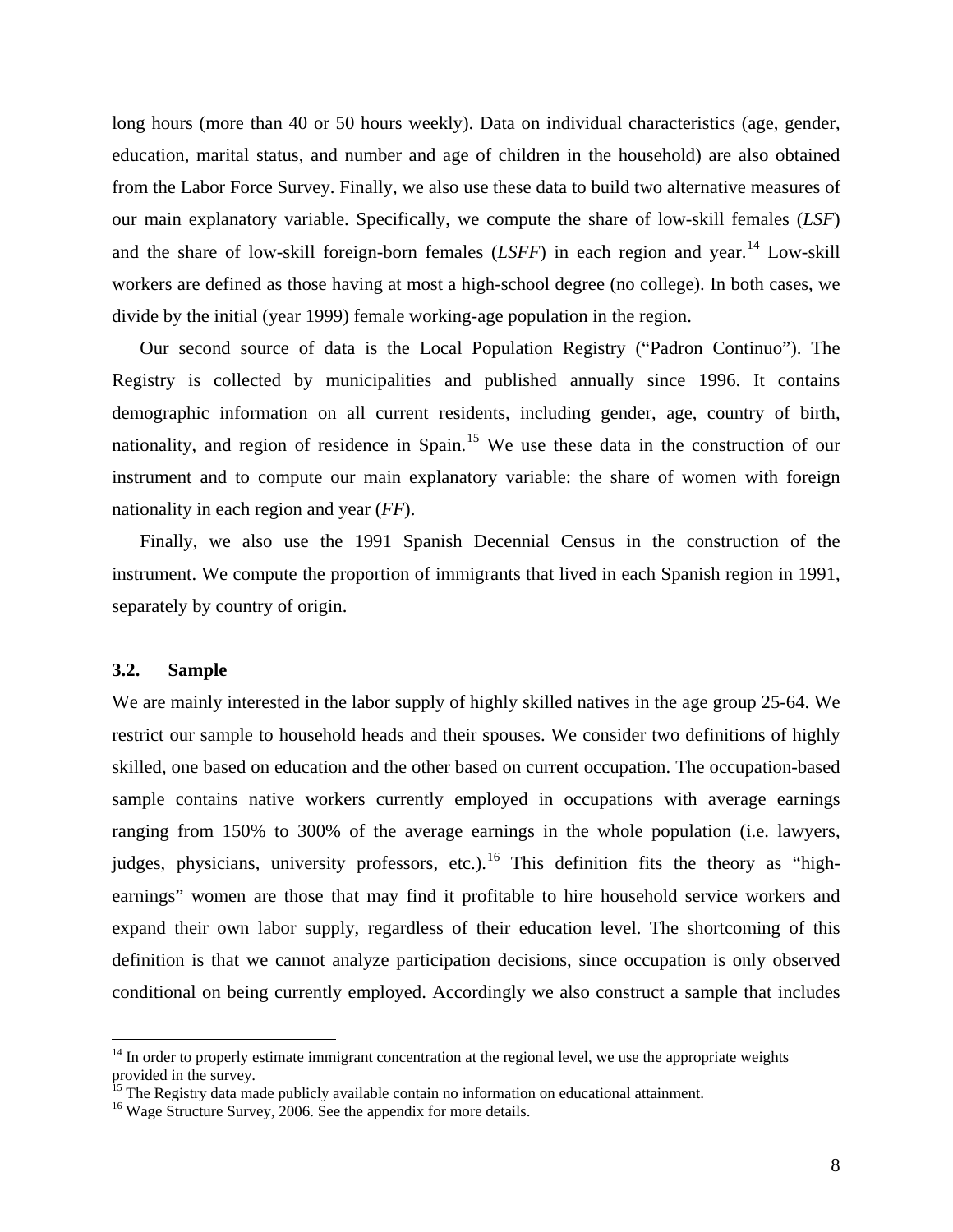long hours (more than 40 or 50 hours weekly). Data on individual characteristics (age, gender, education, marital status, and number and age of children in the household) are also obtained from the Labor Force Survey. Finally, we also use these data to build two alternative measures of our main explanatory variable. Specifically, we compute the share of low-skill females (*LSF*) and the share of low-skill foreign-born females (*LSFF*) in each region and year.[14] Low-skill workers are defined as those having at most a high-school degree (no college). In both cases, we divide by the initial (year 1999) female working-age population in the region.

Our second source of data is the Local Population Registry ("Padron Continuo"). The Registry is collected by municipalities and published annually since 1996. It contains demographic information on all current residents, including gender, age, country of birth, nationality, and region of residence in Spain.[15] We use these data in the construction of our instrument and to compute our main explanatory variable: the share of women with foreign nationality in each region and year (*FF*).

Finally, we also use the 1991 Spanish Decennial Census in the construction of the instrument. We compute the proportion of immigrants that lived in each Spanish region in 1991, separately by country of origin.

### 3.2. Sample

We are mainly interested in the labor supply of highly skilled natives in the age group 25-64. We restrict our sample to household heads and their spouses. We consider two definitions of highly skilled, one based on education and the other based on current occupation. The occupation-based sample contains native workers currently employed in occupations with average earnings ranging from 150% to 300% of the average earnings in the whole population (i.e. lawyers, judges, physicians, university professors, etc.).[16] This definition fits the theory as "high-earnings" women are those that may find it profitable to hire household service workers and expand their own labor supply, regardless of their education level. The shortcoming of this definition is that we cannot analyze participation decisions, since occupation is only observed conditional on being currently employed. Accordingly we also construct a sample that includes

---

[14] In order to properly estimate immigrant concentration at the regional level, we use the appropriate weights provided in the survey.

[15] The Registry data made publicly available contain no information on educational attainment.

[16] Wage Structure Survey, 2006. See the appendix for more details.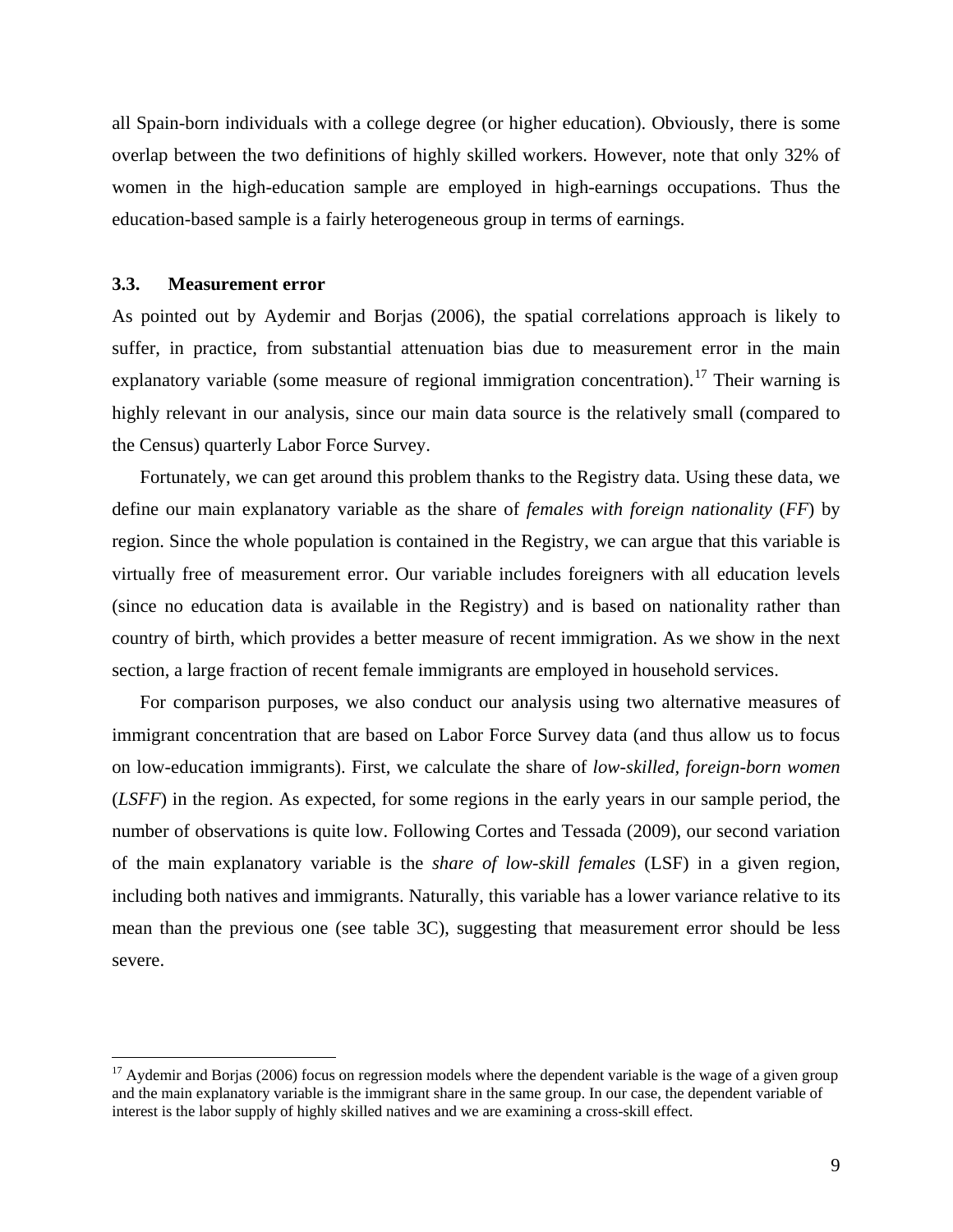all Spain-born individuals with a college degree (or higher education). Obviously, there is some overlap between the two definitions of highly skilled workers. However, note that only 32% of women in the high-education sample are employed in high-earnings occupations. Thus the education-based sample is a fairly heterogeneous group in terms of earnings.

### 3.3. Measurement error

As pointed out by Aydemir and Borjas (2006), the spatial correlations approach is likely to suffer, in practice, from substantial attenuation bias due to measurement error in the main explanatory variable (some measure of regional immigration concentration).[17] Their warning is highly relevant in our analysis, since our main data source is the relatively small (compared to the Census) quarterly Labor Force Survey.

Fortunately, we can get around this problem thanks to the Registry data. Using these data, we define our main explanatory variable as the share of *females with foreign nationality* (*FF*) by region. Since the whole population is contained in the Registry, we can argue that this variable is virtually free of measurement error. Our variable includes foreigners with all education levels (since no education data is available in the Registry) and is based on nationality rather than country of birth, which provides a better measure of recent immigration. As we show in the next section, a large fraction of recent female immigrants are employed in household services.

For comparison purposes, we also conduct our analysis using two alternative measures of immigrant concentration that are based on Labor Force Survey data (and thus allow us to focus on low-education immigrants). First, we calculate the share of *low-skilled, foreign-born women* (*LSFF*) in the region. As expected, for some regions in the early years in our sample period, the number of observations is quite low. Following Cortes and Tessada (2009), our second variation of the main explanatory variable is the *share of low-skill females* (LSF) in a given region, including both natives and immigrants. Naturally, this variable has a lower variance relative to its mean than the previous one (see table 3C), suggesting that measurement error should be less severe.

---

[17] Aydemir and Borjas (2006) focus on regression models where the dependent variable is the wage of a given group and the main explanatory variable is the immigrant share in the same group. In our case, the dependent variable of interest is the labor supply of highly skilled natives and we are examining a cross-skill effect.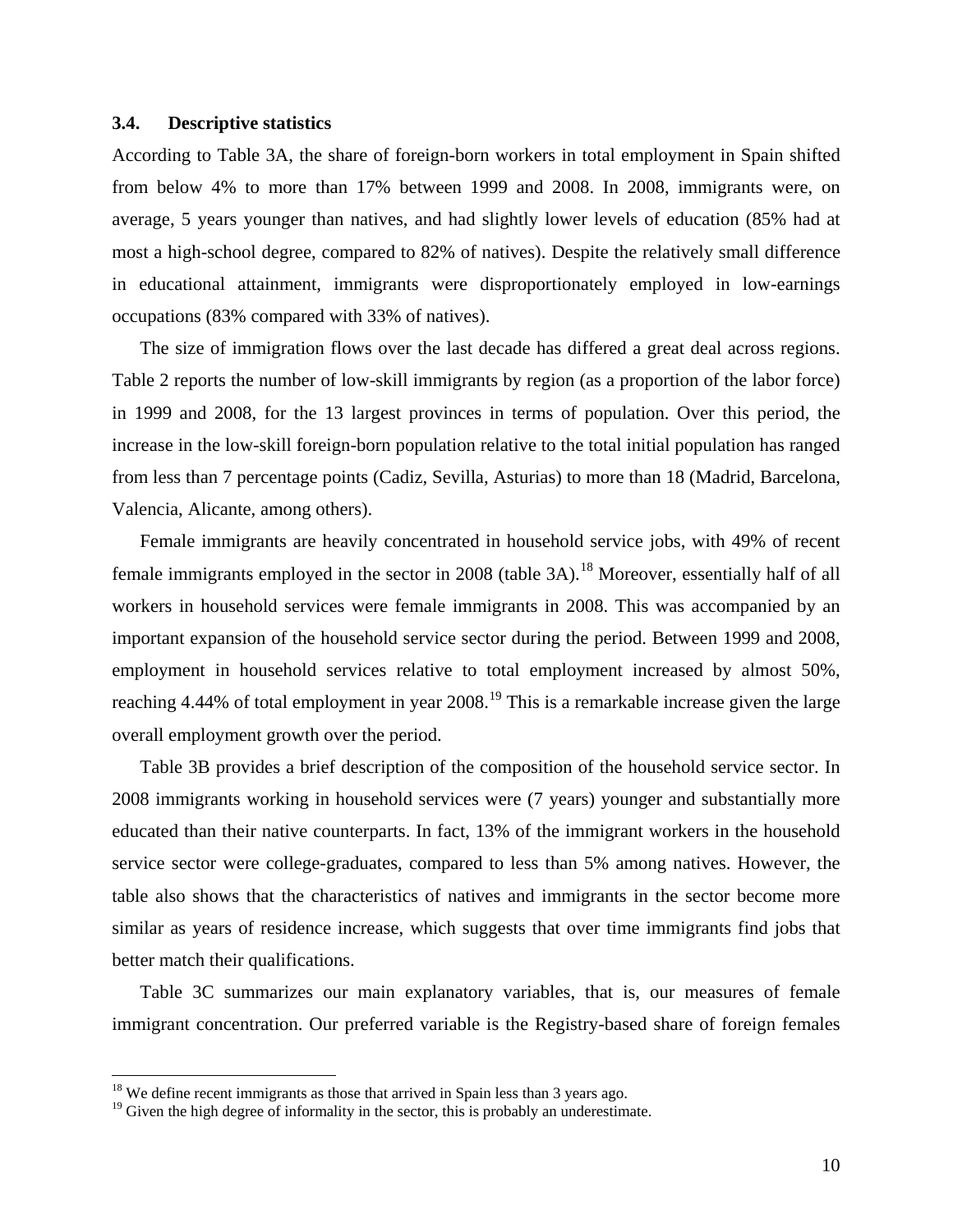### 3.4. Descriptive statistics

According to Table 3A, the share of foreign-born workers in total employment in Spain shifted from below 4% to more than 17% between 1999 and 2008. In 2008, immigrants were, on average, 5 years younger than natives, and had slightly lower levels of education (85% had at most a high-school degree, compared to 82% of natives). Despite the relatively small difference in educational attainment, immigrants were disproportionately employed in low-earnings occupations (83% compared with 33% of natives).

The size of immigration flows over the last decade has differed a great deal across regions. Table 2 reports the number of low-skill immigrants by region (as a proportion of the labor force) in 1999 and 2008, for the 13 largest provinces in terms of population. Over this period, the increase in the low-skill foreign-born population relative to the total initial population has ranged from less than 7 percentage points (Cadiz, Sevilla, Asturias) to more than 18 (Madrid, Barcelona, Valencia, Alicante, among others).

Female immigrants are heavily concentrated in household service jobs, with 49% of recent female immigrants employed in the sector in 2008 (table 3A).[18] Moreover, essentially half of all workers in household services were female immigrants in 2008. This was accompanied by an important expansion of the household service sector during the period. Between 1999 and 2008, employment in household services relative to total employment increased by almost 50%, reaching 4.44% of total employment in year 2008.[19] This is a remarkable increase given the large overall employment growth over the period.

Table 3B provides a brief description of the composition of the household service sector. In 2008 immigrants working in household services were (7 years) younger and substantially more educated than their native counterparts. In fact, 13% of the immigrant workers in the household service sector were college-graduates, compared to less than 5% among natives. However, the table also shows that the characteristics of natives and immigrants in the sector become more similar as years of residence increase, which suggests that over time immigrants find jobs that better match their qualifications.

Table 3C summarizes our main explanatory variables, that is, our measures of female immigrant concentration. Our preferred variable is the Registry-based share of foreign females

[18] We define recent immigrants as those that arrived in Spain less than 3 years ago.

[19] Given the high degree of informality in the sector, this is probably an underestimate.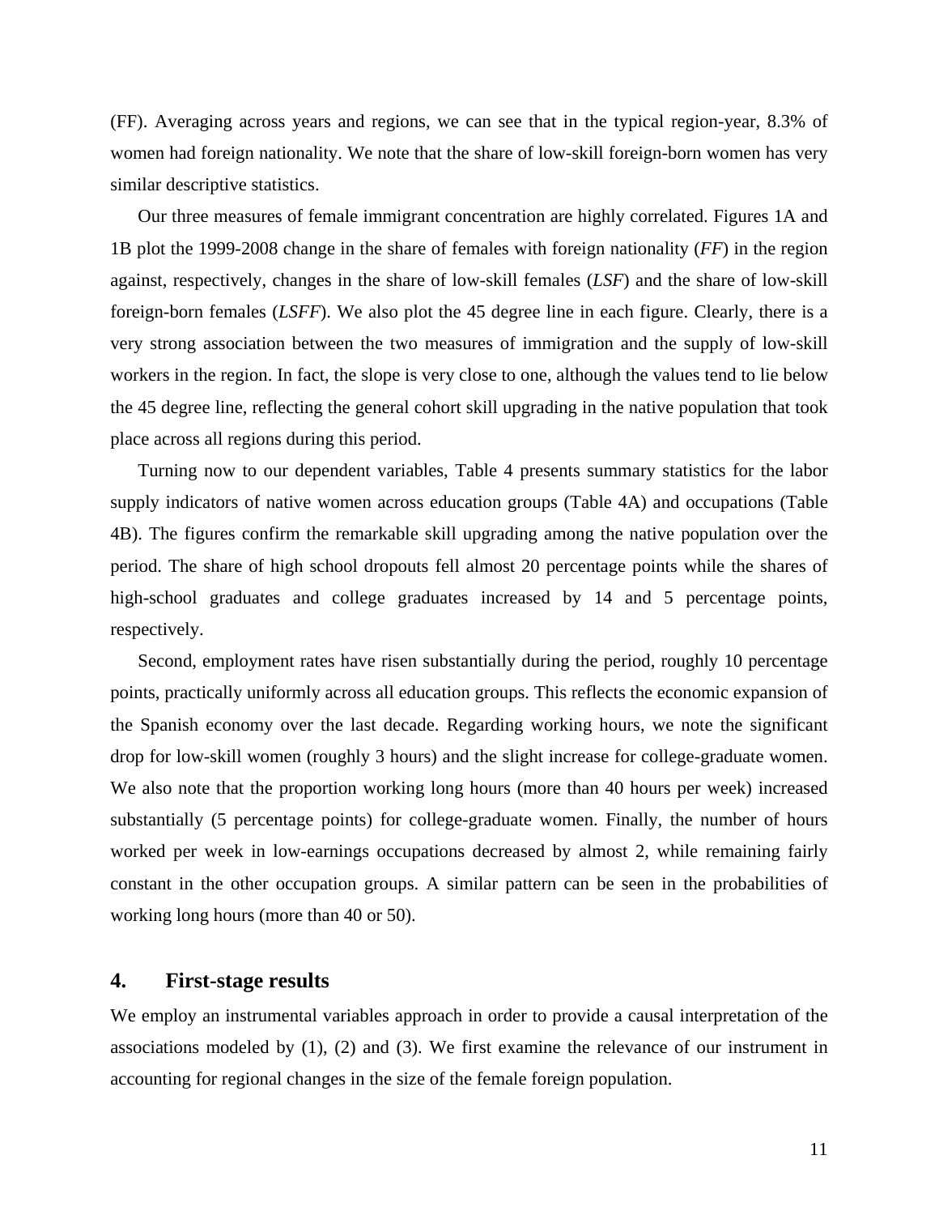(FF). Averaging across years and regions, we can see that in the typical region-year, 8.3% of women had foreign nationality. We note that the share of low-skill foreign-born women has very similar descriptive statistics.

Our three measures of female immigrant concentration are highly correlated. Figures 1A and 1B plot the 1999-2008 change in the share of females with foreign nationality (*FF*) in the region against, respectively, changes in the share of low-skill females (*LSF*) and the share of low-skill foreign-born females (*LSFF*). We also plot the 45 degree line in each figure. Clearly, there is a very strong association between the two measures of immigration and the supply of low-skill workers in the region. In fact, the slope is very close to one, although the values tend to lie below the 45 degree line, reflecting the general cohort skill upgrading in the native population that took place across all regions during this period.

Turning now to our dependent variables, Table 4 presents summary statistics for the labor supply indicators of native women across education groups (Table 4A) and occupations (Table 4B). The figures confirm the remarkable skill upgrading among the native population over the period. The share of high school dropouts fell almost 20 percentage points while the shares of high-school graduates and college graduates increased by 14 and 5 percentage points, respectively.

Second, employment rates have risen substantially during the period, roughly 10 percentage points, practically uniformly across all education groups. This reflects the economic expansion of the Spanish economy over the last decade. Regarding working hours, we note the significant drop for low-skill women (roughly 3 hours) and the slight increase for college-graduate women. We also note that the proportion working long hours (more than 40 hours per week) increased substantially (5 percentage points) for college-graduate women. Finally, the number of hours worked per week in low-earnings occupations decreased by almost 2, while remaining fairly constant in the other occupation groups. A similar pattern can be seen in the probabilities of working long hours (more than 40 or 50).

## 4. First-stage results

We employ an instrumental variables approach in order to provide a causal interpretation of the associations modeled by (1), (2) and (3). We first examine the relevance of our instrument in accounting for regional changes in the size of the female foreign population.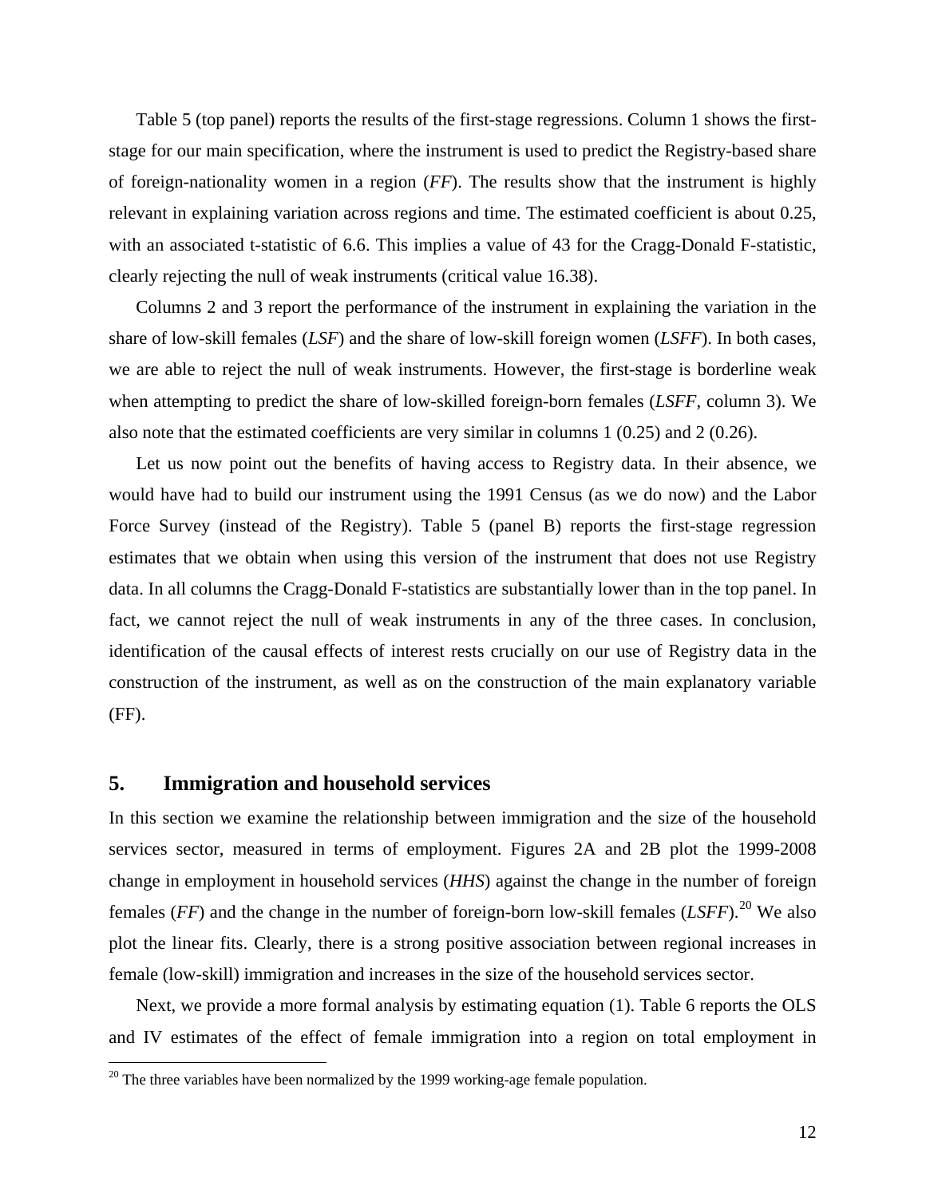Table 5 (top panel) reports the results of the first-stage regressions. Column 1 shows the first-stage for our main specification, where the instrument is used to predict the Registry-based share of foreign-nationality women in a region (*FF*). The results show that the instrument is highly relevant in explaining variation across regions and time. The estimated coefficient is about 0.25, with an associated t-statistic of 6.6. This implies a value of 43 for the Cragg-Donald F-statistic, clearly rejecting the null of weak instruments (critical value 16.38).

Columns 2 and 3 report the performance of the instrument in explaining the variation in the share of low-skill females (*LSF*) and the share of low-skill foreign women (*LSFF*). In both cases, we are able to reject the null of weak instruments. However, the first-stage is borderline weak when attempting to predict the share of low-skilled foreign-born females (*LSFF*, column 3). We also note that the estimated coefficients are very similar in columns 1 (0.25) and 2 (0.26).

Let us now point out the benefits of having access to Registry data. In their absence, we would have had to build our instrument using the 1991 Census (as we do now) and the Labor Force Survey (instead of the Registry). Table 5 (panel B) reports the first-stage regression estimates that we obtain when using this version of the instrument that does not use Registry data. In all columns the Cragg-Donald F-statistics are substantially lower than in the top panel. In fact, we cannot reject the null of weak instruments in any of the three cases. In conclusion, identification of the causal effects of interest rests crucially on our use of Registry data in the construction of the instrument, as well as on the construction of the main explanatory variable (FF).

## 5. Immigration and household services

In this section we examine the relationship between immigration and the size of the household services sector, measured in terms of employment. Figures 2A and 2B plot the 1999-2008 change in employment in household services (*HHS*) against the change in the number of foreign females (*FF*) and the change in the number of foreign-born low-skill females (*LSFF*).[20] We also plot the linear fits. Clearly, there is a strong positive association between regional increases in female (low-skill) immigration and increases in the size of the household services sector.

Next, we provide a more formal analysis by estimating equation (1). Table 6 reports the OLS and IV estimates of the effect of female immigration into a region on total employment in

[20] The three variables have been normalized by the 1999 working-age female population.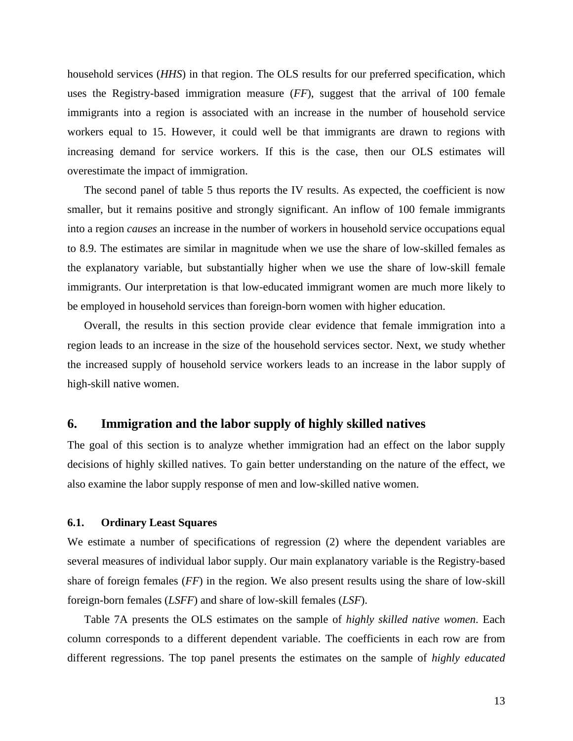household services (*HHS*) in that region. The OLS results for our preferred specification, which uses the Registry-based immigration measure (*FF*), suggest that the arrival of 100 female immigrants into a region is associated with an increase in the number of household service workers equal to 15. However, it could well be that immigrants are drawn to regions with increasing demand for service workers. If this is the case, then our OLS estimates will overestimate the impact of immigration.

The second panel of table 5 thus reports the IV results. As expected, the coefficient is now smaller, but it remains positive and strongly significant. An inflow of 100 female immigrants into a region *causes* an increase in the number of workers in household service occupations equal to 8.9. The estimates are similar in magnitude when we use the share of low-skilled females as the explanatory variable, but substantially higher when we use the share of low-skill female immigrants. Our interpretation is that low-educated immigrant women are much more likely to be employed in household services than foreign-born women with higher education.

Overall, the results in this section provide clear evidence that female immigration into a region leads to an increase in the size of the household services sector. Next, we study whether the increased supply of household service workers leads to an increase in the labor supply of high-skill native women.

## 6. Immigration and the labor supply of highly skilled natives

The goal of this section is to analyze whether immigration had an effect on the labor supply decisions of highly skilled natives. To gain better understanding on the nature of the effect, we also examine the labor supply response of men and low-skilled native women.

### 6.1. Ordinary Least Squares

We estimate a number of specifications of regression (2) where the dependent variables are several measures of individual labor supply. Our main explanatory variable is the Registry-based share of foreign females (*FF*) in the region. We also present results using the share of low-skill foreign-born females (*LSFF*) and share of low-skill females (*LSF*).

Table 7A presents the OLS estimates on the sample of *highly skilled native women*. Each column corresponds to a different dependent variable. The coefficients in each row are from different regressions. The top panel presents the estimates on the sample of *highly educated*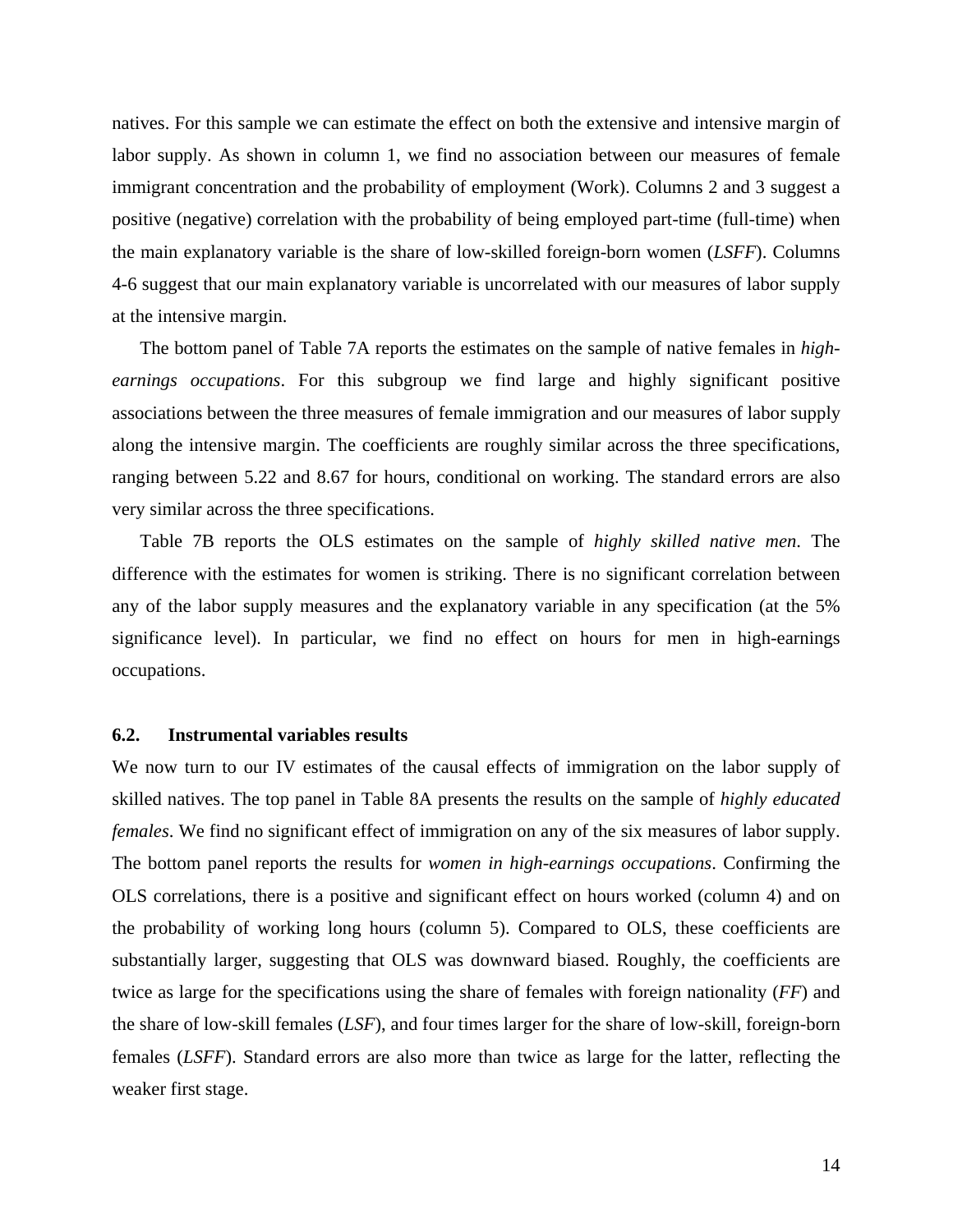natives. For this sample we can estimate the effect on both the extensive and intensive margin of labor supply. As shown in column 1, we find no association between our measures of female immigrant concentration and the probability of employment (Work). Columns 2 and 3 suggest a positive (negative) correlation with the probability of being employed part-time (full-time) when the main explanatory variable is the share of low-skilled foreign-born women (*LSFF*). Columns 4-6 suggest that our main explanatory variable is uncorrelated with our measures of labor supply at the intensive margin.

The bottom panel of Table 7A reports the estimates on the sample of native females in *high-earnings occupations*. For this subgroup we find large and highly significant positive associations between the three measures of female immigration and our measures of labor supply along the intensive margin. The coefficients are roughly similar across the three specifications, ranging between 5.22 and 8.67 for hours, conditional on working. The standard errors are also very similar across the three specifications.

Table 7B reports the OLS estimates on the sample of *highly skilled native men*. The difference with the estimates for women is striking. There is no significant correlation between any of the labor supply measures and the explanatory variable in any specification (at the 5% significance level). In particular, we find no effect on hours for men in high-earnings occupations.

### 6.2. Instrumental variables results

We now turn to our IV estimates of the causal effects of immigration on the labor supply of skilled natives. The top panel in Table 8A presents the results on the sample of *highly educated females*. We find no significant effect of immigration on any of the six measures of labor supply. The bottom panel reports the results for *women in high-earnings occupations*. Confirming the OLS correlations, there is a positive and significant effect on hours worked (column 4) and on the probability of working long hours (column 5). Compared to OLS, these coefficients are substantially larger, suggesting that OLS was downward biased. Roughly, the coefficients are twice as large for the specifications using the share of females with foreign nationality (*FF*) and the share of low-skill females (*LSF*), and four times larger for the share of low-skill, foreign-born females (*LSFF*). Standard errors are also more than twice as large for the latter, reflecting the weaker first stage.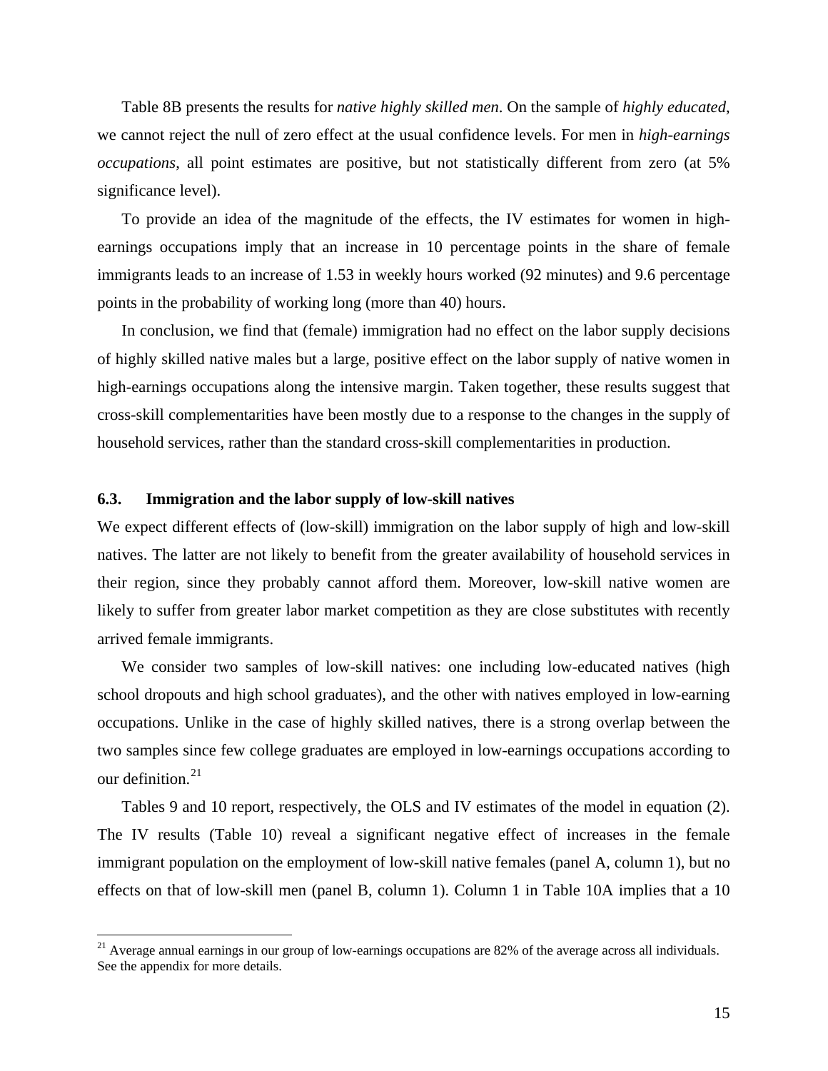Table 8B presents the results for *native highly skilled men*. On the sample of *highly educated*, we cannot reject the null of zero effect at the usual confidence levels. For men in *high-earnings occupations*, all point estimates are positive, but not statistically different from zero (at 5% significance level).

To provide an idea of the magnitude of the effects, the IV estimates for women in high-earnings occupations imply that an increase in 10 percentage points in the share of female immigrants leads to an increase of 1.53 in weekly hours worked (92 minutes) and 9.6 percentage points in the probability of working long (more than 40) hours.

In conclusion, we find that (female) immigration had no effect on the labor supply decisions of highly skilled native males but a large, positive effect on the labor supply of native women in high-earnings occupations along the intensive margin. Taken together, these results suggest that cross-skill complementarities have been mostly due to a response to the changes in the supply of household services, rather than the standard cross-skill complementarities in production.

### 6.3. Immigration and the labor supply of low-skill natives

We expect different effects of (low-skill) immigration on the labor supply of high and low-skill natives. The latter are not likely to benefit from the greater availability of household services in their region, since they probably cannot afford them. Moreover, low-skill native women are likely to suffer from greater labor market competition as they are close substitutes with recently arrived female immigrants.

We consider two samples of low-skill natives: one including low-educated natives (high school dropouts and high school graduates), and the other with natives employed in low-earning occupations. Unlike in the case of highly skilled natives, there is a strong overlap between the two samples since few college graduates are employed in low-earnings occupations according to our definition.[21]

Tables 9 and 10 report, respectively, the OLS and IV estimates of the model in equation (2). The IV results (Table 10) reveal a significant negative effect of increases in the female immigrant population on the employment of low-skill native females (panel A, column 1), but no effects on that of low-skill men (panel B, column 1). Column 1 in Table 10A implies that a 10

[21] Average annual earnings in our group of low-earnings occupations are 82% of the average across all individuals. See the appendix for more details.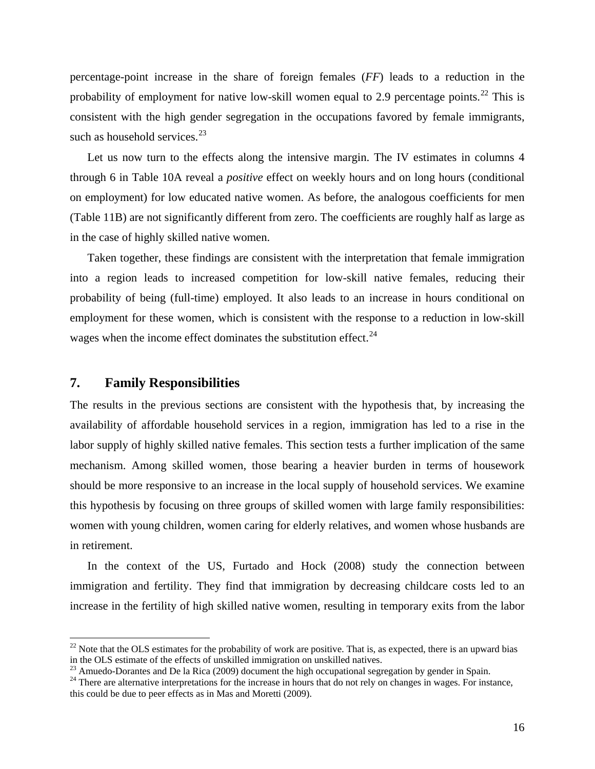percentage-point increase in the share of foreign females (*FF*) leads to a reduction in the probability of employment for native low-skill women equal to 2.9 percentage points.[22] This is consistent with the high gender segregation in the occupations favored by female immigrants, such as household services.[23]

Let us now turn to the effects along the intensive margin. The IV estimates in columns 4 through 6 in Table 10A reveal a *positive* effect on weekly hours and on long hours (conditional on employment) for low educated native women. As before, the analogous coefficients for men (Table 11B) are not significantly different from zero. The coefficients are roughly half as large as in the case of highly skilled native women.

Taken together, these findings are consistent with the interpretation that female immigration into a region leads to increased competition for low-skill native females, reducing their probability of being (full-time) employed. It also leads to an increase in hours conditional on employment for these women, which is consistent with the response to a reduction in low-skill wages when the income effect dominates the substitution effect.[24]

## 7. Family Responsibilities

The results in the previous sections are consistent with the hypothesis that, by increasing the availability of affordable household services in a region, immigration has led to a rise in the labor supply of highly skilled native females. This section tests a further implication of the same mechanism. Among skilled women, those bearing a heavier burden in terms of housework should be more responsive to an increase in the local supply of household services. We examine this hypothesis by focusing on three groups of skilled women with large family responsibilities: women with young children, women caring for elderly relatives, and women whose husbands are in retirement.

In the context of the US, Furtado and Hock (2008) study the connection between immigration and fertility. They find that immigration by decreasing childcare costs led to an increase in the fertility of high skilled native women, resulting in temporary exits from the labor

[22] Note that the OLS estimates for the probability of work are positive. That is, as expected, there is an upward bias in the OLS estimate of the effects of unskilled immigration on unskilled natives.

[23] Amuedo-Dorantes and De la Rica (2009) document the high occupational segregation by gender in Spain.

[24] There are alternative interpretations for the increase in hours that do not rely on changes in wages. For instance, this could be due to peer effects as in Mas and Moretti (2009).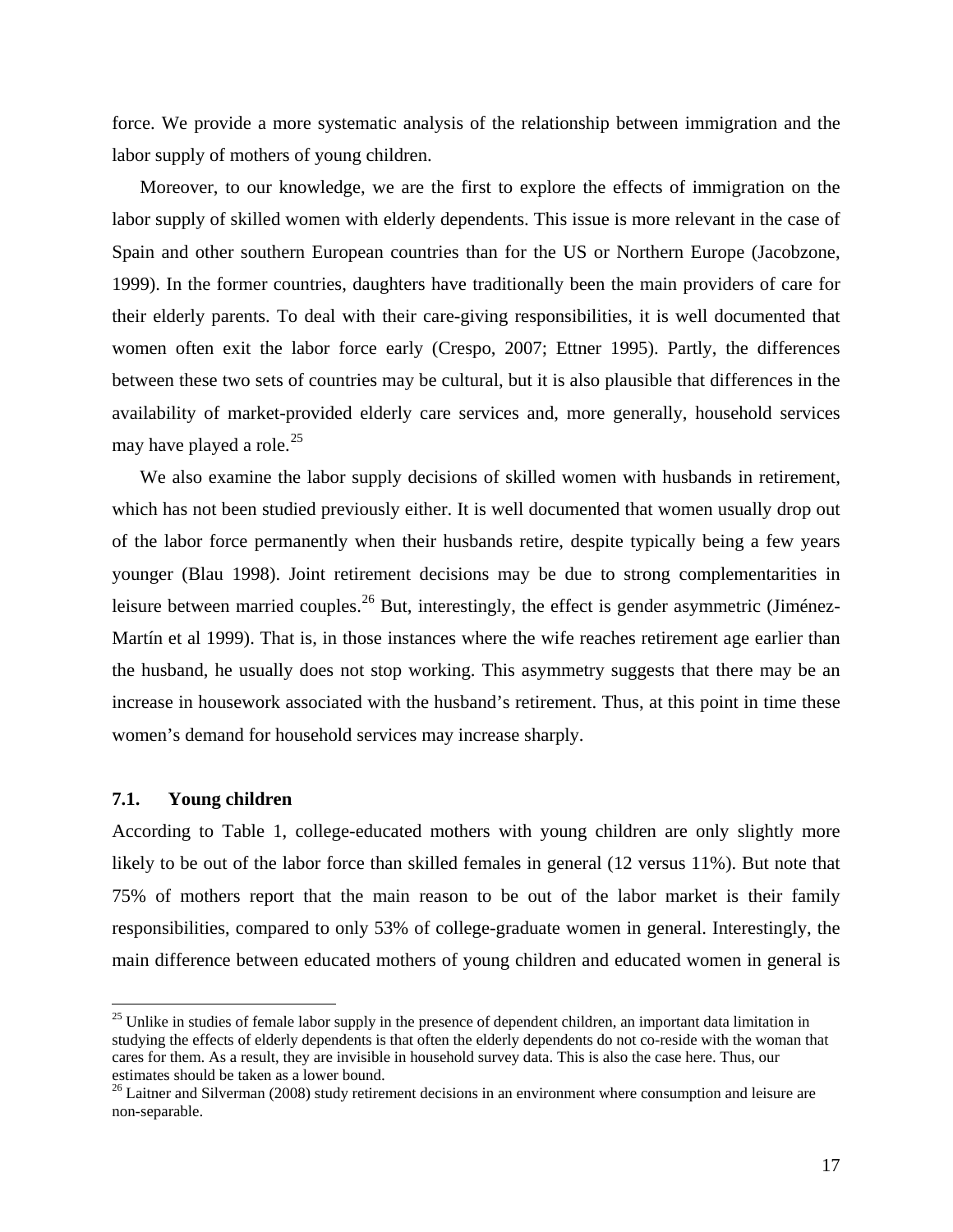force. We provide a more systematic analysis of the relationship between immigration and the labor supply of mothers of young children.

Moreover, to our knowledge, we are the first to explore the effects of immigration on the labor supply of skilled women with elderly dependents. This issue is more relevant in the case of Spain and other southern European countries than for the US or Northern Europe (Jacobzone, 1999). In the former countries, daughters have traditionally been the main providers of care for their elderly parents. To deal with their care-giving responsibilities, it is well documented that women often exit the labor force early (Crespo, 2007; Ettner 1995). Partly, the differences between these two sets of countries may be cultural, but it is also plausible that differences in the availability of market-provided elderly care services and, more generally, household services may have played a role.[25]

We also examine the labor supply decisions of skilled women with husbands in retirement, which has not been studied previously either. It is well documented that women usually drop out of the labor force permanently when their husbands retire, despite typically being a few years younger (Blau 1998). Joint retirement decisions may be due to strong complementarities in leisure between married couples.[26] But, interestingly, the effect is gender asymmetric (Jiménez-Martín et al 1999). That is, in those instances where the wife reaches retirement age earlier than the husband, he usually does not stop working. This asymmetry suggests that there may be an increase in housework associated with the husband's retirement. Thus, at this point in time these women's demand for household services may increase sharply.

### 7.1. Young children

According to Table 1, college-educated mothers with young children are only slightly more likely to be out of the labor force than skilled females in general (12 versus 11%). But note that 75% of mothers report that the main reason to be out of the labor market is their family responsibilities, compared to only 53% of college-graduate women in general. Interestingly, the main difference between educated mothers of young children and educated women in general is

---

[25] Unlike in studies of female labor supply in the presence of dependent children, an important data limitation in studying the effects of elderly dependents is that often the elderly dependents do not co-reside with the woman that cares for them. As a result, they are invisible in household survey data. This is also the case here. Thus, our estimates should be taken as a lower bound.

[26] Laitner and Silverman (2008) study retirement decisions in an environment where consumption and leisure are non-separable.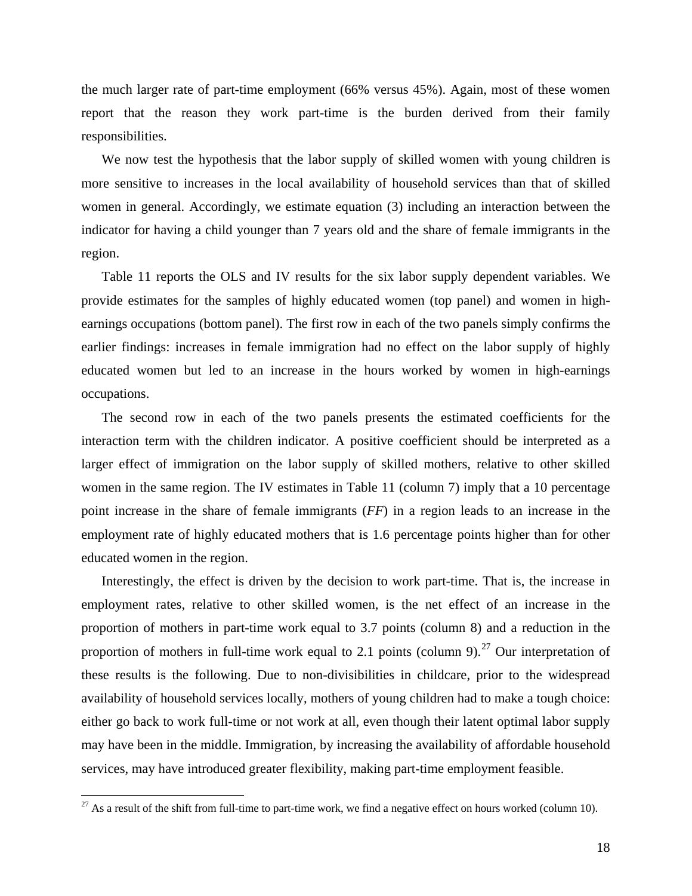the much larger rate of part-time employment (66% versus 45%). Again, most of these women report that the reason they work part-time is the burden derived from their family responsibilities.

We now test the hypothesis that the labor supply of skilled women with young children is more sensitive to increases in the local availability of household services than that of skilled women in general. Accordingly, we estimate equation (3) including an interaction between the indicator for having a child younger than 7 years old and the share of female immigrants in the region.

Table 11 reports the OLS and IV results for the six labor supply dependent variables. We provide estimates for the samples of highly educated women (top panel) and women in high-earnings occupations (bottom panel). The first row in each of the two panels simply confirms the earlier findings: increases in female immigration had no effect on the labor supply of highly educated women but led to an increase in the hours worked by women in high-earnings occupations.

The second row in each of the two panels presents the estimated coefficients for the interaction term with the children indicator. A positive coefficient should be interpreted as a larger effect of immigration on the labor supply of skilled mothers, relative to other skilled women in the same region. The IV estimates in Table 11 (column 7) imply that a 10 percentage point increase in the share of female immigrants (*FF*) in a region leads to an increase in the employment rate of highly educated mothers that is 1.6 percentage points higher than for other educated women in the region.

Interestingly, the effect is driven by the decision to work part-time. That is, the increase in employment rates, relative to other skilled women, is the net effect of an increase in the proportion of mothers in part-time work equal to 3.7 points (column 8) and a reduction in the proportion of mothers in full-time work equal to 2.1 points (column 9).[27] Our interpretation of these results is the following. Due to non-divisibilities in childcare, prior to the widespread availability of household services locally, mothers of young children had to make a tough choice: either go back to work full-time or not work at all, even though their latent optimal labor supply may have been in the middle. Immigration, by increasing the availability of affordable household services, may have introduced greater flexibility, making part-time employment feasible.

[27] As a result of the shift from full-time to part-time work, we find a negative effect on hours worked (column 10).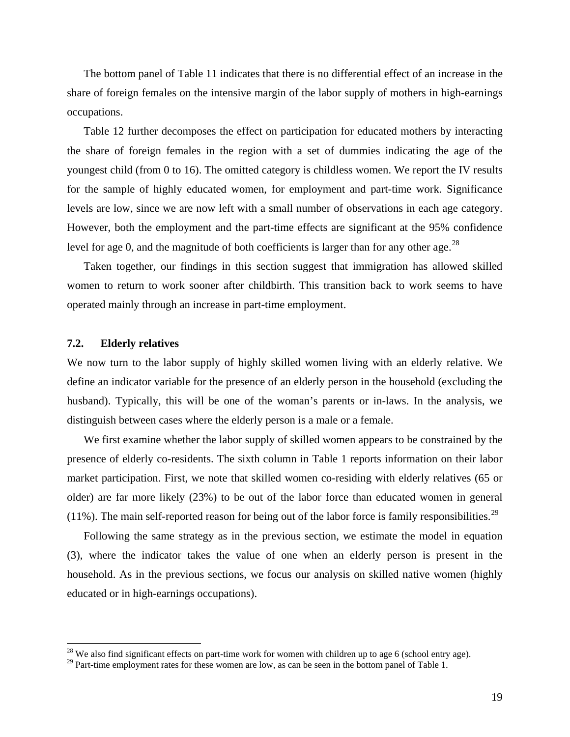The bottom panel of Table 11 indicates that there is no differential effect of an increase in the share of foreign females on the intensive margin of the labor supply of mothers in high-earnings occupations.

Table 12 further decomposes the effect on participation for educated mothers by interacting the share of foreign females in the region with a set of dummies indicating the age of the youngest child (from 0 to 16). The omitted category is childless women. We report the IV results for the sample of highly educated women, for employment and part-time work. Significance levels are low, since we are now left with a small number of observations in each age category. However, both the employment and the part-time effects are significant at the 95% confidence level for age 0, and the magnitude of both coefficients is larger than for any other age.[28]

Taken together, our findings in this section suggest that immigration has allowed skilled women to return to work sooner after childbirth. This transition back to work seems to have operated mainly through an increase in part-time employment.

### 7.2. Elderly relatives

We now turn to the labor supply of highly skilled women living with an elderly relative. We define an indicator variable for the presence of an elderly person in the household (excluding the husband). Typically, this will be one of the woman's parents or in-laws. In the analysis, we distinguish between cases where the elderly person is a male or a female.

We first examine whether the labor supply of skilled women appears to be constrained by the presence of elderly co-residents. The sixth column in Table 1 reports information on their labor market participation. First, we note that skilled women co-residing with elderly relatives (65 or older) are far more likely (23%) to be out of the labor force than educated women in general (11%). The main self-reported reason for being out of the labor force is family responsibilities.[29]

Following the same strategy as in the previous section, we estimate the model in equation (3), where the indicator takes the value of one when an elderly person is present in the household. As in the previous sections, we focus our analysis on skilled native women (highly educated or in high-earnings occupations).

---

[28] We also find significant effects on part-time work for women with children up to age 6 (school entry age).

[29] Part-time employment rates for these women are low, as can be seen in the bottom panel of Table 1.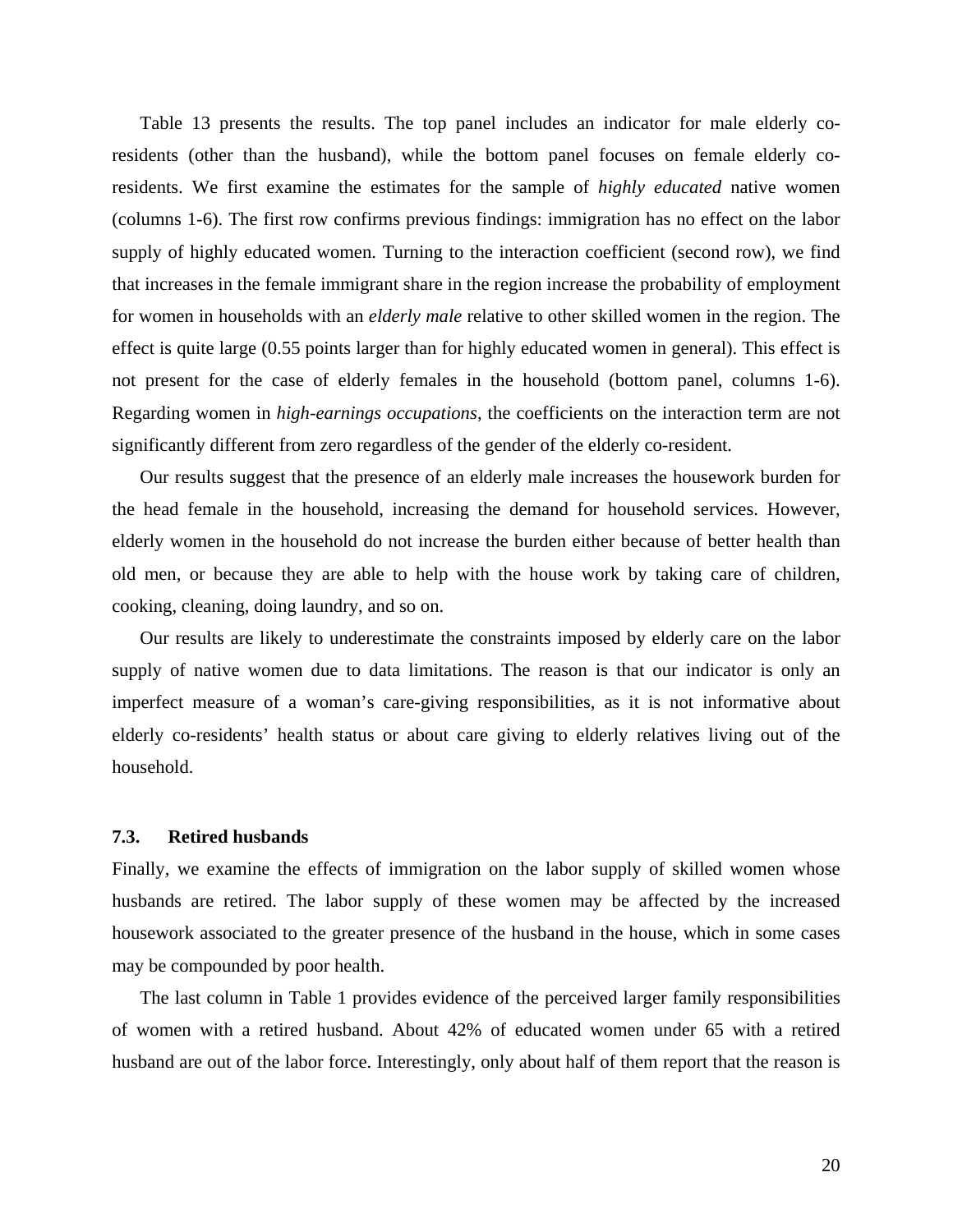Table 13 presents the results. The top panel includes an indicator for male elderly co-residents (other than the husband), while the bottom panel focuses on female elderly co-residents. We first examine the estimates for the sample of *highly educated* native women (columns 1-6). The first row confirms previous findings: immigration has no effect on the labor supply of highly educated women. Turning to the interaction coefficient (second row), we find that increases in the female immigrant share in the region increase the probability of employment for women in households with an *elderly male* relative to other skilled women in the region. The effect is quite large (0.55 points larger than for highly educated women in general). This effect is not present for the case of elderly females in the household (bottom panel, columns 1-6). Regarding women in *high-earnings occupations*, the coefficients on the interaction term are not significantly different from zero regardless of the gender of the elderly co-resident.

Our results suggest that the presence of an elderly male increases the housework burden for the head female in the household, increasing the demand for household services. However, elderly women in the household do not increase the burden either because of better health than old men, or because they are able to help with the house work by taking care of children, cooking, cleaning, doing laundry, and so on.

Our results are likely to underestimate the constraints imposed by elderly care on the labor supply of native women due to data limitations. The reason is that our indicator is only an imperfect measure of a woman's care-giving responsibilities, as it is not informative about elderly co-residents' health status or about care giving to elderly relatives living out of the household.

### 7.3. Retired husbands

Finally, we examine the effects of immigration on the labor supply of skilled women whose husbands are retired. The labor supply of these women may be affected by the increased housework associated to the greater presence of the husband in the house, which in some cases may be compounded by poor health.

The last column in Table 1 provides evidence of the perceived larger family responsibilities of women with a retired husband. About 42% of educated women under 65 with a retired husband are out of the labor force. Interestingly, only about half of them report that the reason is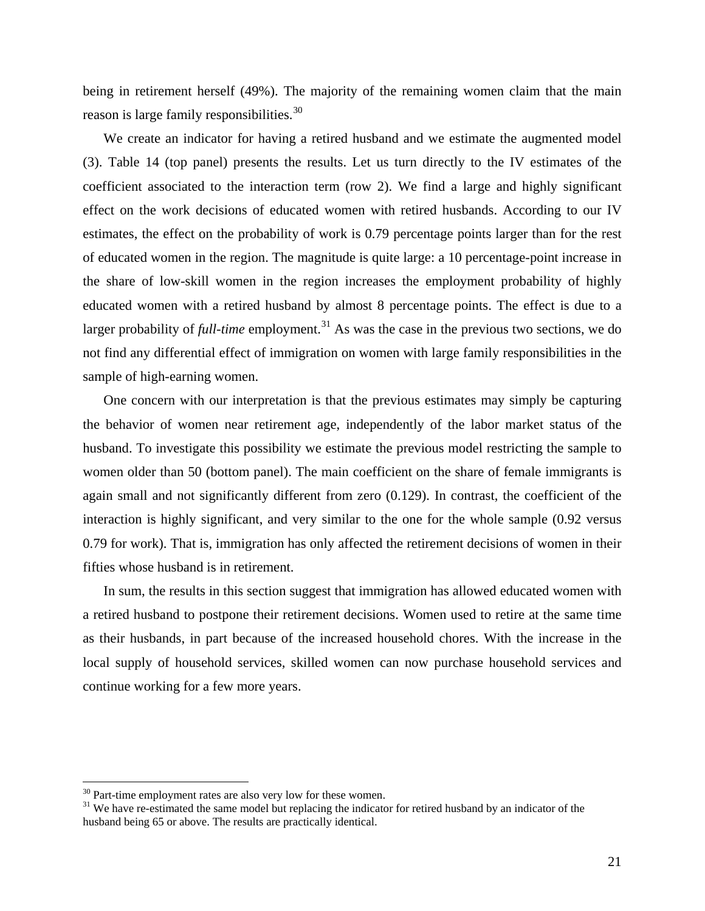being in retirement herself (49%). The majority of the remaining women claim that the main reason is large family responsibilities.[30]

We create an indicator for having a retired husband and we estimate the augmented model (3). Table 14 (top panel) presents the results. Let us turn directly to the IV estimates of the coefficient associated to the interaction term (row 2). We find a large and highly significant effect on the work decisions of educated women with retired husbands. According to our IV estimates, the effect on the probability of work is 0.79 percentage points larger than for the rest of educated women in the region. The magnitude is quite large: a 10 percentage-point increase in the share of low-skill women in the region increases the employment probability of highly educated women with a retired husband by almost 8 percentage points. The effect is due to a larger probability of *full-time* employment.[31] As was the case in the previous two sections, we do not find any differential effect of immigration on women with large family responsibilities in the sample of high-earning women.

One concern with our interpretation is that the previous estimates may simply be capturing the behavior of women near retirement age, independently of the labor market status of the husband. To investigate this possibility we estimate the previous model restricting the sample to women older than 50 (bottom panel). The main coefficient on the share of female immigrants is again small and not significantly different from zero (0.129). In contrast, the coefficient of the interaction is highly significant, and very similar to the one for the whole sample (0.92 versus 0.79 for work). That is, immigration has only affected the retirement decisions of women in their fifties whose husband is in retirement.

In sum, the results in this section suggest that immigration has allowed educated women with a retired husband to postpone their retirement decisions. Women used to retire at the same time as their husbands, in part because of the increased household chores. With the increase in the local supply of household services, skilled women can now purchase household services and continue working for a few more years.

[30] Part-time employment rates are also very low for these women.

[31] We have re-estimated the same model but replacing the indicator for retired husband by an indicator of the husband being 65 or above. The results are practically identical.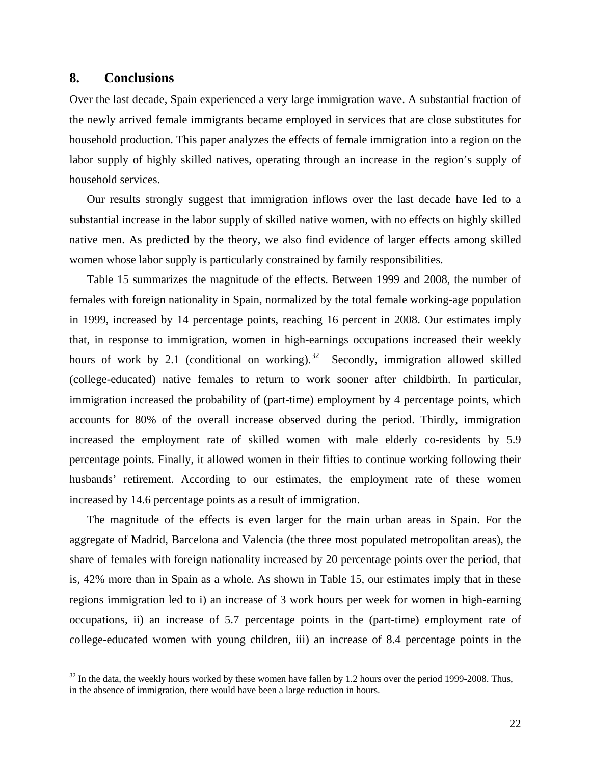## 8. Conclusions

Over the last decade, Spain experienced a very large immigration wave. A substantial fraction of the newly arrived female immigrants became employed in services that are close substitutes for household production. This paper analyzes the effects of female immigration into a region on the labor supply of highly skilled natives, operating through an increase in the region's supply of household services.

Our results strongly suggest that immigration inflows over the last decade have led to a substantial increase in the labor supply of skilled native women, with no effects on highly skilled native men. As predicted by the theory, we also find evidence of larger effects among skilled women whose labor supply is particularly constrained by family responsibilities.

Table 15 summarizes the magnitude of the effects. Between 1999 and 2008, the number of females with foreign nationality in Spain, normalized by the total female working-age population in 1999, increased by 14 percentage points, reaching 16 percent in 2008. Our estimates imply that, in response to immigration, women in high-earnings occupations increased their weekly hours of work by 2.1 (conditional on working).[32] Secondly, immigration allowed skilled (college-educated) native females to return to work sooner after childbirth. In particular, immigration increased the probability of (part-time) employment by 4 percentage points, which accounts for 80% of the overall increase observed during the period. Thirdly, immigration increased the employment rate of skilled women with male elderly co-residents by 5.9 percentage points. Finally, it allowed women in their fifties to continue working following their husbands' retirement. According to our estimates, the employment rate of these women increased by 14.6 percentage points as a result of immigration.

The magnitude of the effects is even larger for the main urban areas in Spain. For the aggregate of Madrid, Barcelona and Valencia (the three most populated metropolitan areas), the share of females with foreign nationality increased by 20 percentage points over the period, that is, 42% more than in Spain as a whole. As shown in Table 15, our estimates imply that in these regions immigration led to i) an increase of 3 work hours per week for women in high-earning occupations, ii) an increase of 5.7 percentage points in the (part-time) employment rate of college-educated women with young children, iii) an increase of 8.4 percentage points in the

[32] In the data, the weekly hours worked by these women have fallen by 1.2 hours over the period 1999-2008. Thus, in the absence of immigration, there would have been a large reduction in hours.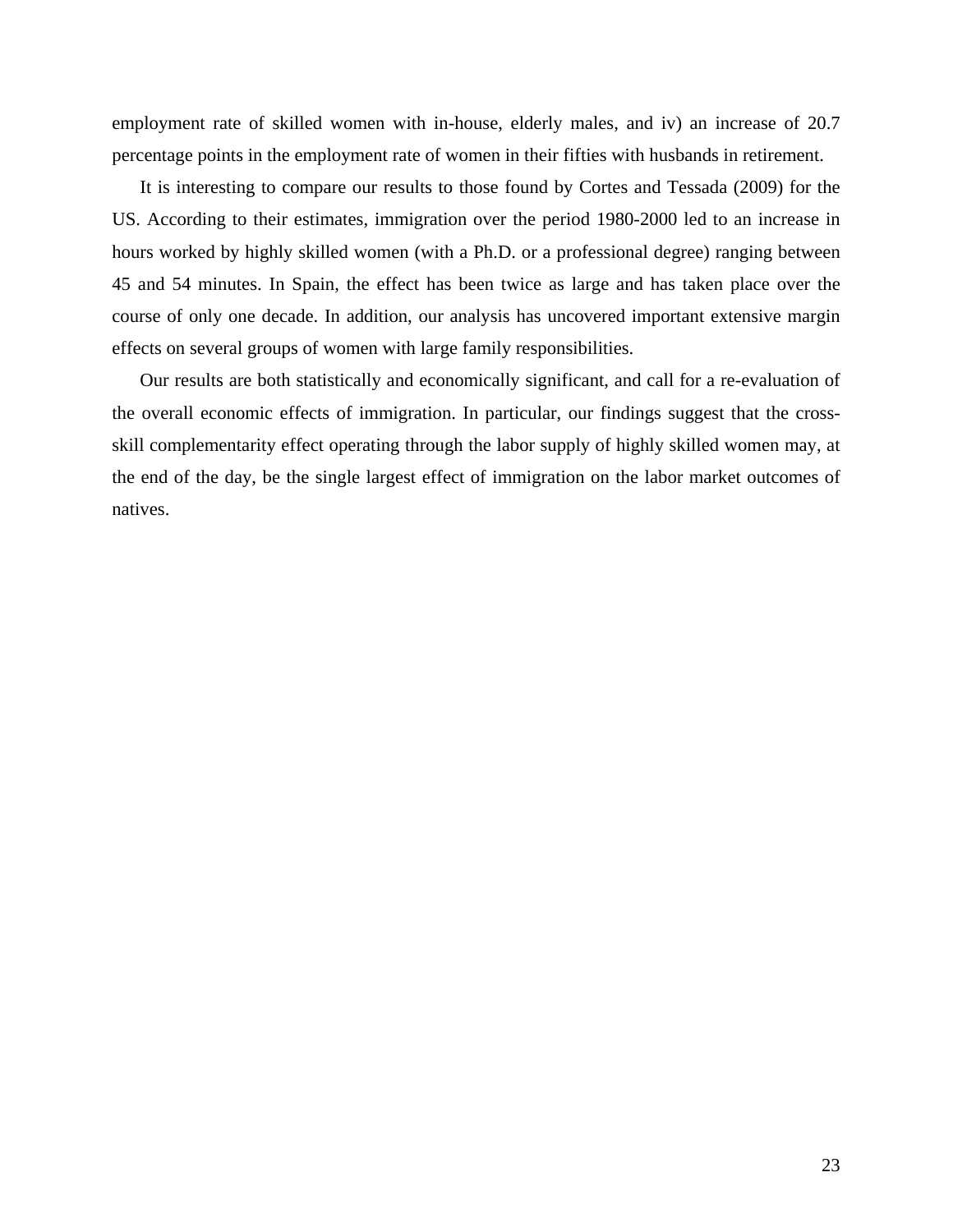employment rate of skilled women with in-house, elderly males, and iv) an increase of 20.7 percentage points in the employment rate of women in their fifties with husbands in retirement.

It is interesting to compare our results to those found by Cortes and Tessada (2009) for the US. According to their estimates, immigration over the period 1980-2000 led to an increase in hours worked by highly skilled women (with a Ph.D. or a professional degree) ranging between 45 and 54 minutes. In Spain, the effect has been twice as large and has taken place over the course of only one decade. In addition, our analysis has uncovered important extensive margin effects on several groups of women with large family responsibilities.

Our results are both statistically and economically significant, and call for a re-evaluation of the overall economic effects of immigration. In particular, our findings suggest that the cross-skill complementarity effect operating through the labor supply of highly skilled women may, at the end of the day, be the single largest effect of immigration on the labor market outcomes of natives.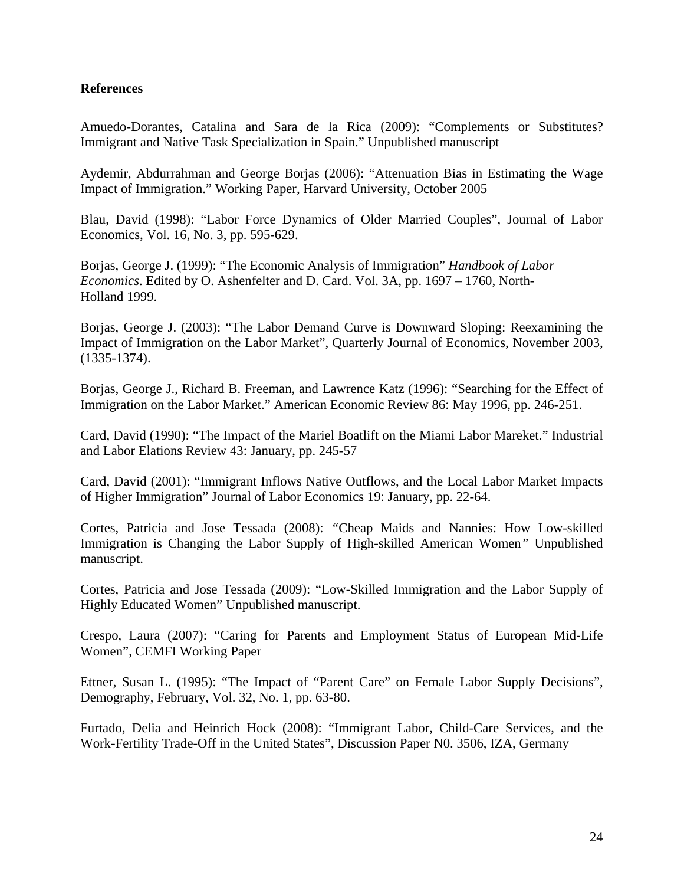**References**

Amuedo-Dorantes, Catalina and Sara de la Rica (2009): "Complements or Substitutes? Immigrant and Native Task Specialization in Spain." Unpublished manuscript

Aydemir, Abdurrahman and George Borjas (2006): "Attenuation Bias in Estimating the Wage Impact of Immigration." Working Paper, Harvard University, October 2005

Blau, David (1998): "Labor Force Dynamics of Older Married Couples", Journal of Labor Economics, Vol. 16, No. 3, pp. 595-629.

Borjas, George J. (1999): "The Economic Analysis of Immigration" *Handbook of Labor Economics*. Edited by O. Ashenfelter and D. Card. Vol. 3A, pp. 1697 – 1760, North-Holland 1999.

Borjas, George J. (2003): "The Labor Demand Curve is Downward Sloping: Reexamining the Impact of Immigration on the Labor Market", Quarterly Journal of Economics, November 2003, (1335-1374).

Borjas, George J., Richard B. Freeman, and Lawrence Katz (1996): "Searching for the Effect of Immigration on the Labor Market." American Economic Review 86: May 1996, pp. 246-251.

Card, David (1990): "The Impact of the Mariel Boatlift on the Miami Labor Mareket." Industrial and Labor Elations Review 43: January, pp. 245-57

Card, David (2001): "Immigrant Inflows Native Outflows, and the Local Labor Market Impacts of Higher Immigration" Journal of Labor Economics 19: January, pp. 22-64.

Cortes, Patricia and Jose Tessada (2008): "Cheap Maids and Nannies: How Low-skilled Immigration is Changing the Labor Supply of High-skilled American Women" Unpublished manuscript.

Cortes, Patricia and Jose Tessada (2009): "Low-Skilled Immigration and the Labor Supply of Highly Educated Women" Unpublished manuscript.

Crespo, Laura (2007): "Caring for Parents and Employment Status of European Mid-Life Women", CEMFI Working Paper

Ettner, Susan L. (1995): "The Impact of "Parent Care" on Female Labor Supply Decisions", Demography, February, Vol. 32, No. 1, pp. 63-80.

Furtado, Delia and Heinrich Hock (2008): "Immigrant Labor, Child-Care Services, and the Work-Fertility Trade-Off in the United States", Discussion Paper N0. 3506, IZA, Germany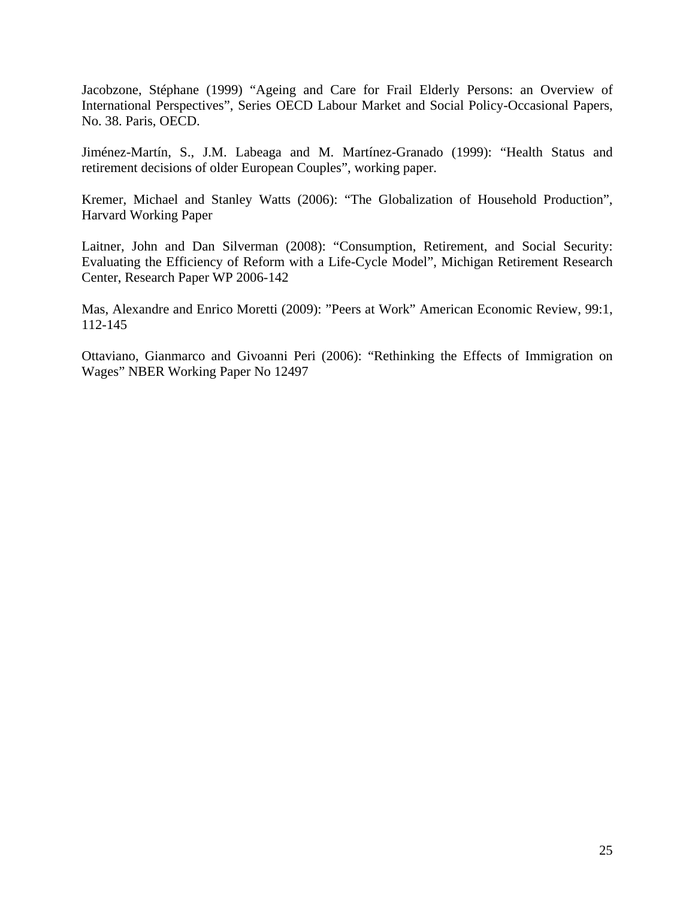Jacobzone, Stéphane (1999) "Ageing and Care for Frail Elderly Persons: an Overview of International Perspectives", Series OECD Labour Market and Social Policy-Occasional Papers, No. 38. Paris, OECD.

Jiménez-Martín, S., J.M. Labeaga and M. Martínez-Granado (1999): "Health Status and retirement decisions of older European Couples", working paper.

Kremer, Michael and Stanley Watts (2006): "The Globalization of Household Production", Harvard Working Paper

Laitner, John and Dan Silverman (2008): "Consumption, Retirement, and Social Security: Evaluating the Efficiency of Reform with a Life-Cycle Model", Michigan Retirement Research Center, Research Paper WP 2006-142

Mas, Alexandre and Enrico Moretti (2009): "Peers at Work" American Economic Review, 99:1, 112-145

Ottaviano, Gianmarco and Givoanni Peri (2006): "Rethinking the Effects of Immigration on Wages" NBER Working Paper No 12497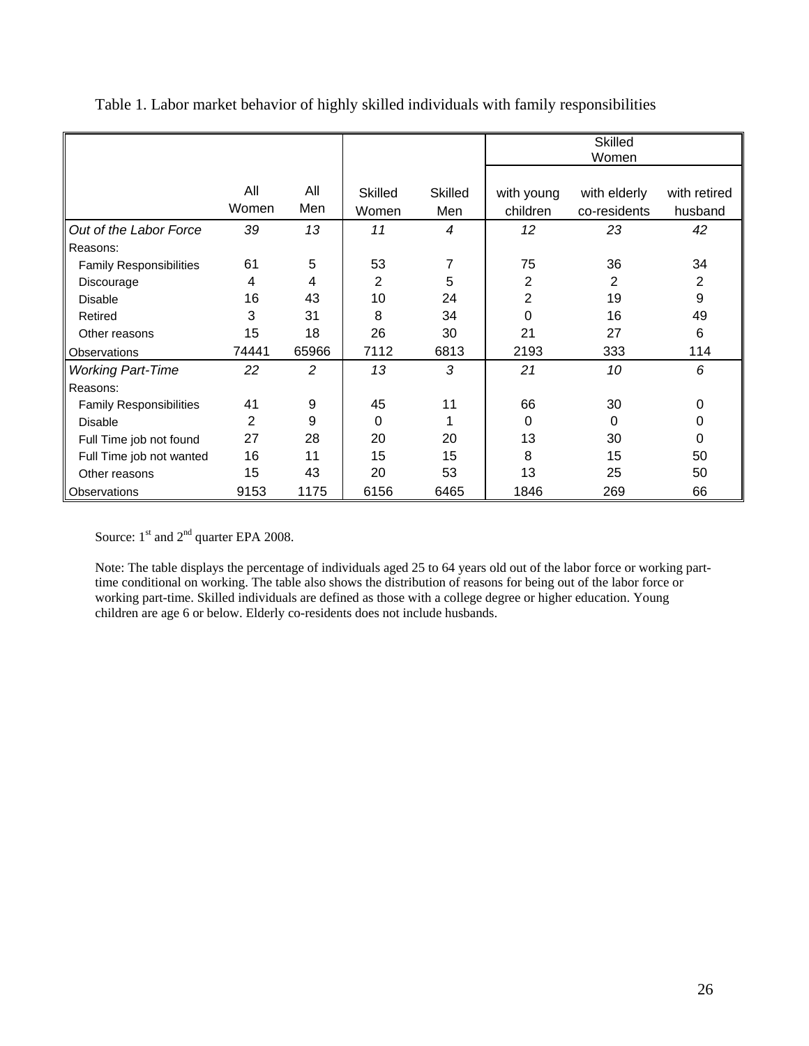Table 1. Labor market behavior of highly skilled individuals with family responsibilities

| | All Women | All Men | Skilled Women | Skilled Men | Skilled Women with young children | Skilled Women with elderly co-residents | Skilled Women with retired husband |
|---|---|---|---|---|---|---|---|
| *Out of the Labor Force* | *39* | *13* | *11* | *4* | *12* | *23* | *42* |
| Reasons: | | | | | | | |
| Family Responsibilities | 61 | 5 | 53 | 7 | 75 | 36 | 34 |
| Discourage | 4 | 4 | 2 | 5 | 2 | 2 | 2 |
| Disable | 16 | 43 | 10 | 24 | 2 | 19 | 9 |
| Retired | 3 | 31 | 8 | 34 | 0 | 16 | 49 |
| Other reasons | 15 | 18 | 26 | 30 | 21 | 27 | 6 |
| Observations | 74441 | 65966 | 7112 | 6813 | 2193 | 333 | 114 |
| *Working Part-Time* | *22* | *2* | *13* | *3* | *21* | *10* | *6* |
| Reasons: | | | | | | | |
| Family Responsibilities | 41 | 9 | 45 | 11 | 66 | 30 | 0 |
| Disable | 2 | 9 | 0 | 1 | 0 | 0 | 0 |
| Full Time job not found | 27 | 28 | 20 | 20 | 13 | 30 | 0 |
| Full Time job not wanted | 16 | 11 | 15 | 15 | 8 | 15 | 50 |
| Other reasons | 15 | 43 | 20 | 53 | 13 | 25 | 50 |
| Observations | 9153 | 1175 | 6156 | 6465 | 1846 | 269 | 66 |

Source: 1st and 2nd quarter EPA 2008.

Note: The table displays the percentage of individuals aged 25 to 64 years old out of the labor force or working part-time conditional on working. The table also shows the distribution of reasons for being out of the labor force or working part-time. Skilled individuals are defined as those with a college degree or higher education. Young children are age 6 or below. Elderly co-residents does not include husbands.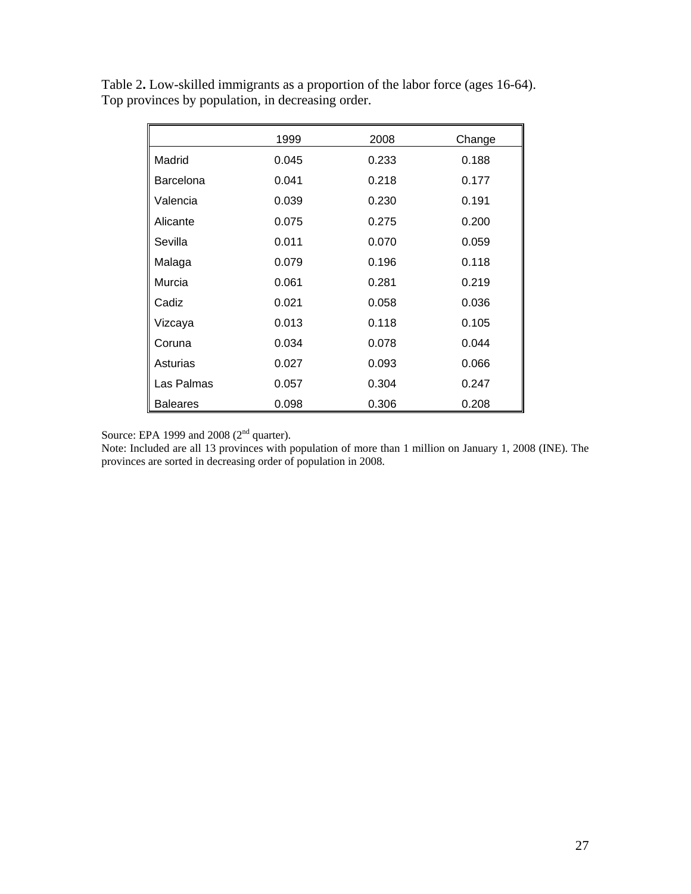Table 2**.** Low-skilled immigrants as a proportion of the labor force (ages 16-64). Top provinces by population, in decreasing order.

| | 1999 | 2008 | Change |
|---|---|---|---|
| Madrid | 0.045 | 0.233 | 0.188 |
| Barcelona | 0.041 | 0.218 | 0.177 |
| Valencia | 0.039 | 0.230 | 0.191 |
| Alicante | 0.075 | 0.275 | 0.200 |
| Sevilla | 0.011 | 0.070 | 0.059 |
| Malaga | 0.079 | 0.196 | 0.118 |
| Murcia | 0.061 | 0.281 | 0.219 |
| Cadiz | 0.021 | 0.058 | 0.036 |
| Vizcaya | 0.013 | 0.118 | 0.105 |
| Coruna | 0.034 | 0.078 | 0.044 |
| Asturias | 0.027 | 0.093 | 0.066 |
| Las Palmas | 0.057 | 0.304 | 0.247 |
| Baleares | 0.098 | 0.306 | 0.208 |

Source: EPA 1999 and 2008 (2nd quarter).

Note: Included are all 13 provinces with population of more than 1 million on January 1, 2008 (INE). The provinces are sorted in decreasing order of population in 2008.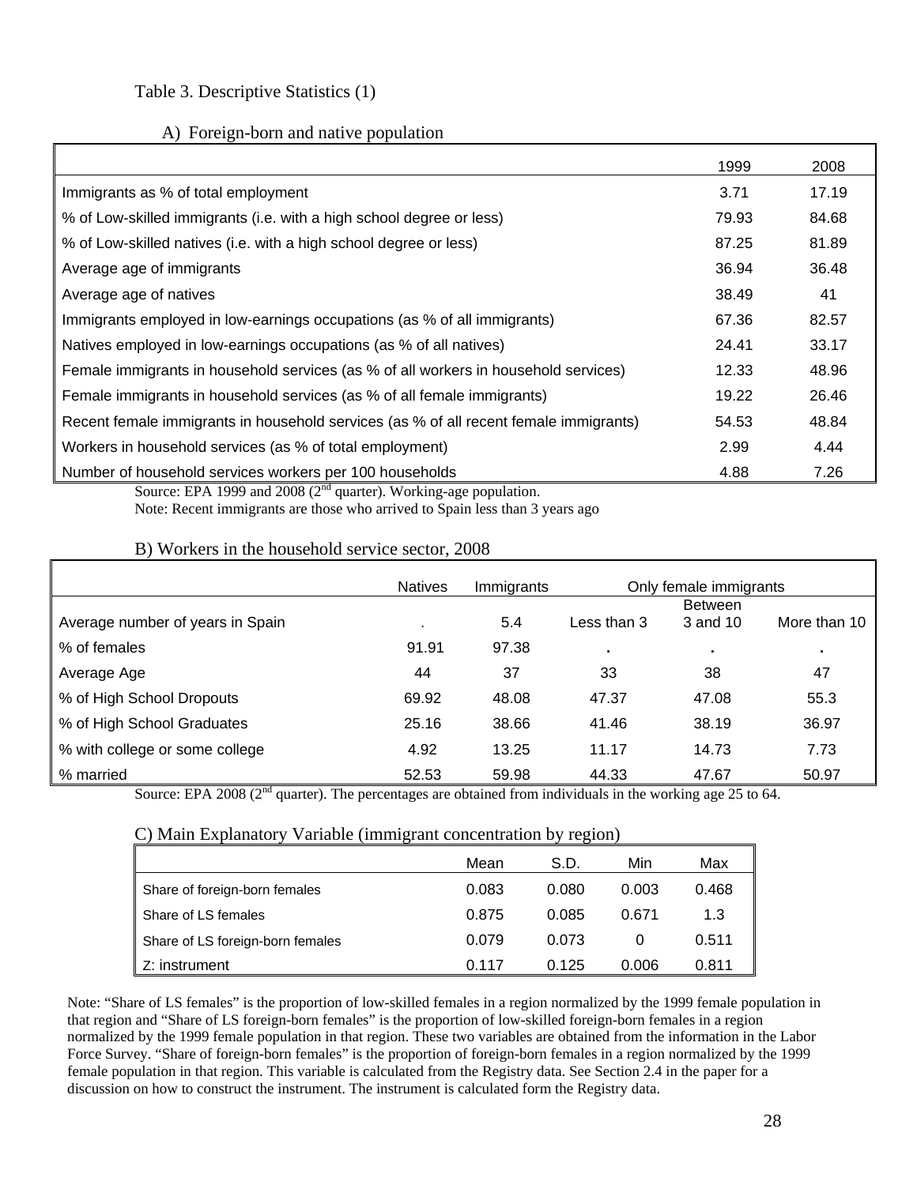Table 3. Descriptive Statistics (1)

A) Foreign-born and native population

| | 1999 | 2008 |
|---|---|---|
| Immigrants as % of total employment | 3.71 | 17.19 |
| % of Low-skilled immigrants (i.e. with a high school degree or less) | 79.93 | 84.68 |
| % of Low-skilled natives (i.e. with a high school degree or less) | 87.25 | 81.89 |
| Average age of immigrants | 36.94 | 36.48 |
| Average age of natives | 38.49 | 41 |
| Immigrants employed in low-earnings occupations (as % of all immigrants) | 67.36 | 82.57 |
| Natives employed in low-earnings occupations (as % of all natives) | 24.41 | 33.17 |
| Female immigrants in household services (as % of all workers in household services) | 12.33 | 48.96 |
| Female immigrants in household services (as % of all female immigrants) | 19.22 | 26.46 |
| Recent female immigrants in household services (as % of all recent female immigrants) | 54.53 | 48.84 |
| Workers in household services (as % of total employment) | 2.99 | 4.44 |
| Number of household services workers per 100 households | 4.88 | 7.26 |

Source: EPA 1999 and 2008 (2nd quarter). Working-age population.

Note: Recent immigrants are those who arrived to Spain less than 3 years ago

B) Workers in the household service sector, 2008

| | Natives | Immigrants | Only female immigrants | | |
|---|---|---|---|---|---|
| Average number of years in Spain | . | 5.4 | Less than 3 | Between 3 and 10 | More than 10 |
| % of females | 91.91 | 97.38 | . | . | . |
| Average Age | 44 | 37 | 33 | 38 | 47 |
| % of High School Dropouts | 69.92 | 48.08 | 47.37 | 47.08 | 55.3 |
| % of High School Graduates | 25.16 | 38.66 | 41.46 | 38.19 | 36.97 |
| % with college or some college | 4.92 | 13.25 | 11.17 | 14.73 | 7.73 |
| % married | 52.53 | 59.98 | 44.33 | 47.67 | 50.97 |

Source: EPA 2008 (2nd quarter). The percentages are obtained from individuals in the working age 25 to 64.

C) Main Explanatory Variable (immigrant concentration by region)

| | Mean | S.D. | Min | Max |
|---|---|---|---|---|
| Share of foreign-born females | 0.083 | 0.080 | 0.003 | 0.468 |
| Share of LS females | 0.875 | 0.085 | 0.671 | 1.3 |
| Share of LS foreign-born females | 0.079 | 0.073 | 0 | 0.511 |
| Z: instrument | 0.117 | 0.125 | 0.006 | 0.811 |

Note: "Share of LS females" is the proportion of low-skilled females in a region normalized by the 1999 female population in that region and "Share of LS foreign-born females" is the proportion of low-skilled foreign-born females in a region normalized by the 1999 female population in that region. These two variables are obtained from the information in the Labor Force Survey. "Share of foreign-born females" is the proportion of foreign-born females in a region normalized by the 1999 female population in that region. This variable is calculated from the Registry data. See Section 2.4 in the paper for a discussion on how to construct the instrument. The instrument is calculated form the Registry data.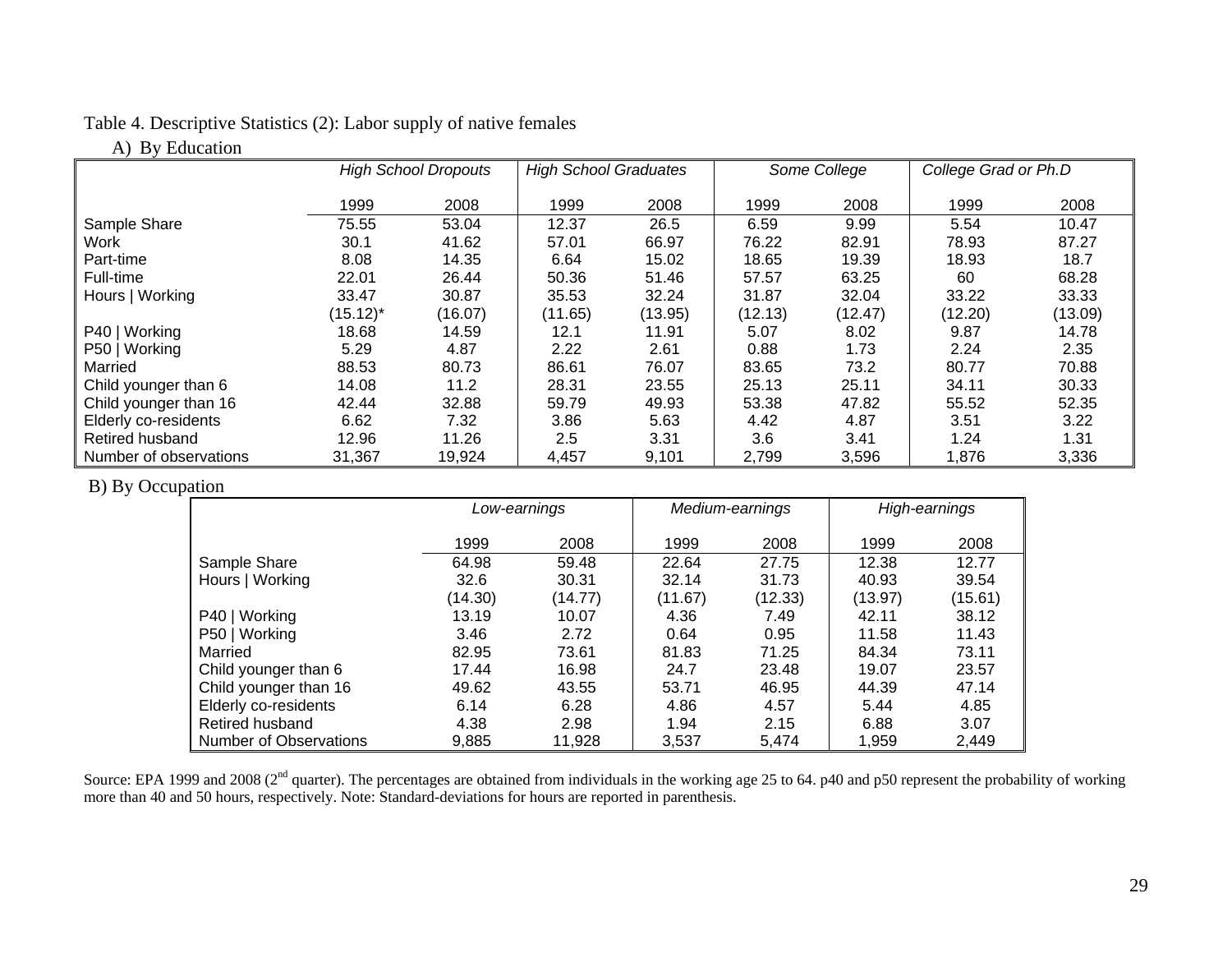Table 4. Descriptive Statistics (2): Labor supply of native females

A) By Education

| | *High School Dropouts* | | *High School Graduates* | | *Some College* | | *College Grad or Ph.D* | |
|---|---|---|---|---|---|---|---|---|
| | 1999 | 2008 | 1999 | 2008 | 1999 | 2008 | 1999 | 2008 |
| Sample Share | 75.55 | 53.04 | 12.37 | 26.5 | 6.59 | 9.99 | 5.54 | 10.47 |
| Work | 30.1 | 41.62 | 57.01 | 66.97 | 76.22 | 82.91 | 78.93 | 87.27 |
| Part-time | 8.08 | 14.35 | 6.64 | 15.02 | 18.65 | 19.39 | 18.93 | 18.7 |
| Full-time | 22.01 | 26.44 | 50.36 | 51.46 | 57.57 | 63.25 | 60 | 68.28 |
| Hours \| Working | 33.47 | 30.87 | 35.53 | 32.24 | 31.87 | 32.04 | 33.22 | 33.33 |
| | (15.12)* | (16.07) | (11.65) | (13.95) | (12.13) | (12.47) | (12.20) | (13.09) |
| P40 \| Working | 18.68 | 14.59 | 12.1 | 11.91 | 5.07 | 8.02 | 9.87 | 14.78 |
| P50 \| Working | 5.29 | 4.87 | 2.22 | 2.61 | 0.88 | 1.73 | 2.24 | 2.35 |
| Married | 88.53 | 80.73 | 86.61 | 76.07 | 83.65 | 73.2 | 80.77 | 70.88 |
| Child younger than 6 | 14.08 | 11.2 | 28.31 | 23.55 | 25.13 | 25.11 | 34.11 | 30.33 |
| Child younger than 16 | 42.44 | 32.88 | 59.79 | 49.93 | 53.38 | 47.82 | 55.52 | 52.35 |
| Elderly co-residents | 6.62 | 7.32 | 3.86 | 5.63 | 4.42 | 4.87 | 3.51 | 3.22 |
| Retired husband | 12.96 | 11.26 | 2.5 | 3.31 | 3.6 | 3.41 | 1.24 | 1.31 |
| Number of observations | 31,367 | 19,924 | 4,457 | 9,101 | 2,799 | 3,596 | 1,876 | 3,336 |

B) By Occupation

| | *Low-earnings* | | *Medium-earnings* | | *High-earnings* | |
|---|---|---|---|---|---|---|
| | 1999 | 2008 | 1999 | 2008 | 1999 | 2008 |
| Sample Share | 64.98 | 59.48 | 22.64 | 27.75 | 12.38 | 12.77 |
| Hours \| Working | 32.6 | 30.31 | 32.14 | 31.73 | 40.93 | 39.54 |
| | (14.30) | (14.77) | (11.67) | (12.33) | (13.97) | (15.61) |
| P40 \| Working | 13.19 | 10.07 | 4.36 | 7.49 | 42.11 | 38.12 |
| P50 \| Working | 3.46 | 2.72 | 0.64 | 0.95 | 11.58 | 11.43 |
| Married | 82.95 | 73.61 | 81.83 | 71.25 | 84.34 | 73.11 |
| Child younger than 6 | 17.44 | 16.98 | 24.7 | 23.48 | 19.07 | 23.57 |
| Child younger than 16 | 49.62 | 43.55 | 53.71 | 46.95 | 44.39 | 47.14 |
| Elderly co-residents | 6.14 | 6.28 | 4.86 | 4.57 | 5.44 | 4.85 |
| Retired husband | 4.38 | 2.98 | 1.94 | 2.15 | 6.88 | 3.07 |
| Number of Observations | 9,885 | 11,928 | 3,537 | 5,474 | 1,959 | 2,449 |

Source: EPA 1999 and 2008 (2nd quarter). The percentages are obtained from individuals in the working age 25 to 64. p40 and p50 represent the probability of working more than 40 and 50 hours, respectively. Note: Standard-deviations for hours are reported in parenthesis.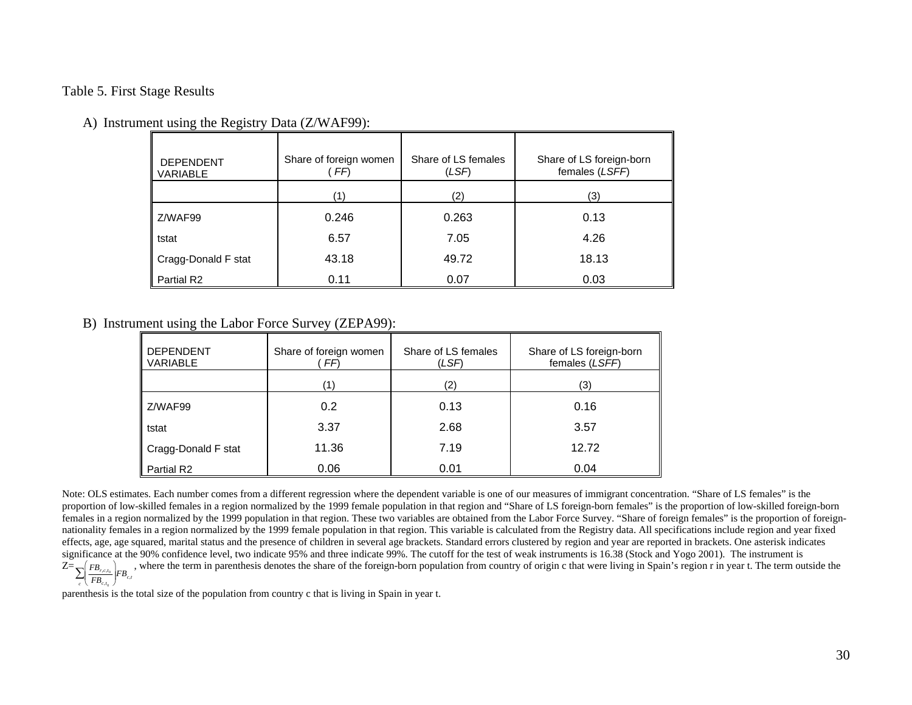Table 5. First Stage Results

A) Instrument using the Registry Data (Z/WAF99):

| DEPENDENT VARIABLE | Share of foreign women (*FF*) | Share of LS females (*LSF*) | Share of LS foreign-born females (*LSFF*) |
|---|---|---|---|
| | (1) | (2) | (3) |
| Z/WAF99 | 0.246 | 0.263 | 0.13 |
| tstat | 6.57 | 7.05 | 4.26 |
| Cragg-Donald F stat | 43.18 | 49.72 | 18.13 |
| Partial R2 | 0.11 | 0.07 | 0.03 |

B) Instrument using the Labor Force Survey (ZEPA99):

| DEPENDENT VARIABLE | Share of foreign women (*FF*) | Share of LS females (*LSF*) | Share of LS foreign-born females (*LSFF*) |
|---|---|---|---|
| | (1) | (2) | (3) |
| Z/WAF99 | 0.2 | 0.13 | 0.16 |
| tstat | 3.37 | 2.68 | 3.57 |
| Cragg-Donald F stat | 11.36 | 7.19 | 12.72 |
| Partial R2 | 0.06 | 0.01 | 0.04 |

Note: OLS estimates. Each number comes from a different regression where the dependent variable is one of our measures of immigrant concentration. "Share of LS females" is the proportion of low-skilled females in a region normalized by the 1999 female population in that region and "Share of LS foreign-born females" is the proportion of low-skilled foreign-born females in a region normalized by the 1999 population in that region. These two variables are obtained from the Labor Force Survey. "Share of foreign females" is the proportion of foreign-nationality females in a region normalized by the 1999 female population in that region. This variable is calculated from the Registry data. All specifications include region and year fixed effects, age, age squared, marital status and the presence of children in several age brackets. Standard errors clustered by region and year are reported in brackets. One asterisk indicates significance at the 90% confidence level, two indicate 95% and three indicate 99%. The cutoff for the test of weak instruments is 16.38 (Stock and Yogo 2001). The instrument is $Z=\sum_c \left(\frac{FB_{r,c,t_0}}{FB_{c,t_0}}\right) FB_{c,t}$, where the term in parenthesis denotes the share of the foreign-born population from country of origin c that were living in Spain's region r in year t. The term outside the parenthesis is the total size of the population from country c that is living in Spain in year t.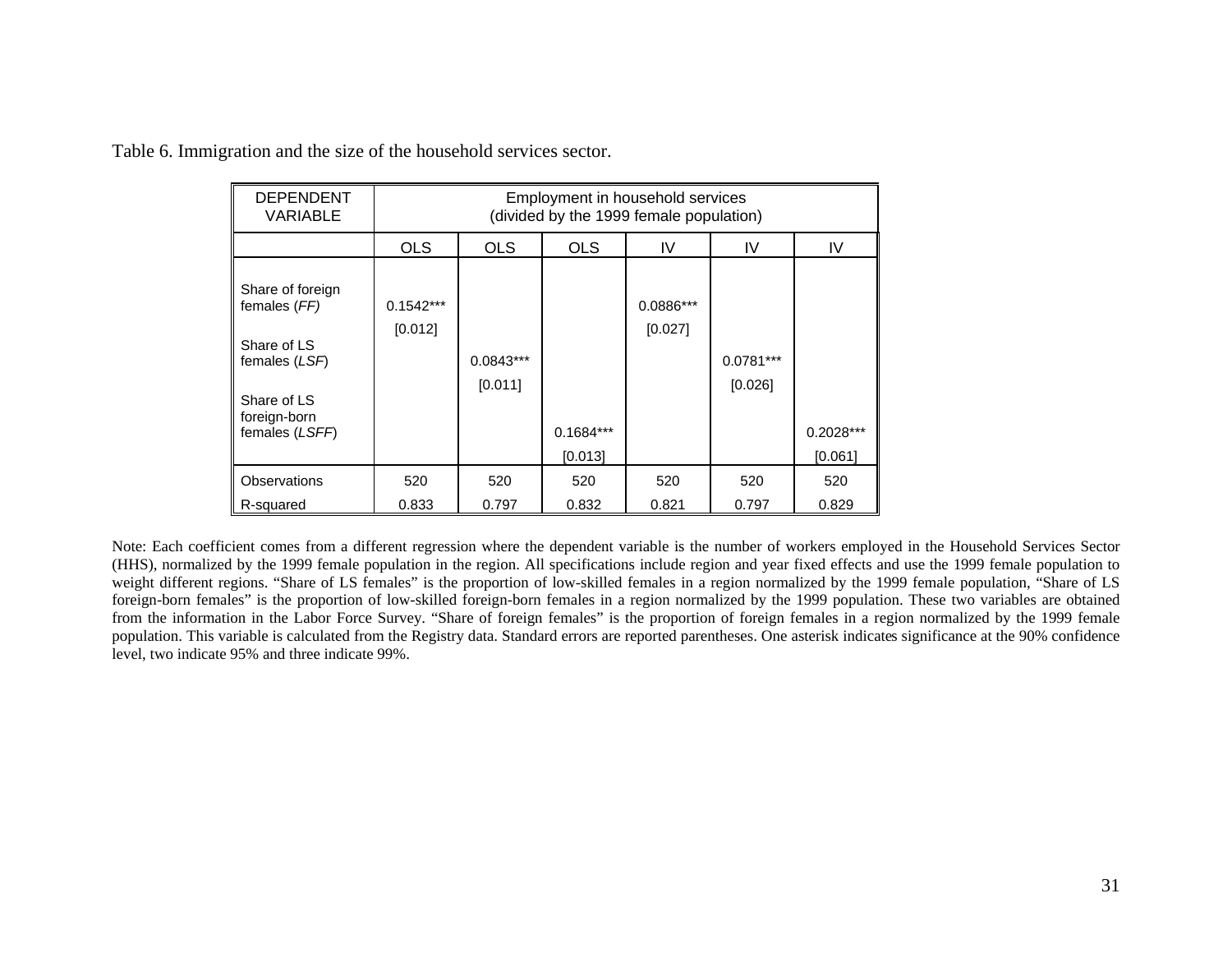Table 6. Immigration and the size of the household services sector.

| DEPENDENT VARIABLE | Employment in household services (divided by the 1999 female population) | | | | | |
|---|---|---|---|---|---|---|
| | OLS | OLS | OLS | IV | IV | IV |
| Share of foreign females (*FF*) | 0.1542*** | | | 0.0886*** | | |
| | [0.012] | | | [0.027] | | |
| Share of LS females (*LSF*) | | 0.0843*** | | | 0.0781*** | |
| | | [0.011] | | | [0.026] | |
| Share of LS foreign-born females (*LSFF*) | | | 0.1684*** | | | 0.2028*** |
| | | | [0.013] | | | [0.061] |
| Observations | 520 | 520 | 520 | 520 | 520 | 520 |
| R-squared | 0.833 | 0.797 | 0.832 | 0.821 | 0.797 | 0.829 |

Note: Each coefficient comes from a different regression where the dependent variable is the number of workers employed in the Household Services Sector (HHS), normalized by the 1999 female population in the region. All specifications include region and year fixed effects and use the 1999 female population to weight different regions. "Share of LS females" is the proportion of low-skilled females in a region normalized by the 1999 female population, "Share of LS foreign-born females" is the proportion of low-skilled foreign-born females in a region normalized by the 1999 population. These two variables are obtained from the information in the Labor Force Survey. "Share of foreign females" is the proportion of foreign females in a region normalized by the 1999 female population. This variable is calculated from the Registry data. Standard errors are reported parentheses. One asterisk indicates significance at the 90% confidence level, two indicate 95% and three indicate 99%.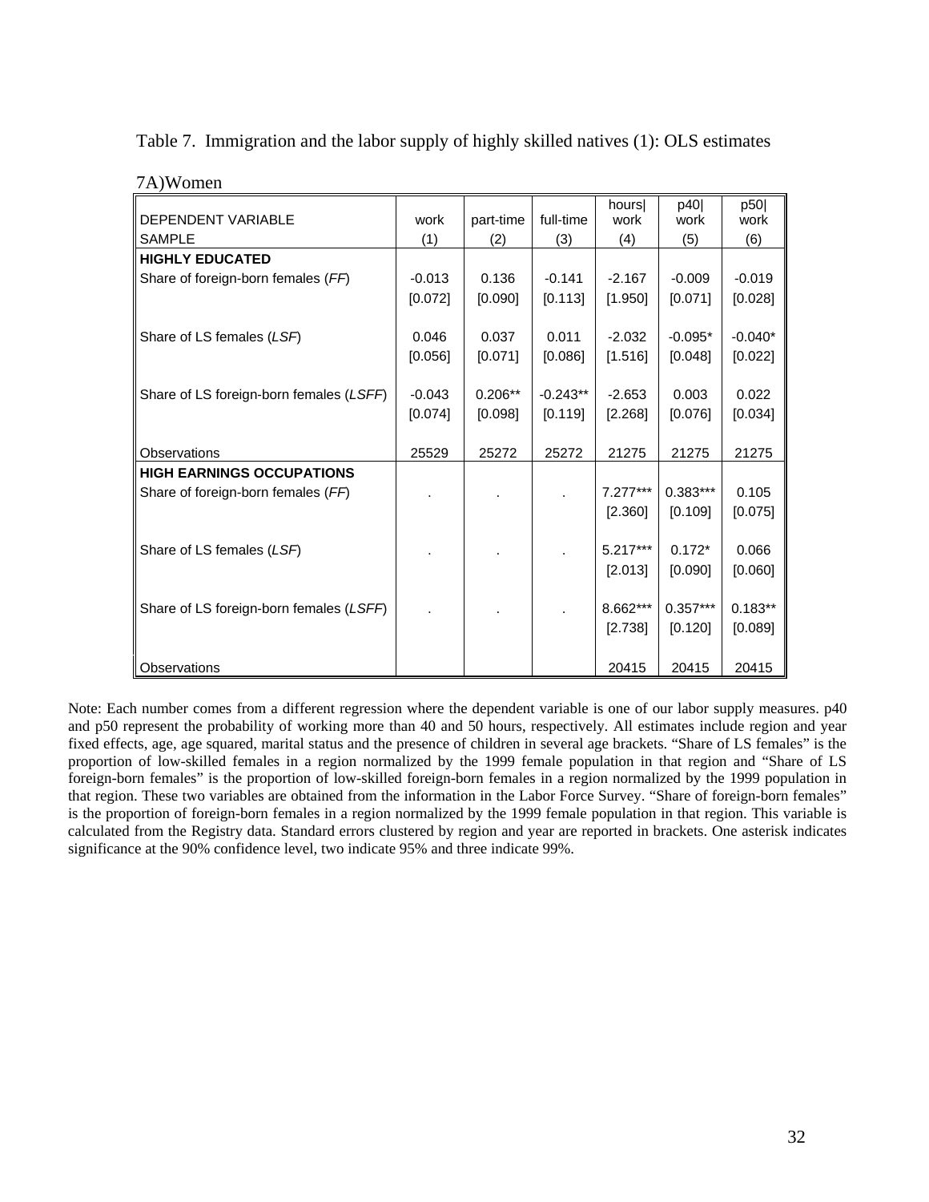Table 7. Immigration and the labor supply of highly skilled natives (1): OLS estimates

7A)Women

| DEPENDENT VARIABLE | work | part-time | full-time | hours\| work | p40\| work | p50\| work |
|---|---|---|---|---|---|---|
| SAMPLE | (1) | (2) | (3) | (4) | (5) | (6) |
| **HIGHLY EDUCATED** | | | | | | |
| Share of foreign-born females (*FF*) | -0.013 | 0.136 | -0.141 | -2.167 | -0.009 | -0.019 |
| | [0.072] | [0.090] | [0.113] | [1.950] | [0.071] | [0.028] |
| Share of LS females (*LSF*) | 0.046 | 0.037 | 0.011 | -2.032 | -0.095* | -0.040* |
| | [0.056] | [0.071] | [0.086] | [1.516] | [0.048] | [0.022] |
| Share of LS foreign-born females (*LSFF*) | -0.043 | 0.206** | -0.243** | -2.653 | 0.003 | 0.022 |
| | [0.074] | [0.098] | [0.119] | [2.268] | [0.076] | [0.034] |
| Observations | 25529 | 25272 | 25272 | 21275 | 21275 | 21275 |
| **HIGH EARNINGS OCCUPATIONS** | | | | | | |
| Share of foreign-born females (*FF*) | . | . | . | 7.277*** | 0.383*** | 0.105 |
| | | | | [2.360] | [0.109] | [0.075] |
| Share of LS females (*LSF*) | . | . | . | 5.217*** | 0.172* | 0.066 |
| | | | | [2.013] | [0.090] | [0.060] |
| Share of LS foreign-born females (*LSFF*) | . | . | . | 8.662*** | 0.357*** | 0.183** |
| | | | | [2.738] | [0.120] | [0.089] |
| Observations | | | | 20415 | 20415 | 20415 |

Note: Each number comes from a different regression where the dependent variable is one of our labor supply measures. p40 and p50 represent the probability of working more than 40 and 50 hours, respectively. All estimates include region and year fixed effects, age, age squared, marital status and the presence of children in several age brackets. "Share of LS females" is the proportion of low-skilled females in a region normalized by the 1999 female population in that region and "Share of LS foreign-born females" is the proportion of low-skilled foreign-born females in a region normalized by the 1999 population in that region. These two variables are obtained from the information in the Labor Force Survey. "Share of foreign-born females" is the proportion of foreign-born females in a region normalized by the 1999 female population in that region. This variable is calculated from the Registry data. Standard errors clustered by region and year are reported in brackets. One asterisk indicates significance at the 90% confidence level, two indicate 95% and three indicate 99%.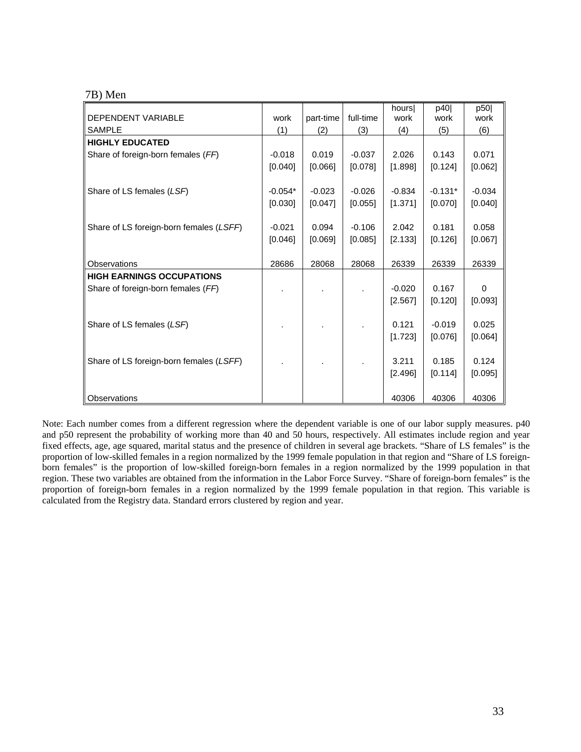7B) Men

| DEPENDENT VARIABLE | work | part-time | full-time | hours\| work | p40\| work | p50\| work |
|---|---|---|---|---|---|---|
| SAMPLE | (1) | (2) | (3) | (4) | (5) | (6) |
| **HIGHLY EDUCATED** | | | | | | |
| Share of foreign-born females (*FF*) | -0.018 | 0.019 | -0.037 | 2.026 | 0.143 | 0.071 |
| | [0.040] | [0.066] | [0.078] | [1.898] | [0.124] | [0.062] |
| Share of LS females (*LSF*) | -0.054* | -0.023 | -0.026 | -0.834 | -0.131* | -0.034 |
| | [0.030] | [0.047] | [0.055] | [1.371] | [0.070] | [0.040] |
| Share of LS foreign-born females (*LSFF*) | -0.021 | 0.094 | -0.106 | 2.042 | 0.181 | 0.058 |
| | [0.046] | [0.069] | [0.085] | [2.133] | [0.126] | [0.067] |
| Observations | 28686 | 28068 | 28068 | 26339 | 26339 | 26339 |
| **HIGH EARNINGS OCCUPATIONS** | | | | | | |
| Share of foreign-born females (*FF*) | . | . | . | -0.020 | 0.167 | 0 |
| | | | | [2.567] | [0.120] | [0.093] |
| Share of LS females (*LSF*) | . | . | . | 0.121 | -0.019 | 0.025 |
| | | | | [1.723] | [0.076] | [0.064] |
| Share of LS foreign-born females (*LSFF*) | . | . | . | 3.211 | 0.185 | 0.124 |
| | | | | [2.496] | [0.114] | [0.095] |
| Observations | | | | 40306 | 40306 | 40306 |

Note: Each number comes from a different regression where the dependent variable is one of our labor supply measures. p40 and p50 represent the probability of working more than 40 and 50 hours, respectively. All estimates include region and year fixed effects, age, age squared, marital status and the presence of children in several age brackets. "Share of LS females" is the proportion of low-skilled females in a region normalized by the 1999 female population in that region and "Share of LS foreign-born females" is the proportion of low-skilled foreign-born females in a region normalized by the 1999 population in that region. These two variables are obtained from the information in the Labor Force Survey. "Share of foreign-born females" is the proportion of foreign-born females in a region normalized by the 1999 female population in that region. This variable is calculated from the Registry data. Standard errors clustered by region and year.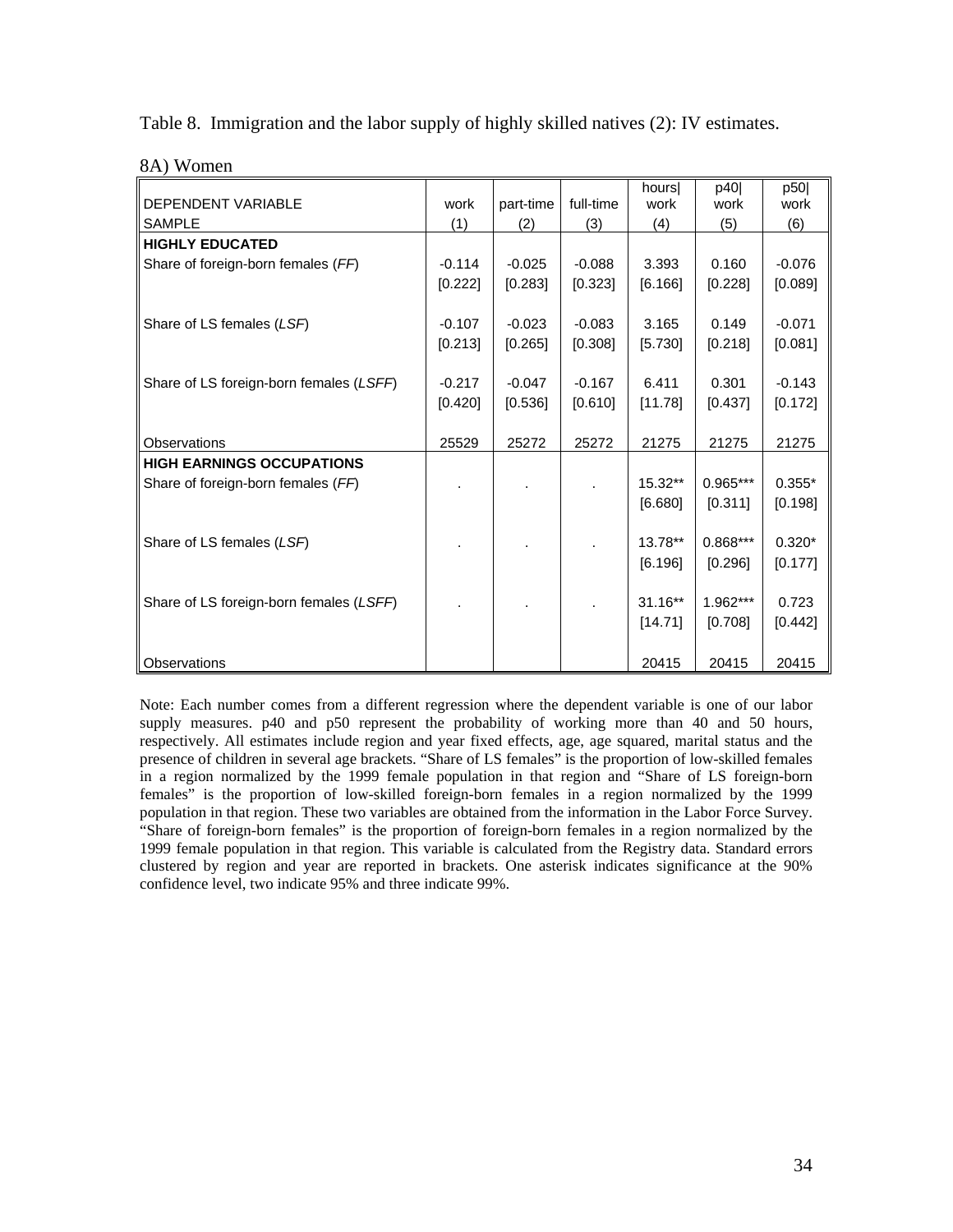Table 8. Immigration and the labor supply of highly skilled natives (2): IV estimates.

8A) Women

| DEPENDENT VARIABLE | work | part-time | full-time | hours\| work | p40\| work | p50\| work |
|---|---|---|---|---|---|---|
| SAMPLE | (1) | (2) | (3) | (4) | (5) | (6) |
| **HIGHLY EDUCATED** | | | | | | |
| Share of foreign-born females (*FF*) | -0.114 | -0.025 | -0.088 | 3.393 | 0.160 | -0.076 |
| | [0.222] | [0.283] | [0.323] | [6.166] | [0.228] | [0.089] |
| Share of LS females (*LSF*) | -0.107 | -0.023 | -0.083 | 3.165 | 0.149 | -0.071 |
| | [0.213] | [0.265] | [0.308] | [5.730] | [0.218] | [0.081] |
| Share of LS foreign-born females (*LSFF*) | -0.217 | -0.047 | -0.167 | 6.411 | 0.301 | -0.143 |
| | [0.420] | [0.536] | [0.610] | [11.78] | [0.437] | [0.172] |
| Observations | 25529 | 25272 | 25272 | 21275 | 21275 | 21275 |
| **HIGH EARNINGS OCCUPATIONS** | | | | | | |
| Share of foreign-born females (*FF*) | . | . | . | 15.32** | 0.965*** | 0.355* |
| | | | | [6.680] | [0.311] | [0.198] |
| Share of LS females (*LSF*) | . | . | . | 13.78** | 0.868*** | 0.320* |
| | | | | [6.196] | [0.296] | [0.177] |
| Share of LS foreign-born females (*LSFF*) | . | . | . | 31.16** | 1.962*** | 0.723 |
| | | | | [14.71] | [0.708] | [0.442] |
| Observations | | | | 20415 | 20415 | 20415 |

Note: Each number comes from a different regression where the dependent variable is one of our labor supply measures. p40 and p50 represent the probability of working more than 40 and 50 hours, respectively. All estimates include region and year fixed effects, age, age squared, marital status and the presence of children in several age brackets. "Share of LS females" is the proportion of low-skilled females in a region normalized by the 1999 female population in that region and "Share of LS foreign-born females" is the proportion of low-skilled foreign-born females in a region normalized by the 1999 population in that region. These two variables are obtained from the information in the Labor Force Survey. "Share of foreign-born females" is the proportion of foreign-born females in a region normalized by the 1999 female population in that region. This variable is calculated from the Registry data. Standard errors clustered by region and year are reported in brackets. One asterisk indicates significance at the 90% confidence level, two indicate 95% and three indicate 99%.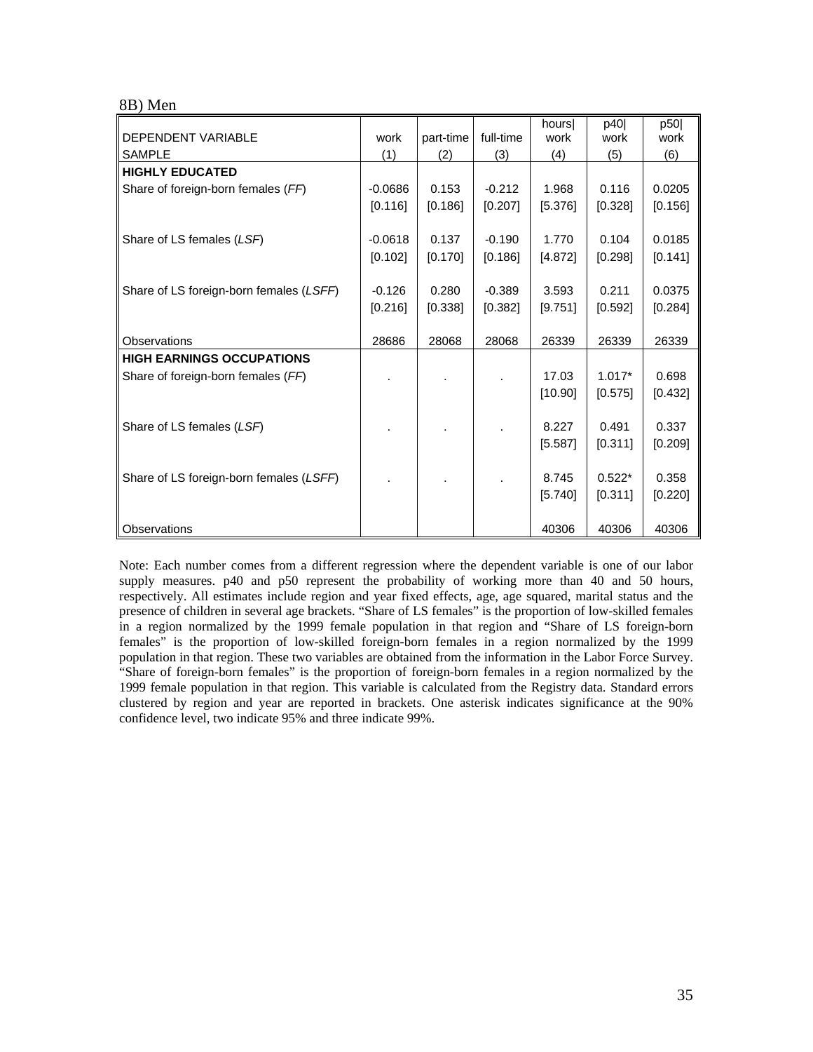8B) Men

| DEPENDENT VARIABLE | work | part-time | full-time | hours\| work | p40\| work | p50\| work |
|---|---|---|---|---|---|---|
| SAMPLE | (1) | (2) | (3) | (4) | (5) | (6) |
| **HIGHLY EDUCATED** | | | | | | |
| Share of foreign-born females (*FF*) | -0.0686 | 0.153 | -0.212 | 1.968 | 0.116 | 0.0205 |
| | [0.116] | [0.186] | [0.207] | [5.376] | [0.328] | [0.156] |
| Share of LS females (*LSF*) | -0.0618 | 0.137 | -0.190 | 1.770 | 0.104 | 0.0185 |
| | [0.102] | [0.170] | [0.186] | [4.872] | [0.298] | [0.141] |
| Share of LS foreign-born females (*LSFF*) | -0.126 | 0.280 | -0.389 | 3.593 | 0.211 | 0.0375 |
| | [0.216] | [0.338] | [0.382] | [9.751] | [0.592] | [0.284] |
| Observations | 28686 | 28068 | 28068 | 26339 | 26339 | 26339 |
| **HIGH EARNINGS OCCUPATIONS** | | | | | | |
| Share of foreign-born females (*FF*) | . | . | . | 17.03 | 1.017* | 0.698 |
| | | | | [10.90] | [0.575] | [0.432] |
| Share of LS females (*LSF*) | . | . | . | 8.227 | 0.491 | 0.337 |
| | | | | [5.587] | [0.311] | [0.209] |
| Share of LS foreign-born females (*LSFF*) | . | . | . | 8.745 | 0.522* | 0.358 |
| | | | | [5.740] | [0.311] | [0.220] |
| Observations | | | | 40306 | 40306 | 40306 |

Note: Each number comes from a different regression where the dependent variable is one of our labor supply measures. p40 and p50 represent the probability of working more than 40 and 50 hours, respectively. All estimates include region and year fixed effects, age, age squared, marital status and the presence of children in several age brackets. "Share of LS females" is the proportion of low-skilled females in a region normalized by the 1999 female population in that region and "Share of LS foreign-born females" is the proportion of low-skilled foreign-born females in a region normalized by the 1999 population in that region. These two variables are obtained from the information in the Labor Force Survey. "Share of foreign-born females" is the proportion of foreign-born females in a region normalized by the 1999 female population in that region. This variable is calculated from the Registry data. Standard errors clustered by region and year are reported in brackets. One asterisk indicates significance at the 90% confidence level, two indicate 95% and three indicate 99%.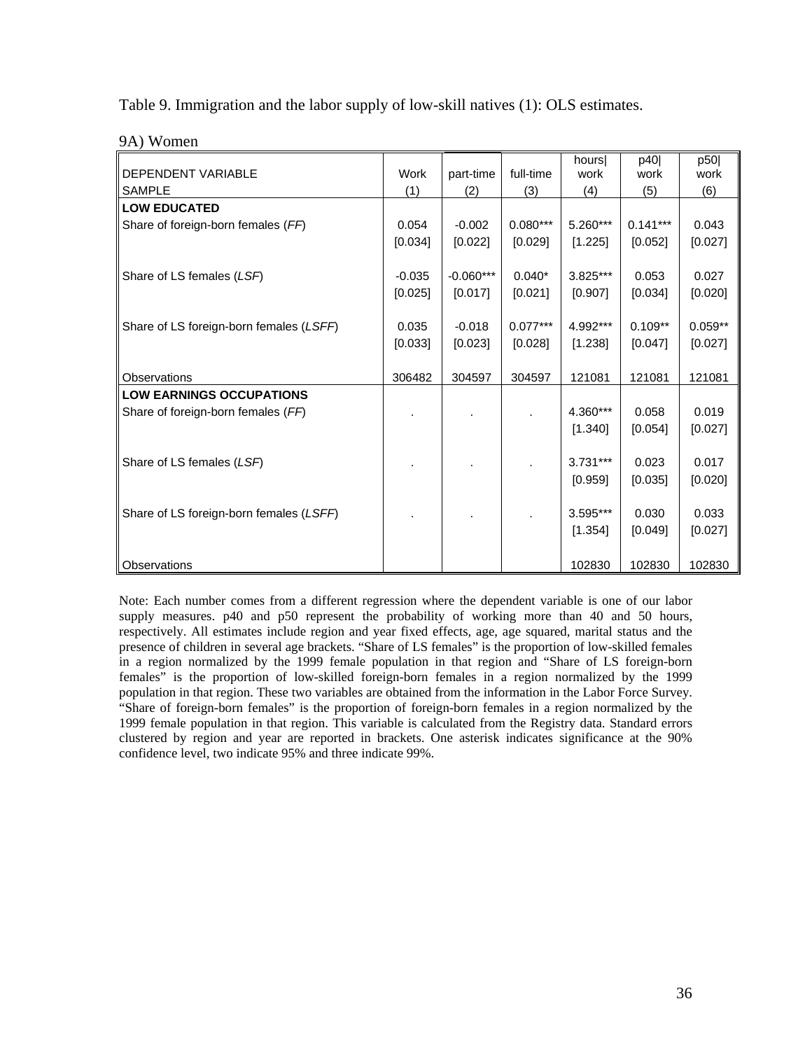Table 9. Immigration and the labor supply of low-skill natives (1): OLS estimates.

9A) Women

| DEPENDENT VARIABLE | Work | part-time | full-time | hours\| work | p40\| work | p50\| work |
|---|---|---|---|---|---|---|
| SAMPLE | (1) | (2) | (3) | (4) | (5) | (6) |
| **LOW EDUCATED** | | | | | | |
| Share of foreign-born females (*FF*) | 0.054 | -0.002 | 0.080*** | 5.260*** | 0.141*** | 0.043 |
| | [0.034] | [0.022] | [0.029] | [1.225] | [0.052] | [0.027] |
| Share of LS females (*LSF*) | -0.035 | -0.060*** | 0.040* | 3.825*** | 0.053 | 0.027 |
| | [0.025] | [0.017] | [0.021] | [0.907] | [0.034] | [0.020] |
| Share of LS foreign-born females (*LSFF*) | 0.035 | -0.018 | 0.077*** | 4.992*** | 0.109** | 0.059** |
| | [0.033] | [0.023] | [0.028] | [1.238] | [0.047] | [0.027] |
| Observations | 306482 | 304597 | 304597 | 121081 | 121081 | 121081 |
| **LOW EARNINGS OCCUPATIONS** | | | | | | |
| Share of foreign-born females (*FF*) | . | . | . | 4.360*** | 0.058 | 0.019 |
| | | | | [1.340] | [0.054] | [0.027] |
| Share of LS females (*LSF*) | . | . | . | 3.731*** | 0.023 | 0.017 |
| | | | | [0.959] | [0.035] | [0.020] |
| Share of LS foreign-born females (*LSFF*) | . | . | . | 3.595*** | 0.030 | 0.033 |
| | | | | [1.354] | [0.049] | [0.027] |
| Observations | | | | 102830 | 102830 | 102830 |

Note: Each number comes from a different regression where the dependent variable is one of our labor supply measures. p40 and p50 represent the probability of working more than 40 and 50 hours, respectively. All estimates include region and year fixed effects, age, age squared, marital status and the presence of children in several age brackets. "Share of LS females" is the proportion of low-skilled females in a region normalized by the 1999 female population in that region and "Share of LS foreign-born females" is the proportion of low-skilled foreign-born females in a region normalized by the 1999 population in that region. These two variables are obtained from the information in the Labor Force Survey. "Share of foreign-born females" is the proportion of foreign-born females in a region normalized by the 1999 female population in that region. This variable is calculated from the Registry data. Standard errors clustered by region and year are reported in brackets. One asterisk indicates significance at the 90% confidence level, two indicate 95% and three indicate 99%.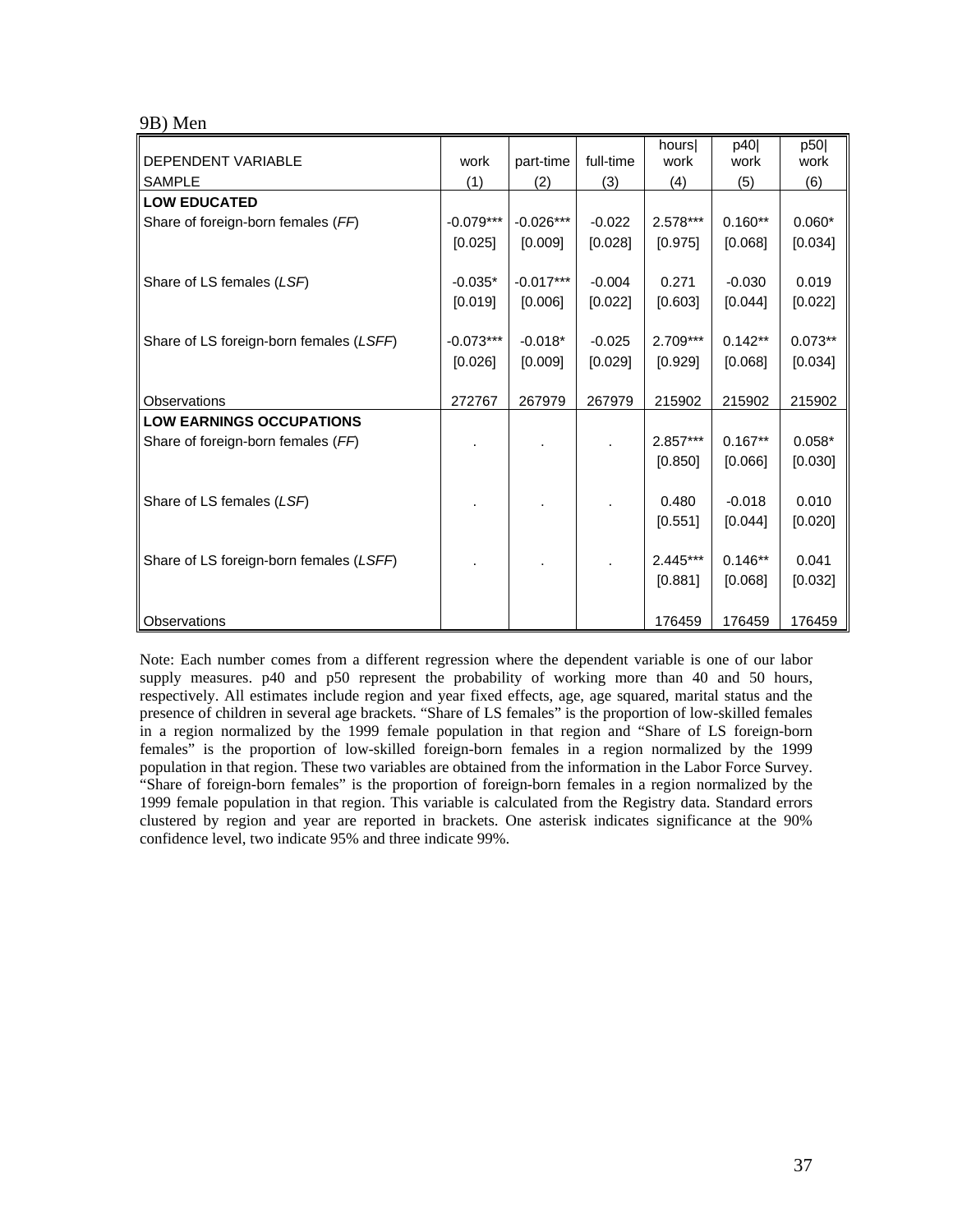9B) Men

| DEPENDENT VARIABLE | work | part-time | full-time | hours\| work | p40\| work | p50\| work |
|---|---|---|---|---|---|---|
| SAMPLE | (1) | (2) | (3) | (4) | (5) | (6) |
| **LOW EDUCATED** | | | | | | |
| Share of foreign-born females (*FF*) | -0.079*** | -0.026*** | -0.022 | 2.578*** | 0.160** | 0.060* |
| | [0.025] | [0.009] | [0.028] | [0.975] | [0.068] | [0.034] |
| Share of LS females (*LSF*) | -0.035* | -0.017*** | -0.004 | 0.271 | -0.030 | 0.019 |
| | [0.019] | [0.006] | [0.022] | [0.603] | [0.044] | [0.022] |
| Share of LS foreign-born females (*LSFF*) | -0.073*** | -0.018* | -0.025 | 2.709*** | 0.142** | 0.073** |
| | [0.026] | [0.009] | [0.029] | [0.929] | [0.068] | [0.034] |
| Observations | 272767 | 267979 | 267979 | 215902 | 215902 | 215902 |
| **LOW EARNINGS OCCUPATIONS** | | | | | | |
| Share of foreign-born females (*FF*) | . | . | . | 2.857*** | 0.167** | 0.058* |
| | | | | [0.850] | [0.066] | [0.030] |
| Share of LS females (*LSF*) | . | . | . | 0.480 | -0.018 | 0.010 |
| | | | | [0.551] | [0.044] | [0.020] |
| Share of LS foreign-born females (*LSFF*) | . | . | . | 2.445*** | 0.146** | 0.041 |
| | | | | [0.881] | [0.068] | [0.032] |
| Observations | | | | 176459 | 176459 | 176459 |

Note: Each number comes from a different regression where the dependent variable is one of our labor supply measures. p40 and p50 represent the probability of working more than 40 and 50 hours, respectively. All estimates include region and year fixed effects, age, age squared, marital status and the presence of children in several age brackets. "Share of LS females" is the proportion of low-skilled females in a region normalized by the 1999 female population in that region and "Share of LS foreign-born females" is the proportion of low-skilled foreign-born females in a region normalized by the 1999 population in that region. These two variables are obtained from the information in the Labor Force Survey. "Share of foreign-born females" is the proportion of foreign-born females in a region normalized by the 1999 female population in that region. This variable is calculated from the Registry data. Standard errors clustered by region and year are reported in brackets. One asterisk indicates significance at the 90% confidence level, two indicate 95% and three indicate 99%.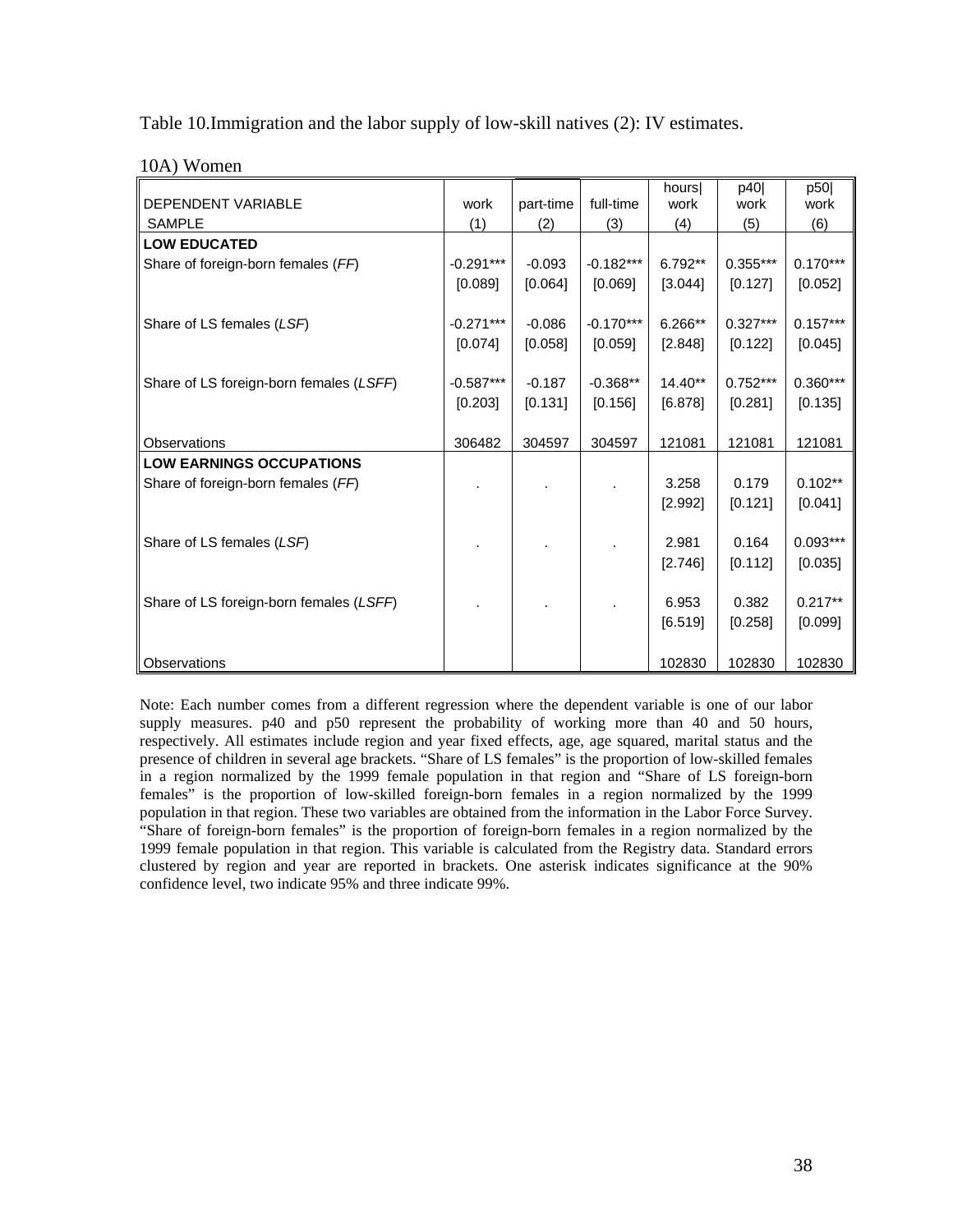Table 10.Immigration and the labor supply of low-skill natives (2): IV estimates.

10A) Women

| DEPENDENT VARIABLE | work | part-time | full-time | hours\| work | p40\| work | p50\| work |
|---|---|---|---|---|---|---|
| SAMPLE | (1) | (2) | (3) | (4) | (5) | (6) |
| **LOW EDUCATED** | | | | | | |
| Share of foreign-born females (*FF*) | -0.291*** | -0.093 | -0.182*** | 6.792** | 0.355*** | 0.170*** |
| | [0.089] | [0.064] | [0.069] | [3.044] | [0.127] | [0.052] |
| Share of LS females (*LSF*) | -0.271*** | -0.086 | -0.170*** | 6.266** | 0.327*** | 0.157*** |
| | [0.074] | [0.058] | [0.059] | [2.848] | [0.122] | [0.045] |
| Share of LS foreign-born females (*LSFF*) | -0.587*** | -0.187 | -0.368** | 14.40** | 0.752*** | 0.360*** |
| | [0.203] | [0.131] | [0.156] | [6.878] | [0.281] | [0.135] |
| Observations | 306482 | 304597 | 304597 | 121081 | 121081 | 121081 |
| **LOW EARNINGS OCCUPATIONS** | | | | | | |
| Share of foreign-born females (*FF*) | . | . | . | 3.258 | 0.179 | 0.102** |
| | | | | [2.992] | [0.121] | [0.041] |
| Share of LS females (*LSF*) | . | . | . | 2.981 | 0.164 | 0.093*** |
| | | | | [2.746] | [0.112] | [0.035] |
| Share of LS foreign-born females (*LSFF*) | . | . | . | 6.953 | 0.382 | 0.217** |
| | | | | [6.519] | [0.258] | [0.099] |
| Observations | | | | 102830 | 102830 | 102830 |

Note: Each number comes from a different regression where the dependent variable is one of our labor supply measures. p40 and p50 represent the probability of working more than 40 and 50 hours, respectively. All estimates include region and year fixed effects, age, age squared, marital status and the presence of children in several age brackets. "Share of LS females" is the proportion of low-skilled females in a region normalized by the 1999 female population in that region and "Share of LS foreign-born females" is the proportion of low-skilled foreign-born females in a region normalized by the 1999 population in that region. These two variables are obtained from the information in the Labor Force Survey. "Share of foreign-born females" is the proportion of foreign-born females in a region normalized by the 1999 female population in that region. This variable is calculated from the Registry data. Standard errors clustered by region and year are reported in brackets. One asterisk indicates significance at the 90% confidence level, two indicate 95% and three indicate 99%.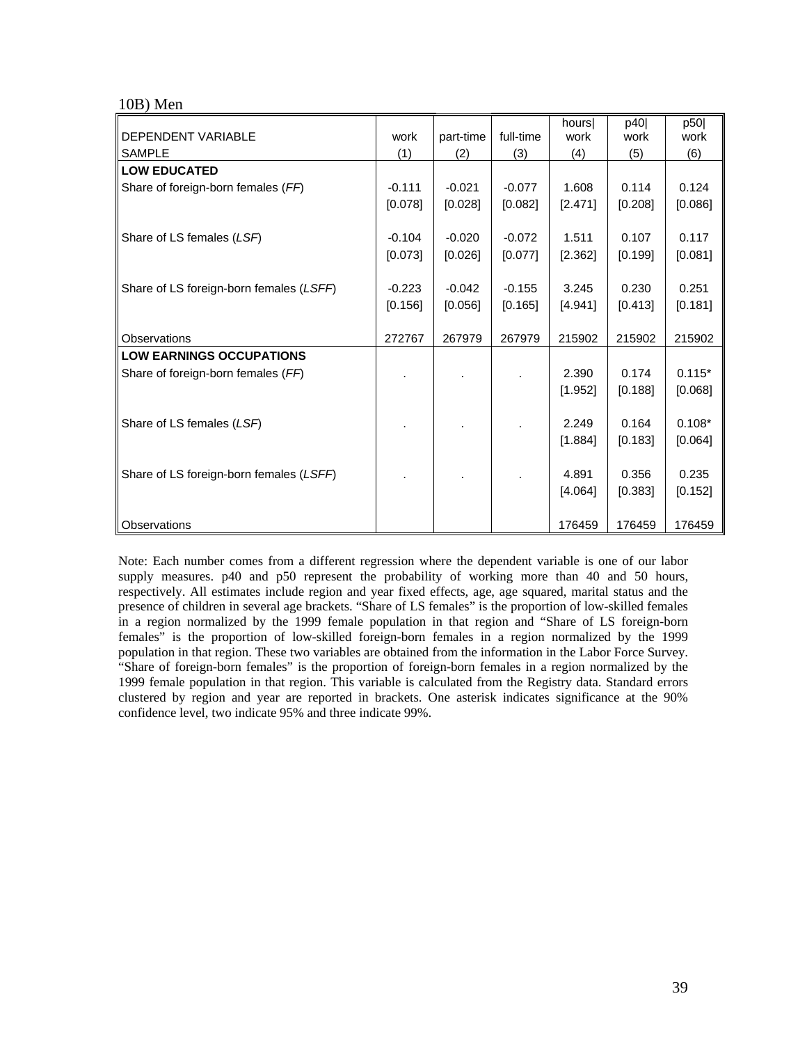10B) Men

| DEPENDENT VARIABLE | work | part-time | full-time | hours\| work | p40\| work | p50\| work |
|---|---|---|---|---|---|---|
| SAMPLE | (1) | (2) | (3) | (4) | (5) | (6) |
| **LOW EDUCATED** | | | | | | |
| Share of foreign-born females (*FF*) | -0.111 | -0.021 | -0.077 | 1.608 | 0.114 | 0.124 |
| | [0.078] | [0.028] | [0.082] | [2.471] | [0.208] | [0.086] |
| Share of LS females (*LSF*) | -0.104 | -0.020 | -0.072 | 1.511 | 0.107 | 0.117 |
| | [0.073] | [0.026] | [0.077] | [2.362] | [0.199] | [0.081] |
| Share of LS foreign-born females (*LSFF*) | -0.223 | -0.042 | -0.155 | 3.245 | 0.230 | 0.251 |
| | [0.156] | [0.056] | [0.165] | [4.941] | [0.413] | [0.181] |
| Observations | 272767 | 267979 | 267979 | 215902 | 215902 | 215902 |
| **LOW EARNINGS OCCUPATIONS** | | | | | | |
| Share of foreign-born females (*FF*) | . | . | . | 2.390 | 0.174 | 0.115* |
| | | | | [1.952] | [0.188] | [0.068] |
| Share of LS females (*LSF*) | . | . | . | 2.249 | 0.164 | 0.108* |
| | | | | [1.884] | [0.183] | [0.064] |
| Share of LS foreign-born females (*LSFF*) | . | . | . | 4.891 | 0.356 | 0.235 |
| | | | | [4.064] | [0.383] | [0.152] |
| Observations | | | | 176459 | 176459 | 176459 |

Note: Each number comes from a different regression where the dependent variable is one of our labor supply measures. p40 and p50 represent the probability of working more than 40 and 50 hours, respectively. All estimates include region and year fixed effects, age, age squared, marital status and the presence of children in several age brackets. "Share of LS females" is the proportion of low-skilled females in a region normalized by the 1999 female population in that region and "Share of LS foreign-born females" is the proportion of low-skilled foreign-born females in a region normalized by the 1999 population in that region. These two variables are obtained from the information in the Labor Force Survey. "Share of foreign-born females" is the proportion of foreign-born females in a region normalized by the 1999 female population in that region. This variable is calculated from the Registry data. Standard errors clustered by region and year are reported in brackets. One asterisk indicates significance at the 90% confidence level, two indicate 95% and three indicate 99%.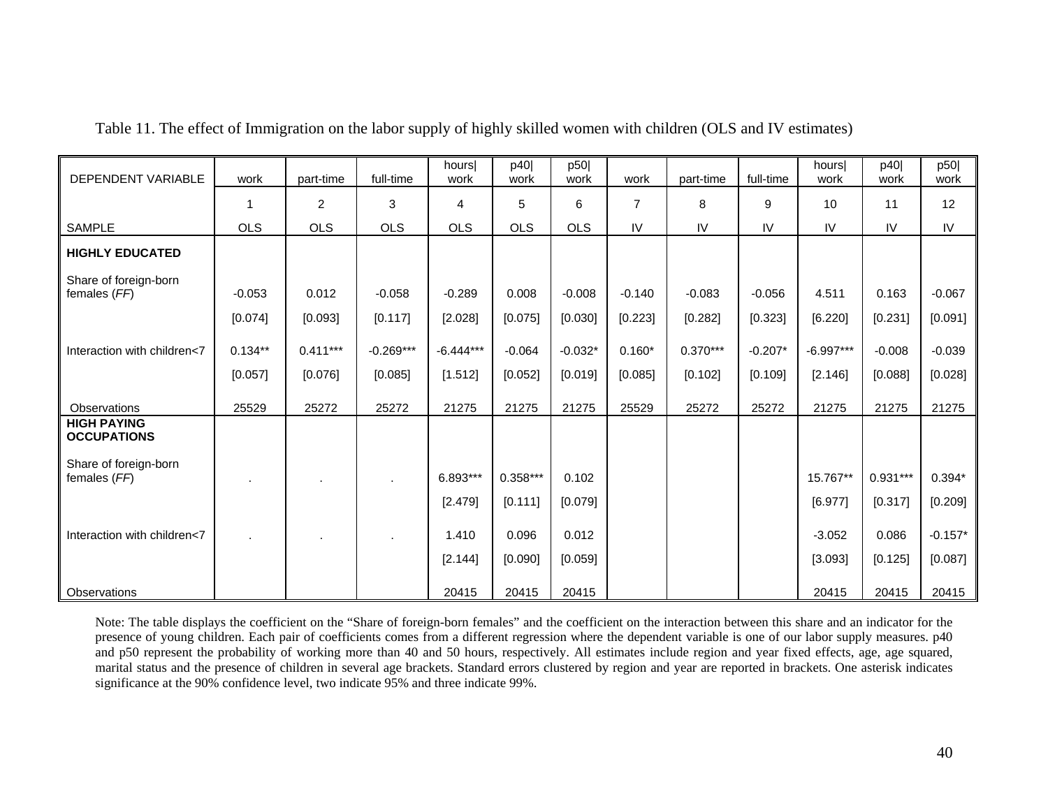Table 11. The effect of Immigration on the labor supply of highly skilled women with children (OLS and IV estimates)

| DEPENDENT VARIABLE | work | part-time | full-time | hours\| work | p40\| work | p50\| work | work | part-time | full-time | hours\| work | p40\| work | p50\| work |
|---|---|---|---|---|---|---|---|---|---|---|---|---|
| | 1 | 2 | 3 | 4 | 5 | 6 | 7 | 8 | 9 | 10 | 11 | 12 |
| SAMPLE | OLS | OLS | OLS | OLS | OLS | OLS | IV | IV | IV | IV | IV | IV |
| **HIGHLY EDUCATED** | | | | | | | | | | | | |
| Share of foreign-born females (*FF*) | -0.053 | 0.012 | -0.058 | -0.289 | 0.008 | -0.008 | -0.140 | -0.083 | -0.056 | 4.511 | 0.163 | -0.067 |
| | [0.074] | [0.093] | [0.117] | [2.028] | [0.075] | [0.030] | [0.223] | [0.282] | [0.323] | [6.220] | [0.231] | [0.091] |
| Interaction with children<7 | 0.134** | 0.411*** | -0.269*** | -6.444*** | -0.064 | -0.032* | 0.160* | 0.370*** | -0.207* | -6.997*** | -0.008 | -0.039 |
| | [0.057] | [0.076] | [0.085] | [1.512] | [0.052] | [0.019] | [0.085] | [0.102] | [0.109] | [2.146] | [0.088] | [0.028] |
| Observations | 25529 | 25272 | 25272 | 21275 | 21275 | 21275 | 25529 | 25272 | 25272 | 21275 | 21275 | 21275 |
| **HIGH PAYING OCCUPATIONS** | | | | | | | | | | | | |
| Share of foreign-born females (*FF*) | . | . | . | 6.893*** | 0.358*** | 0.102 | | | | 15.767** | 0.931*** | 0.394* |
| | | | | [2.479] | [0.111] | [0.079] | | | | [6.977] | [0.317] | [0.209] |
| Interaction with children<7 | . | . | . | 1.410 | 0.096 | 0.012 | | | | -3.052 | 0.086 | -0.157* |
| | | | | [2.144] | [0.090] | [0.059] | | | | [3.093] | [0.125] | [0.087] |
| Observations | | | | 20415 | 20415 | 20415 | | | | 20415 | 20415 | 20415 |

Note: The table displays the coefficient on the "Share of foreign-born females" and the coefficient on the interaction between this share and an indicator for the presence of young children. Each pair of coefficients comes from a different regression where the dependent variable is one of our labor supply measures. p40 and p50 represent the probability of working more than 40 and 50 hours, respectively. All estimates include region and year fixed effects, age, age squared, marital status and the presence of children in several age brackets. Standard errors clustered by region and year are reported in brackets. One asterisk indicates significance at the 90% confidence level, two indicate 95% and three indicate 99%.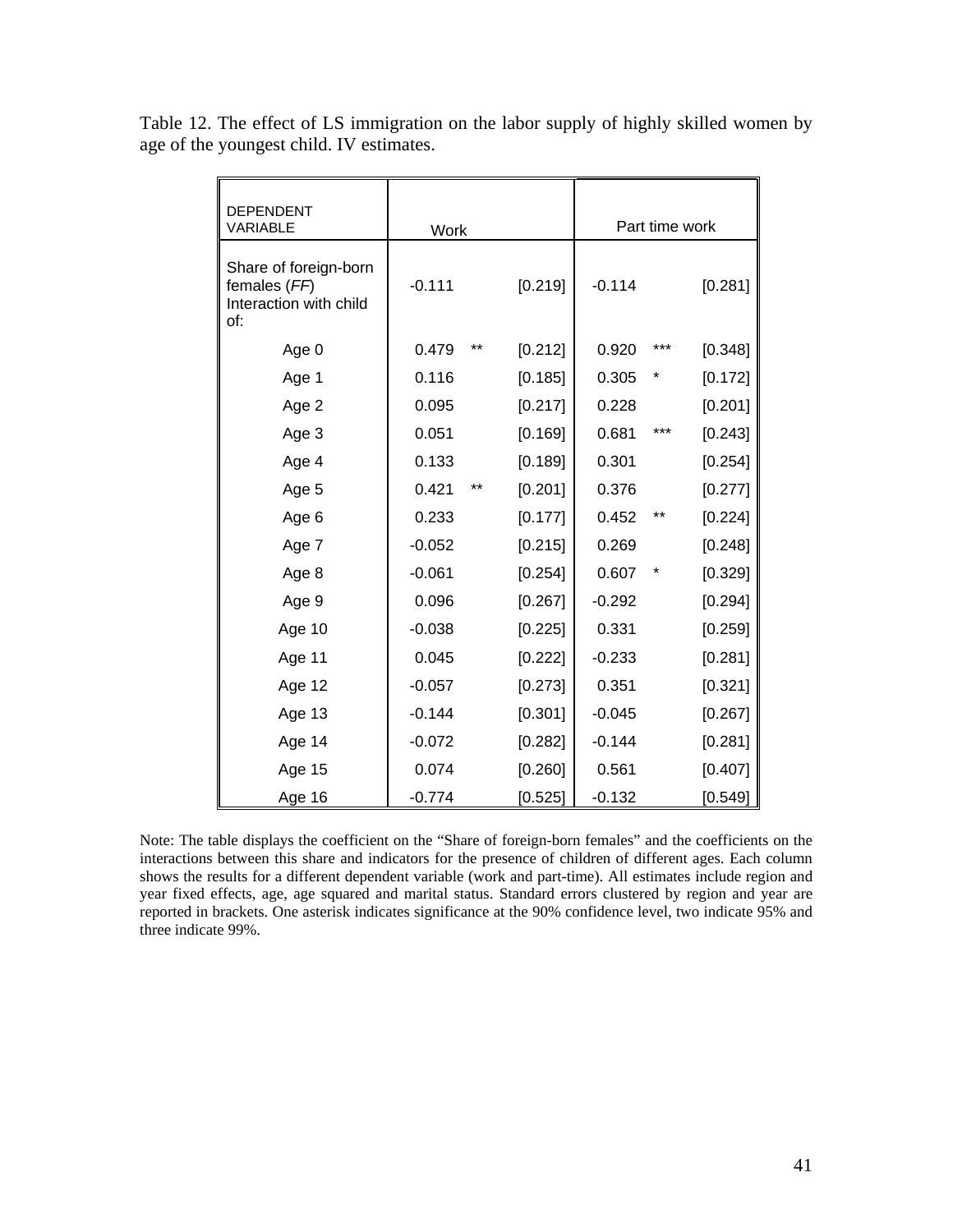Table 12. The effect of LS immigration on the labor supply of highly skilled women by age of the youngest child. IV estimates.

| DEPENDENT VARIABLE | Work | | | Part time work | | |
|---|---|---|---|---|---|---|
| Share of foreign-born females (*FF*) Interaction with child of: | -0.111 | | [0.219] | -0.114 | | [0.281] |
| Age 0 | 0.479 | ** | [0.212] | 0.920 | *** | [0.348] |
| Age 1 | 0.116 | | [0.185] | 0.305 | * | [0.172] |
| Age 2 | 0.095 | | [0.217] | 0.228 | | [0.201] |
| Age 3 | 0.051 | | [0.169] | 0.681 | *** | [0.243] |
| Age 4 | 0.133 | | [0.189] | 0.301 | | [0.254] |
| Age 5 | 0.421 | ** | [0.201] | 0.376 | | [0.277] |
| Age 6 | 0.233 | | [0.177] | 0.452 | ** | [0.224] |
| Age 7 | -0.052 | | [0.215] | 0.269 | | [0.248] |
| Age 8 | -0.061 | | [0.254] | 0.607 | * | [0.329] |
| Age 9 | 0.096 | | [0.267] | -0.292 | | [0.294] |
| Age 10 | -0.038 | | [0.225] | 0.331 | | [0.259] |
| Age 11 | 0.045 | | [0.222] | -0.233 | | [0.281] |
| Age 12 | -0.057 | | [0.273] | 0.351 | | [0.321] |
| Age 13 | -0.144 | | [0.301] | -0.045 | | [0.267] |
| Age 14 | -0.072 | | [0.282] | -0.144 | | [0.281] |
| Age 15 | 0.074 | | [0.260] | 0.561 | | [0.407] |
| Age 16 | -0.774 | | [0.525] | -0.132 | | [0.549] |

Note: The table displays the coefficient on the "Share of foreign-born females" and the coefficients on the interactions between this share and indicators for the presence of children of different ages. Each column shows the results for a different dependent variable (work and part-time). All estimates include region and year fixed effects, age, age squared and marital status. Standard errors clustered by region and year are reported in brackets. One asterisk indicates significance at the 90% confidence level, two indicate 95% and three indicate 99%.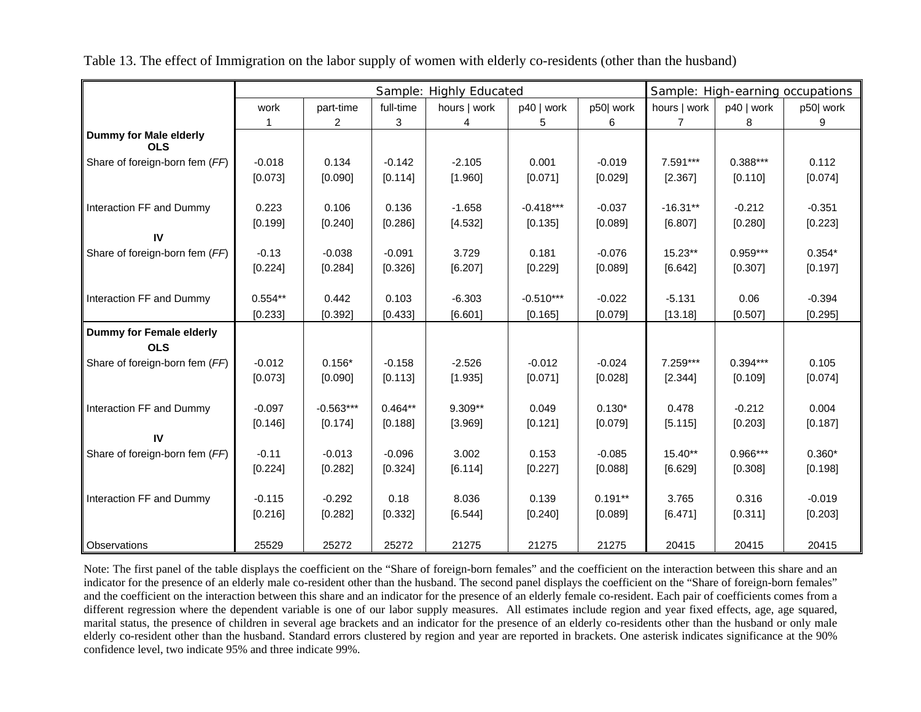Table 13. The effect of Immigration on the labor supply of women with elderly co-residents (other than the husband)

| | Sample: Highly Educated | | | | | | Sample: High-earning occupations | | |
|---|---|---|---|---|---|---|---|---|---|
| | work | part-time | full-time | hours \| work | p40 \| work | p50\| work | hours \| work | p40 \| work | p50\| work |
| | 1 | 2 | 3 | 4 | 5 | 6 | 7 | 8 | 9 |
| **Dummy for Male elderly** | | | | | | | | | |
| **OLS** | | | | | | | | | |
| Share of foreign-born fem (*FF*) | -0.018 | 0.134 | -0.142 | -2.105 | 0.001 | -0.019 | 7.591*** | 0.388*** | 0.112 |
| | [0.073] | [0.090] | [0.114] | [1.960] | [0.071] | [0.029] | [2.367] | [0.110] | [0.074] |
| Interaction FF and Dummy | 0.223 | 0.106 | 0.136 | -1.658 | -0.418*** | -0.037 | -16.31** | -0.212 | -0.351 |
| | [0.199] | [0.240] | [0.286] | [4.532] | [0.135] | [0.089] | [6.807] | [0.280] | [0.223] |
| **IV** | | | | | | | | | |
| Share of foreign-born fem (*FF*) | -0.13 | -0.038 | -0.091 | 3.729 | 0.181 | -0.076 | 15.23** | 0.959*** | 0.354* |
| | [0.224] | [0.284] | [0.326] | [6.207] | [0.229] | [0.089] | [6.642] | [0.307] | [0.197] |
| Interaction FF and Dummy | 0.554** | 0.442 | 0.103 | -6.303 | -0.510*** | -0.022 | -5.131 | 0.06 | -0.394 |
| | [0.233] | [0.392] | [0.433] | [6.601] | [0.165] | [0.079] | [13.18] | [0.507] | [0.295] |
| **Dummy for Female elderly** | | | | | | | | | |
| **OLS** | | | | | | | | | |
| Share of foreign-born fem (*FF*) | -0.012 | 0.156* | -0.158 | -2.526 | -0.012 | -0.024 | 7.259*** | 0.394*** | 0.105 |
| | [0.073] | [0.090] | [0.113] | [1.935] | [0.071] | [0.028] | [2.344] | [0.109] | [0.074] |
| Interaction FF and Dummy | -0.097 | -0.563*** | 0.464** | 9.309** | 0.049 | 0.130* | 0.478 | -0.212 | 0.004 |
| | [0.146] | [0.174] | [0.188] | [3.969] | [0.121] | [0.079] | [5.115] | [0.203] | [0.187] |
| **IV** | | | | | | | | | |
| Share of foreign-born fem (*FF*) | -0.11 | -0.013 | -0.096 | 3.002 | 0.153 | -0.085 | 15.40** | 0.966*** | 0.360* |
| | [0.224] | [0.282] | [0.324] | [6.114] | [0.227] | [0.088] | [6.629] | [0.308] | [0.198] |
| Interaction FF and Dummy | -0.115 | -0.292 | 0.18 | 8.036 | 0.139 | 0.191** | 3.765 | 0.316 | -0.019 |
| | [0.216] | [0.282] | [0.332] | [6.544] | [0.240] | [0.089] | [6.471] | [0.311] | [0.203] |
| Observations | 25529 | 25272 | 25272 | 21275 | 21275 | 21275 | 20415 | 20415 | 20415 |

Note: The first panel of the table displays the coefficient on the "Share of foreign-born females" and the coefficient on the interaction between this share and an indicator for the presence of an elderly male co-resident other than the husband. The second panel displays the coefficient on the "Share of foreign-born females" and the coefficient on the interaction between this share and an indicator for the presence of an elderly female co-resident. Each pair of coefficients comes from a different regression where the dependent variable is one of our labor supply measures. All estimates include region and year fixed effects, age, age squared, marital status, the presence of children in several age brackets and an indicator for the presence of an elderly co-residents other than the husband or only male elderly co-resident other than the husband. Standard errors clustered by region and year are reported in brackets. One asterisk indicates significance at the 90% confidence level, two indicate 95% and three indicate 99%.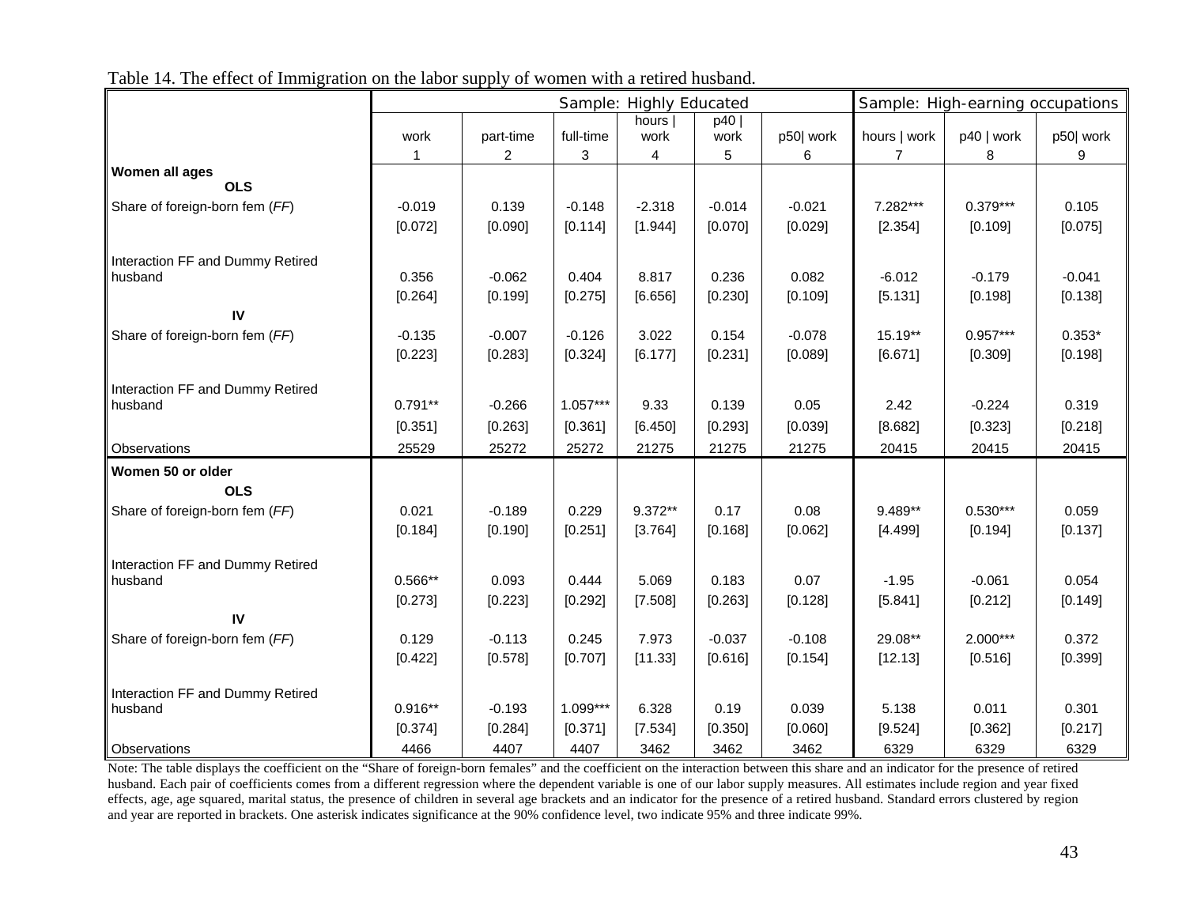Table 14. The effect of Immigration on the labor supply of women with a retired husband.

| | Sample: Highly Educated | | | | | | Sample: High-earning occupations | | |
|---|---|---|---|---|---|---|---|---|---|
| | work | part-time | full-time | hours \| work | p40 \| work | p50\| work | hours \| work | p40 \| work | p50\| work |
| | 1 | 2 | 3 | 4 | 5 | 6 | 7 | 8 | 9 |
| **Women all ages** | | | | | | | | | |
| **OLS** | | | | | | | | | |
| Share of foreign-born fem (*FF*) | -0.019 | 0.139 | -0.148 | -2.318 | -0.014 | -0.021 | 7.282*** | 0.379*** | 0.105 |
| | [0.072] | [0.090] | [0.114] | [1.944] | [0.070] | [0.029] | [2.354] | [0.109] | [0.075] |
| Interaction FF and Dummy Retired husband | 0.356 | -0.062 | 0.404 | 8.817 | 0.236 | 0.082 | -6.012 | -0.179 | -0.041 |
| | [0.264] | [0.199] | [0.275] | [6.656] | [0.230] | [0.109] | [5.131] | [0.198] | [0.138] |
| **IV** | | | | | | | | | |
| Share of foreign-born fem (*FF*) | -0.135 | -0.007 | -0.126 | 3.022 | 0.154 | -0.078 | 15.19** | 0.957*** | 0.353* |
| | [0.223] | [0.283] | [0.324] | [6.177] | [0.231] | [0.089] | [6.671] | [0.309] | [0.198] |
| Interaction FF and Dummy Retired husband | 0.791** | -0.266 | 1.057*** | 9.33 | 0.139 | 0.05 | 2.42 | -0.224 | 0.319 |
| | [0.351] | [0.263] | [0.361] | [6.450] | [0.293] | [0.039] | [8.682] | [0.323] | [0.218] |
| Observations | 25529 | 25272 | 25272 | 21275 | 21275 | 21275 | 20415 | 20415 | 20415 |
| **Women 50 or older** | | | | | | | | | |
| **OLS** | | | | | | | | | |
| Share of foreign-born fem (*FF*) | 0.021 | -0.189 | 0.229 | 9.372** | 0.17 | 0.08 | 9.489** | 0.530*** | 0.059 |
| | [0.184] | [0.190] | [0.251] | [3.764] | [0.168] | [0.062] | [4.499] | [0.194] | [0.137] |
| Interaction FF and Dummy Retired husband | 0.566** | 0.093 | 0.444 | 5.069 | 0.183 | 0.07 | -1.95 | -0.061 | 0.054 |
| | [0.273] | [0.223] | [0.292] | [7.508] | [0.263] | [0.128] | [5.841] | [0.212] | [0.149] |
| **IV** | | | | | | | | | |
| Share of foreign-born fem (*FF*) | 0.129 | -0.113 | 0.245 | 7.973 | -0.037 | -0.108 | 29.08** | 2.000*** | 0.372 |
| | [0.422] | [0.578] | [0.707] | [11.33] | [0.616] | [0.154] | [12.13] | [0.516] | [0.399] |
| Interaction FF and Dummy Retired husband | 0.916** | -0.193 | 1.099*** | 6.328 | 0.19 | 0.039 | 5.138 | 0.011 | 0.301 |
| | [0.374] | [0.284] | [0.371] | [7.534] | [0.350] | [0.060] | [9.524] | [0.362] | [0.217] |
| Observations | 4466 | 4407 | 4407 | 3462 | 3462 | 3462 | 6329 | 6329 | 6329 |

Note: The table displays the coefficient on the "Share of foreign-born females" and the coefficient on the interaction between this share and an indicator for the presence of retired husband. Each pair of coefficients comes from a different regression where the dependent variable is one of our labor supply measures. All estimates include region and year fixed effects, age, age squared, marital status, the presence of children in several age brackets and an indicator for the presence of a retired husband. Standard errors clustered by region and year are reported in brackets. One asterisk indicates significance at the 90% confidence level, two indicate 95% and three indicate 99%.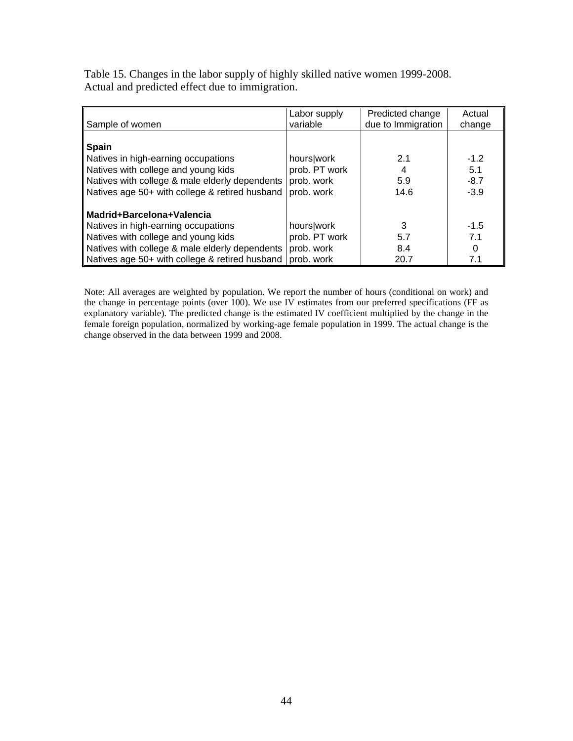Table 15. Changes in the labor supply of highly skilled native women 1999-2008.
Actual and predicted effect due to immigration.

| Sample of women | Labor supply variable | Predicted change due to Immigration | Actual change |
|---|---|---|---|
| **Spain** | | | |
| Natives in high-earning occupations | hours\|work | 2.1 | -1.2 |
| Natives with college and young kids | prob. PT work | 4 | 5.1 |
| Natives with college & male elderly dependents | prob. work | 5.9 | -8.7 |
| Natives age 50+ with college & retired husband | prob. work | 14.6 | -3.9 |
| **Madrid+Barcelona+Valencia** | | | |
| Natives in high-earning occupations | hours\|work | 3 | -1.5 |
| Natives with college and young kids | prob. PT work | 5.7 | 7.1 |
| Natives with college & male elderly dependents | prob. work | 8.4 | 0 |
| Natives age 50+ with college & retired husband | prob. work | 20.7 | 7.1 |

Note: All averages are weighted by population. We report the number of hours (conditional on work) and the change in percentage points (over 100). We use IV estimates from our preferred specifications (FF as explanatory variable). The predicted change is the estimated IV coefficient multiplied by the change in the female foreign population, normalized by working-age female population in 1999. The actual change is the change observed in the data between 1999 and 2008.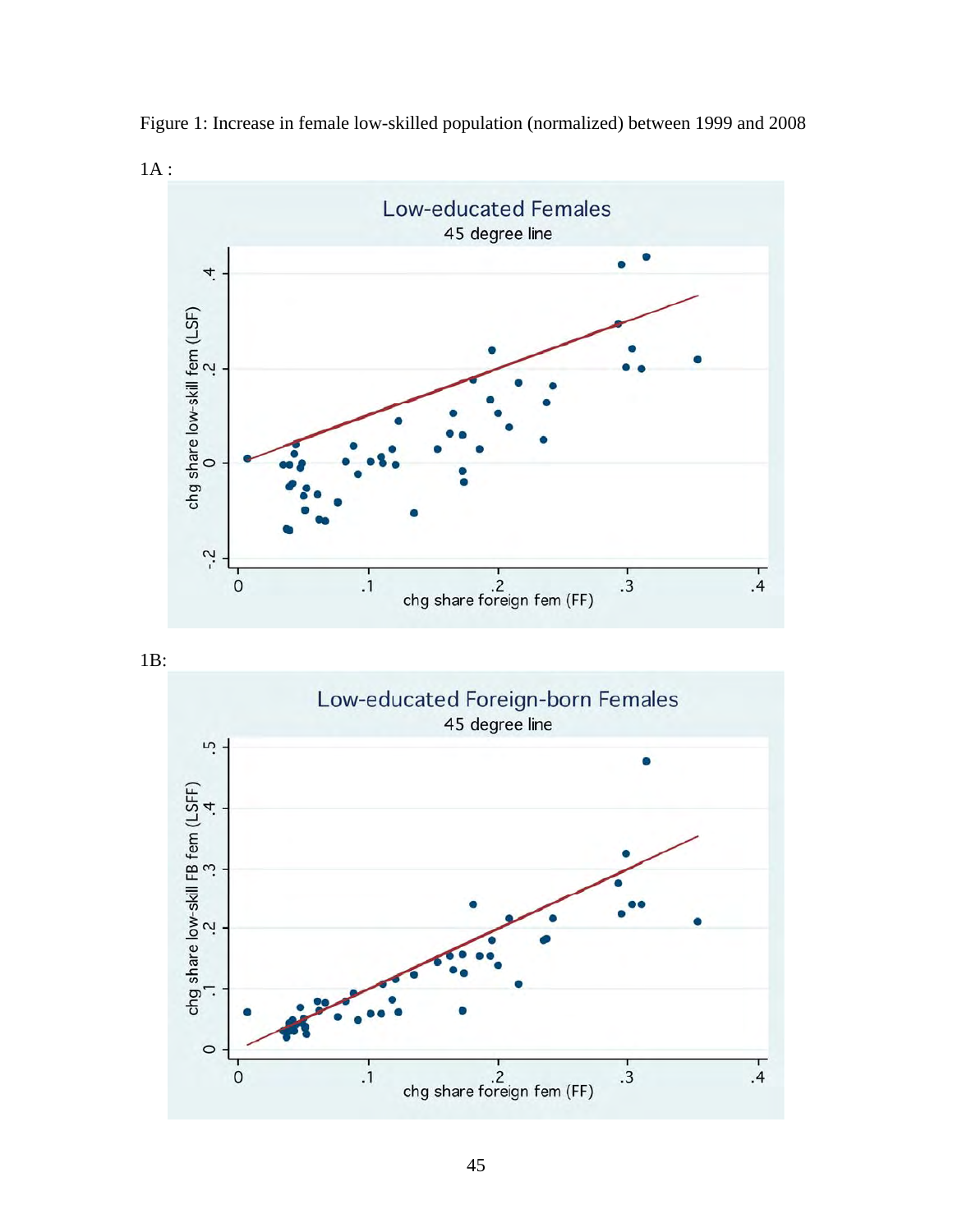Figure 1: Increase in female low-skilled population (normalized) between 1999 and 2008

1A :

1B: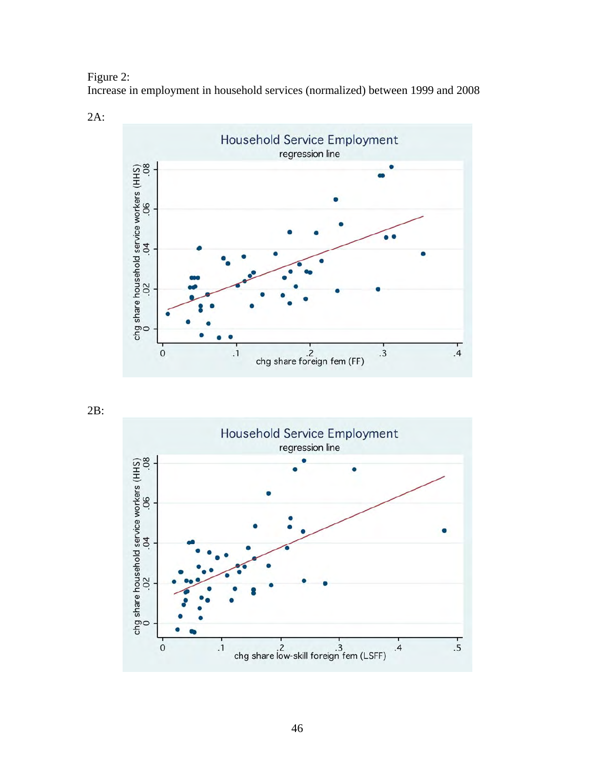Figure 2:
Increase in employment in household services (normalized) between 1999 and 2008

2A:

2B: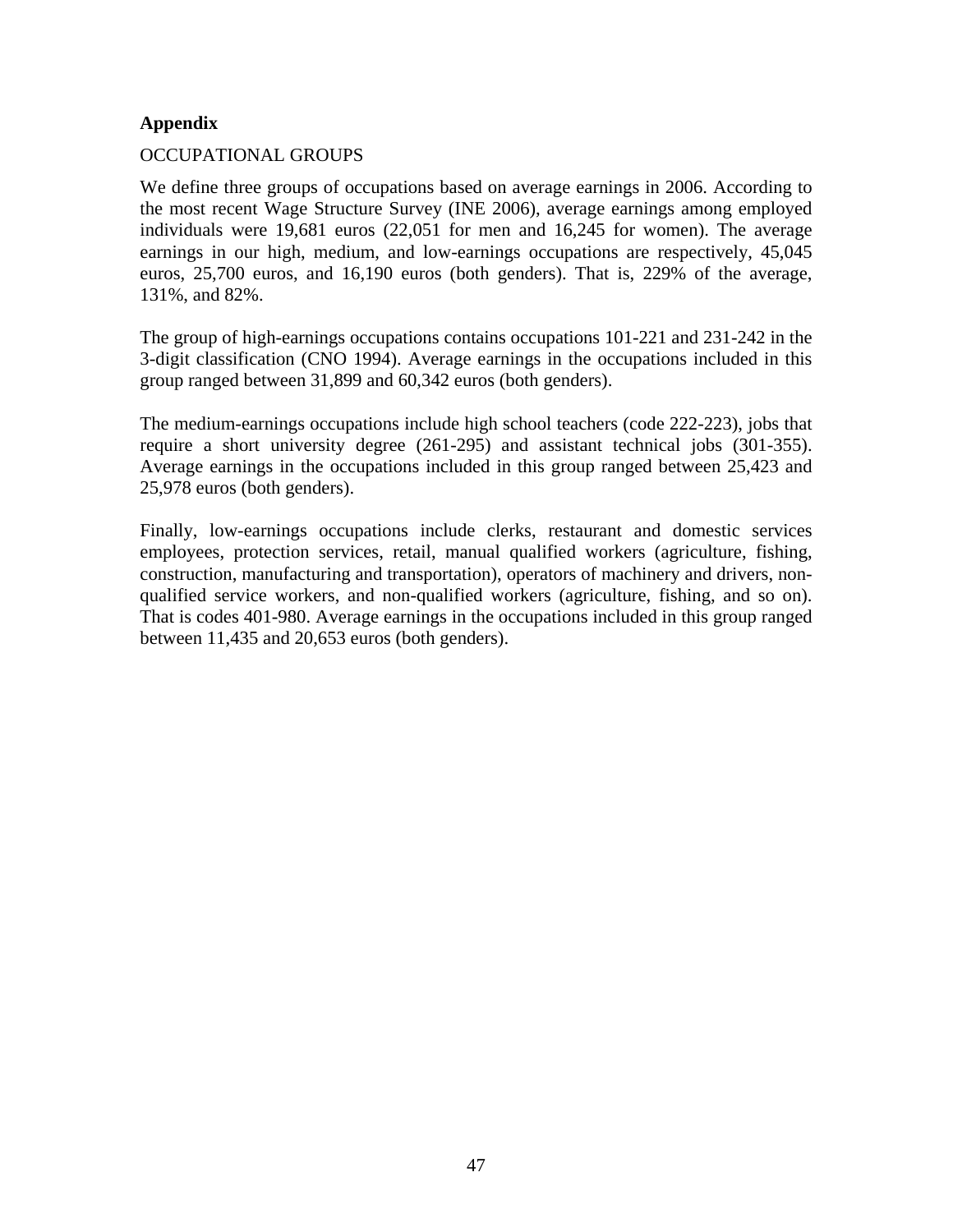## Appendix

OCCUPATIONAL GROUPS

We define three groups of occupations based on average earnings in 2006. According to the most recent Wage Structure Survey (INE 2006), average earnings among employed individuals were 19,681 euros (22,051 for men and 16,245 for women). The average earnings in our high, medium, and low-earnings occupations are respectively, 45,045 euros, 25,700 euros, and 16,190 euros (both genders). That is, 229% of the average, 131%, and 82%.

The group of high-earnings occupations contains occupations 101-221 and 231-242 in the 3-digit classification (CNO 1994). Average earnings in the occupations included in this group ranged between 31,899 and 60,342 euros (both genders).

The medium-earnings occupations include high school teachers (code 222-223), jobs that require a short university degree (261-295) and assistant technical jobs (301-355). Average earnings in the occupations included in this group ranged between 25,423 and 25,978 euros (both genders).

Finally, low-earnings occupations include clerks, restaurant and domestic services employees, protection services, retail, manual qualified workers (agriculture, fishing, construction, manufacturing and transportation), operators of machinery and drivers, non-qualified service workers, and non-qualified workers (agriculture, fishing, and so on). That is codes 401-980. Average earnings in the occupations included in this group ranged between 11,435 and 20,653 euros (both genders).